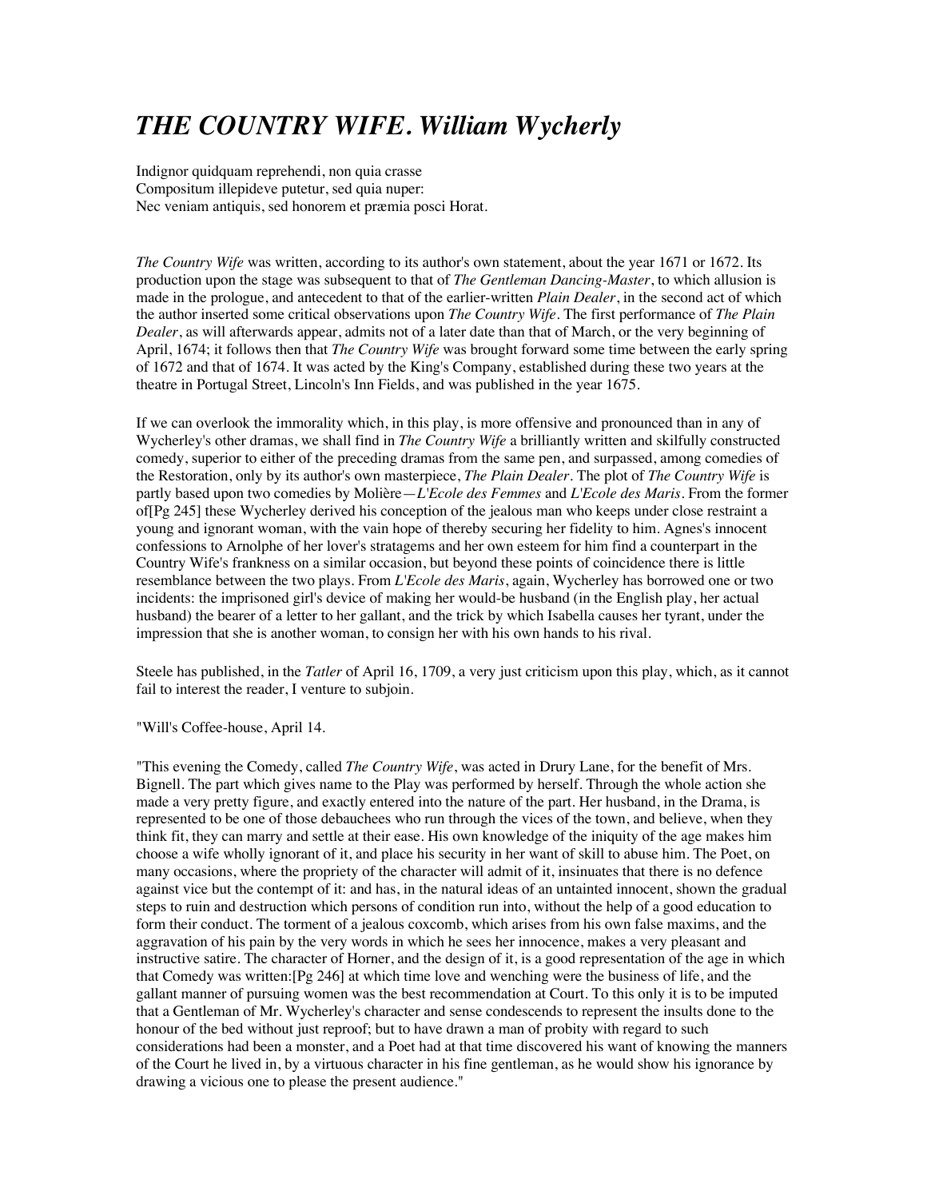# *THE COUNTRY WIFE. William Wycherly*

Indignor quidquam reprehendi, non quia crasse
Compositum illepideve putetur, sed quia nuper:
Nec veniam antiquis, sed honorem et præmia posci Horat.

*The Country Wife* was written, according to its author's own statement, about the year 1671 or 1672. Its production upon the stage was subsequent to that of *The Gentleman Dancing-Master*, to which allusion is made in the prologue, and antecedent to that of the earlier-written *Plain Dealer*, in the second act of which the author inserted some critical observations upon *The Country Wife*. The first performance of *The Plain Dealer*, as will afterwards appear, admits not of a later date than that of March, or the very beginning of April, 1674; it follows then that *The Country Wife* was brought forward some time between the early spring of 1672 and that of 1674. It was acted by the King's Company, established during these two years at the theatre in Portugal Street, Lincoln's Inn Fields, and was published in the year 1675.

If we can overlook the immorality which, in this play, is more offensive and pronounced than in any of Wycherley's other dramas, we shall find in *The Country Wife* a brilliantly written and skilfully constructed comedy, superior to either of the preceding dramas from the same pen, and surpassed, among comedies of the Restoration, only by its author's own masterpiece, *The Plain Dealer*. The plot of *The Country Wife* is partly based upon two comedies by Molière—*L'Ecole des Femmes* and *L'Ecole des Maris*. From the former of[Pg 245] these Wycherley derived his conception of the jealous man who keeps under close restraint a young and ignorant woman, with the vain hope of thereby securing her fidelity to him. Agnes's innocent confessions to Arnolphe of her lover's stratagems and her own esteem for him find a counterpart in the Country Wife's frankness on a similar occasion, but beyond these points of coincidence there is little resemblance between the two plays. From *L'Ecole des Maris*, again, Wycherley has borrowed one or two incidents: the imprisoned girl's device of making her would-be husband (in the English play, her actual husband) the bearer of a letter to her gallant, and the trick by which Isabella causes her tyrant, under the impression that she is another woman, to consign her with his own hands to his rival.

Steele has published, in the *Tatler* of April 16, 1709, a very just criticism upon this play, which, as it cannot fail to interest the reader, I venture to subjoin.

"Will's Coffee-house, April 14.

"This evening the Comedy, called *The Country Wife*, was acted in Drury Lane, for the benefit of Mrs. Bignell. The part which gives name to the Play was performed by herself. Through the whole action she made a very pretty figure, and exactly entered into the nature of the part. Her husband, in the Drama, is represented to be one of those debauchees who run through the vices of the town, and believe, when they think fit, they can marry and settle at their ease. His own knowledge of the iniquity of the age makes him choose a wife wholly ignorant of it, and place his security in her want of skill to abuse him. The Poet, on many occasions, where the propriety of the character will admit of it, insinuates that there is no defence against vice but the contempt of it: and has, in the natural ideas of an untainted innocent, shown the gradual steps to ruin and destruction which persons of condition run into, without the help of a good education to form their conduct. The torment of a jealous coxcomb, which arises from his own false maxims, and the aggravation of his pain by the very words in which he sees her innocence, makes a very pleasant and instructive satire. The character of Horner, and the design of it, is a good representation of the age in which that Comedy was written:[Pg 246] at which time love and wenching were the business of life, and the gallant manner of pursuing women was the best recommendation at Court. To this only it is to be imputed that a Gentleman of Mr. Wycherley's character and sense condescends to represent the insults done to the honour of the bed without just reproof; but to have drawn a man of probity with regard to such considerations had been a monster, and a Poet had at that time discovered his want of knowing the manners of the Court he lived in, by a virtuous character in his fine gentleman, as he would show his ignorance by drawing a vicious one to please the present audience."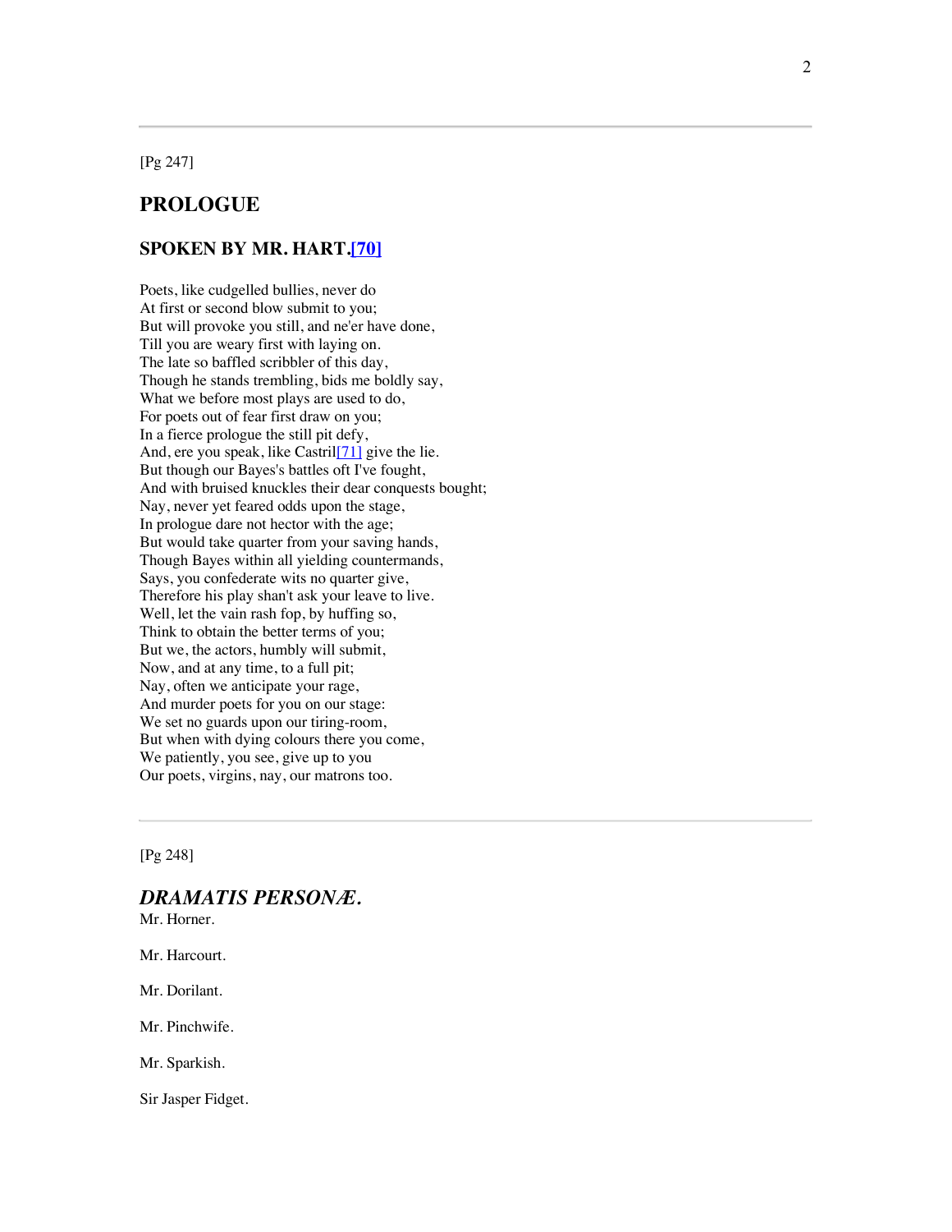[Pg 247]

## PROLOGUE

### SPOKEN BY MR. HART.[70]

Poets, like cudgelled bullies, never do  
At first or second blow submit to you;  
But will provoke you still, and ne'er have done,  
Till you are weary first with laying on.  
The late so baffled scribbler of this day,  
Though he stands trembling, bids me boldly say,  
What we before most plays are used to do,  
For poets out of fear first draw on you;  
In a fierce prologue the still pit defy,  
And, ere you speak, like Castril[71] give the lie.  
But though our Bayes's battles oft I've fought,  
And with bruised knuckles their dear conquests bought;  
Nay, never yet feared odds upon the stage,  
In prologue dare not hector with the age;  
But would take quarter from your saving hands,  
Though Bayes within all yielding countermands,  
Says, you confederate wits no quarter give,  
Therefore his play shan't ask your leave to live.  
Well, let the vain rash fop, by huffing so,  
Think to obtain the better terms of you;  
But we, the actors, humbly will submit,  
Now, and at any time, to a full pit;  
Nay, often we anticipate your rage,  
And murder poets for you on our stage:  
We set no guards upon our tiring-room,  
But when with dying colours there you come,  
We patiently, you see, give up to you  
Our poets, virgins, nay, our matrons too.

---

[Pg 248]

## *DRAMATIS PERSONÆ.*

Mr. Horner.

Mr. Harcourt.

Mr. Dorilant.

Mr. Pinchwife.

Mr. Sparkish.

Sir Jasper Fidget.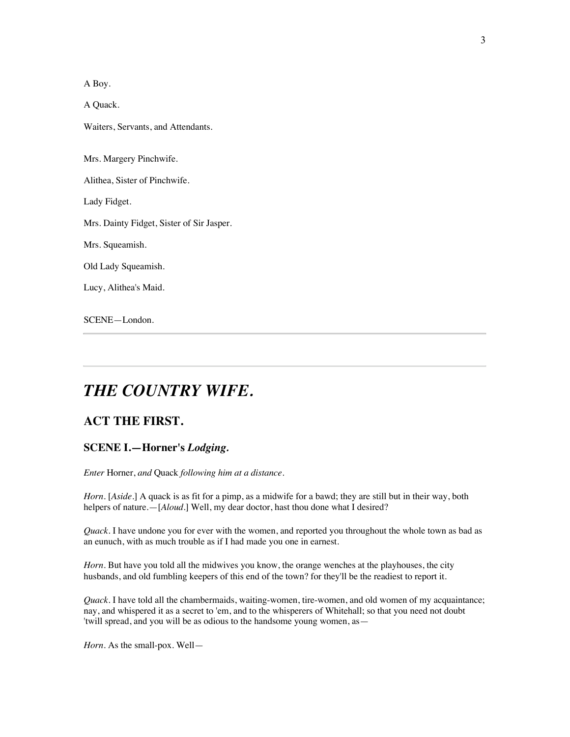A Boy.

A Quack.

Waiters, Servants, and Attendants.

Mrs. Margery Pinchwife.

Alithea, Sister of Pinchwife.

Lady Fidget.

Mrs. Dainty Fidget, Sister of Sir Jasper.

Mrs. Squeamish.

Old Lady Squeamish.

Lucy, Alithea's Maid.

SCENE—London.

---

---

# *THE COUNTRY WIFE.*

## ACT THE FIRST.

### SCENE I.—Horner's *Lodging.*

*Enter* Horner, *and* Quack *following him at a distance.*

*Horn.* [*Aside.*] A quack is as fit for a pimp, as a midwife for a bawd; they are still but in their way, both helpers of nature.—[*Aloud.*] Well, my dear doctor, hast thou done what I desired?

*Quack.* I have undone you for ever with the women, and reported you throughout the whole town as bad as an eunuch, with as much trouble as if I had made you one in earnest.

*Horn.* But have you told all the midwives you know, the orange wenches at the playhouses, the city husbands, and old fumbling keepers of this end of the town? for they'll be the readiest to report it.

*Quack.* I have told all the chambermaids, waiting-women, tire-women, and old women of my acquaintance; nay, and whispered it as a secret to 'em, and to the whisperers of Whitehall; so that you need not doubt 'twill spread, and you will be as odious to the handsome young women, as—

*Horn.* As the small-pox. Well—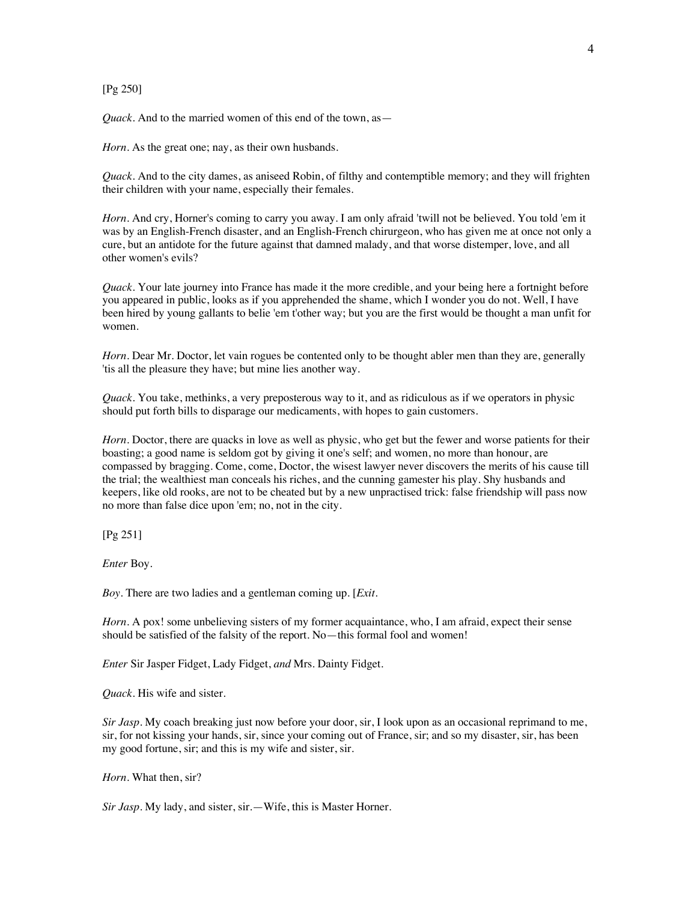[Pg 250]

*Quack*. And to the married women of this end of the town, as—

*Horn*. As the great one; nay, as their own husbands.

*Quack*. And to the city dames, as aniseed Robin, of filthy and contemptible memory; and they will frighten their children with your name, especially their females.

*Horn*. And cry, Horner's coming to carry you away. I am only afraid 'twill not be believed. You told 'em it was by an English-French disaster, and an English-French chirurgeon, who has given me at once not only a cure, but an antidote for the future against that damned malady, and that worse distemper, love, and all other women's evils?

*Quack*. Your late journey into France has made it the more credible, and your being here a fortnight before you appeared in public, looks as if you apprehended the shame, which I wonder you do not. Well, I have been hired by young gallants to belie 'em t'other way; but you are the first would be thought a man unfit for women.

*Horn*. Dear Mr. Doctor, let vain rogues be contented only to be thought abler men than they are, generally 'tis all the pleasure they have; but mine lies another way.

*Quack*. You take, methinks, a very preposterous way to it, and as ridiculous as if we operators in physic should put forth bills to disparage our medicaments, with hopes to gain customers.

*Horn*. Doctor, there are quacks in love as well as physic, who get but the fewer and worse patients for their boasting; a good name is seldom got by giving it one's self; and women, no more than honour, are compassed by bragging. Come, come, Doctor, the wisest lawyer never discovers the merits of his cause till the trial; the wealthiest man conceals his riches, and the cunning gamester his play. Shy husbands and keepers, like old rooks, are not to be cheated but by a new unpractised trick: false friendship will pass now no more than false dice upon 'em; no, not in the city.

[Pg 251]

*Enter* Boy.

*Boy*. There are two ladies and a gentleman coming up. [*Exit*.

*Horn*. A pox! some unbelieving sisters of my former acquaintance, who, I am afraid, expect their sense should be satisfied of the falsity of the report. No—this formal fool and women!

*Enter* Sir Jasper Fidget, Lady Fidget, *and* Mrs. Dainty Fidget.

*Quack*. His wife and sister.

*Sir Jasp*. My coach breaking just now before your door, sir, I look upon as an occasional reprimand to me, sir, for not kissing your hands, sir, since your coming out of France, sir; and so my disaster, sir, has been my good fortune, sir; and this is my wife and sister, sir.

*Horn*. What then, sir?

*Sir Jasp*. My lady, and sister, sir.—Wife, this is Master Horner.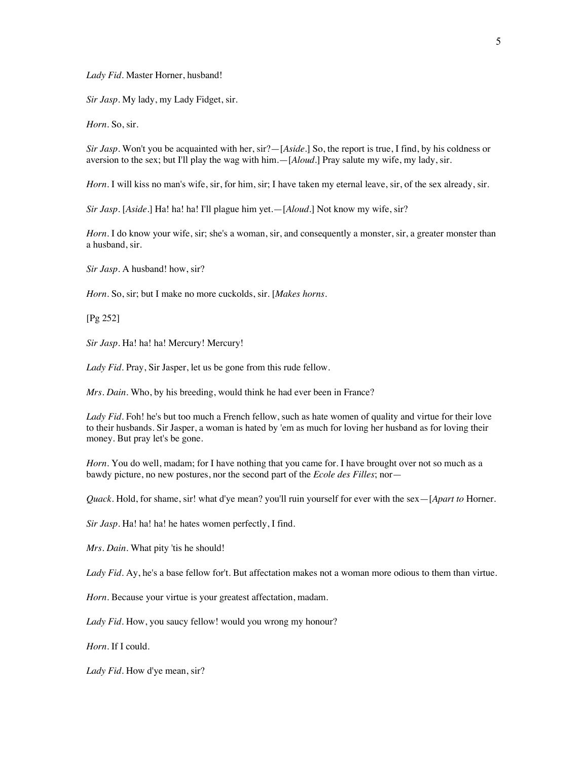*Lady Fid*. Master Horner, husband!

*Sir Jasp*. My lady, my Lady Fidget, sir.

*Horn*. So, sir.

*Sir Jasp*. Won't you be acquainted with her, sir?—[*Aside*.] So, the report is true, I find, by his coldness or aversion to the sex; but I'll play the wag with him.—[*Aloud*.] Pray salute my wife, my lady, sir.

*Horn*. I will kiss no man's wife, sir, for him, sir; I have taken my eternal leave, sir, of the sex already, sir.

*Sir Jasp*. [*Aside*.] Ha! ha! ha! I'll plague him yet.—[*Aloud*.] Not know my wife, sir?

*Horn*. I do know your wife, sir; she's a woman, sir, and consequently a monster, sir, a greater monster than a husband, sir.

*Sir Jasp*. A husband! how, sir?

*Horn*. So, sir; but I make no more cuckolds, sir. [*Makes horns*.

[Pg 252]

*Sir Jasp*. Ha! ha! ha! Mercury! Mercury!

*Lady Fid*. Pray, Sir Jasper, let us be gone from this rude fellow.

*Mrs. Dain*. Who, by his breeding, would think he had ever been in France?

*Lady Fid*. Foh! he's but too much a French fellow, such as hate women of quality and virtue for their love to their husbands. Sir Jasper, a woman is hated by 'em as much for loving her husband as for loving their money. But pray let's be gone.

*Horn*. You do well, madam; for I have nothing that you came for. I have brought over not so much as a bawdy picture, no new postures, nor the second part of the *Ecole des Filles*; nor—

*Quack*. Hold, for shame, sir! what d'ye mean? you'll ruin yourself for ever with the sex—[*Apart to* Horner.

*Sir Jasp*. Ha! ha! ha! he hates women perfectly, I find.

*Mrs. Dain*. What pity 'tis he should!

*Lady Fid*. Ay, he's a base fellow for't. But affectation makes not a woman more odious to them than virtue.

*Horn*. Because your virtue is your greatest affectation, madam.

*Lady Fid*. How, you saucy fellow! would you wrong my honour?

*Horn*. If I could.

*Lady Fid*. How d'ye mean, sir?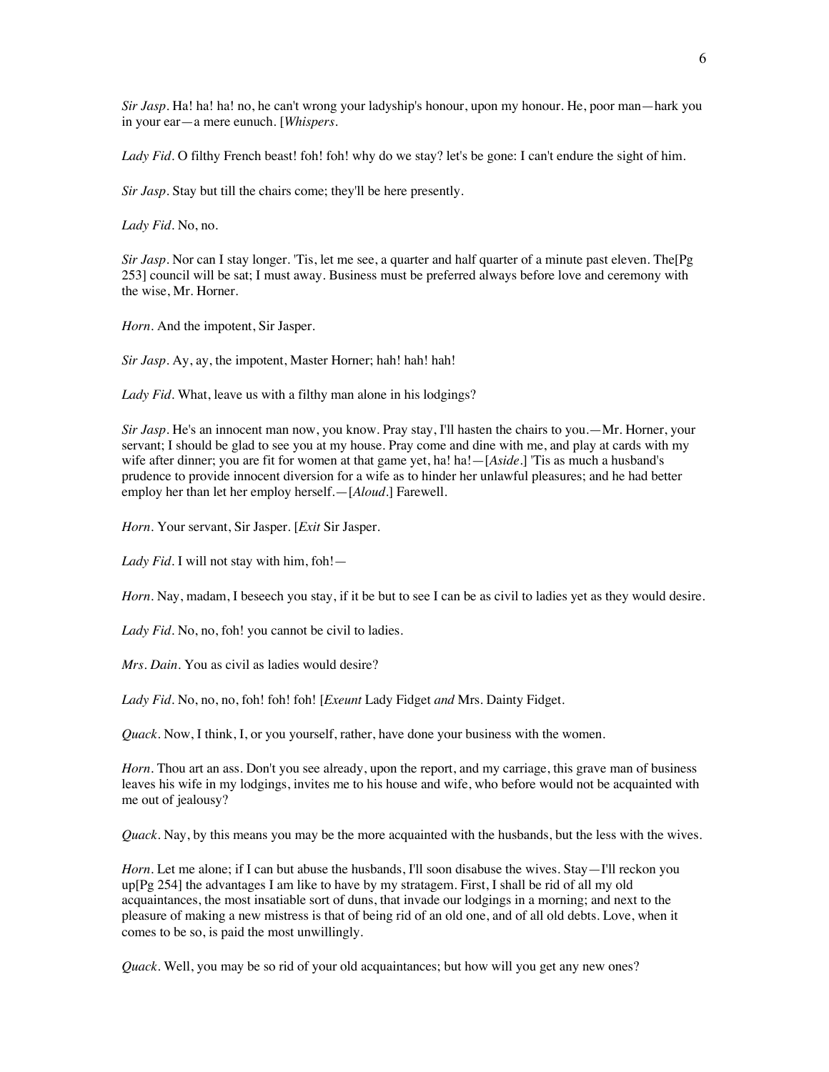*Sir Jasp*. Ha! ha! ha! no, he can't wrong your ladyship's honour, upon my honour. He, poor man—hark you in your ear—a mere eunuch. [*Whispers*.

*Lady Fid*. O filthy French beast! foh! foh! why do we stay? let's be gone: I can't endure the sight of him.

*Sir Jasp*. Stay but till the chairs come; they'll be here presently.

*Lady Fid*. No, no.

*Sir Jasp*. Nor can I stay longer. 'Tis, let me see, a quarter and half quarter of a minute past eleven. The[Pg 253] council will be sat; I must away. Business must be preferred always before love and ceremony with the wise, Mr. Horner.

*Horn*. And the impotent, Sir Jasper.

*Sir Jasp*. Ay, ay, the impotent, Master Horner; hah! hah! hah!

*Lady Fid*. What, leave us with a filthy man alone in his lodgings?

*Sir Jasp*. He's an innocent man now, you know. Pray stay, I'll hasten the chairs to you.—Mr. Horner, your servant; I should be glad to see you at my house. Pray come and dine with me, and play at cards with my wife after dinner; you are fit for women at that game yet, ha! ha!—[*Aside*.] 'Tis as much a husband's prudence to provide innocent diversion for a wife as to hinder her unlawful pleasures; and he had better employ her than let her employ herself.—[*Aloud*.] Farewell.

*Horn*. Your servant, Sir Jasper. [*Exit* Sir Jasper.

*Lady Fid*. I will not stay with him, foh!—

*Horn*. Nay, madam, I beseech you stay, if it be but to see I can be as civil to ladies yet as they would desire.

*Lady Fid*. No, no, foh! you cannot be civil to ladies.

*Mrs. Dain*. You as civil as ladies would desire?

*Lady Fid*. No, no, no, foh! foh! foh! [*Exeunt* Lady Fidget *and* Mrs. Dainty Fidget.

*Quack*. Now, I think, I, or you yourself, rather, have done your business with the women.

*Horn*. Thou art an ass. Don't you see already, upon the report, and my carriage, this grave man of business leaves his wife in my lodgings, invites me to his house and wife, who before would not be acquainted with me out of jealousy?

*Quack*. Nay, by this means you may be the more acquainted with the husbands, but the less with the wives.

*Horn*. Let me alone; if I can but abuse the husbands, I'll soon disabuse the wives. Stay—I'll reckon you up[Pg 254] the advantages I am like to have by my stratagem. First, I shall be rid of all my old acquaintances, the most insatiable sort of duns, that invade our lodgings in a morning; and next to the pleasure of making a new mistress is that of being rid of an old one, and of all old debts. Love, when it comes to be so, is paid the most unwillingly.

*Quack*. Well, you may be so rid of your old acquaintances; but how will you get any new ones?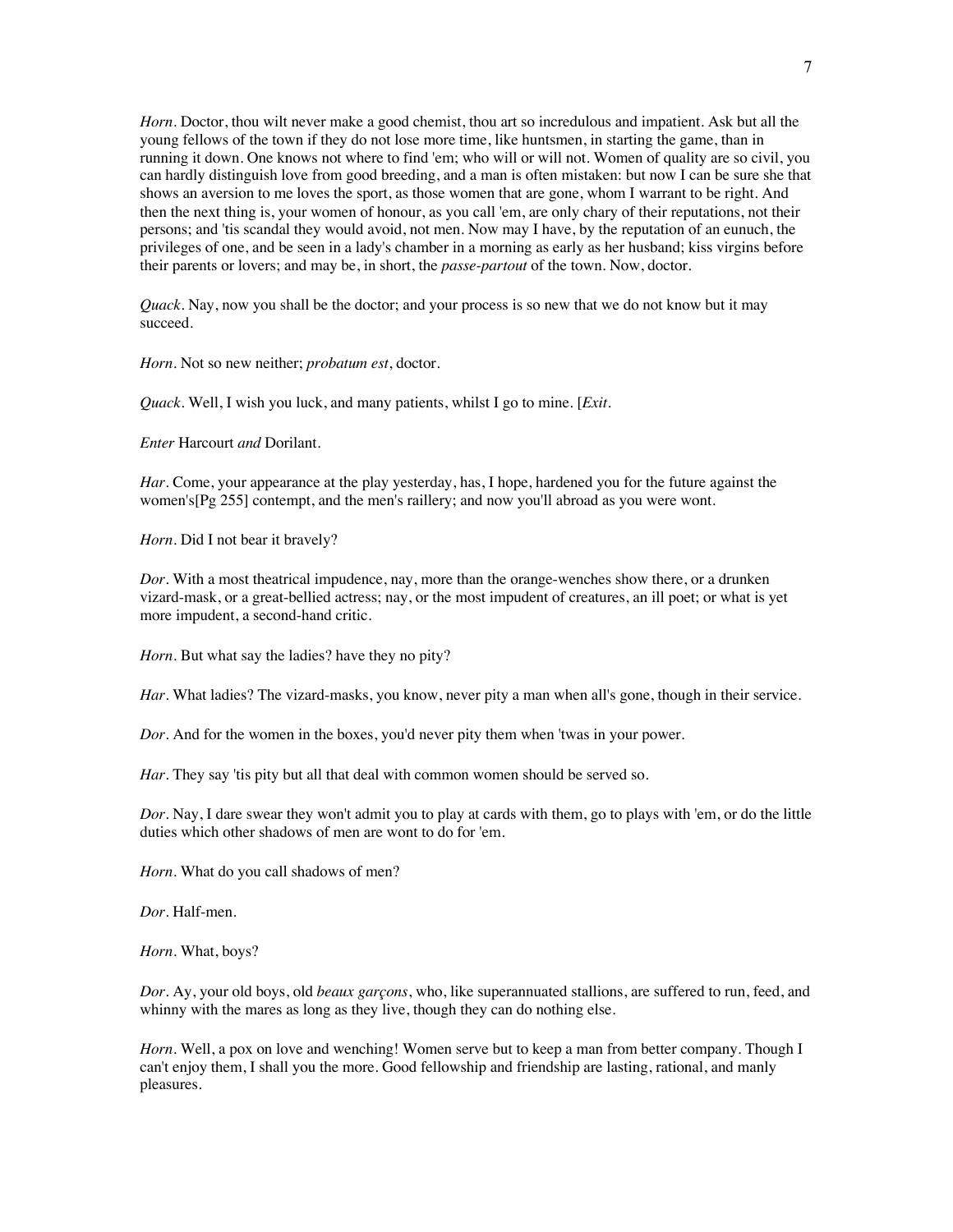*Horn*. Doctor, thou wilt never make a good chemist, thou art so incredulous and impatient. Ask but all the young fellows of the town if they do not lose more time, like huntsmen, in starting the game, than in running it down. One knows not where to find 'em; who will or will not. Women of quality are so civil, you can hardly distinguish love from good breeding, and a man is often mistaken: but now I can be sure she that shows an aversion to me loves the sport, as those women that are gone, whom I warrant to be right. And then the next thing is, your women of honour, as you call 'em, are only chary of their reputations, not their persons; and 'tis scandal they would avoid, not men. Now may I have, by the reputation of an eunuch, the privileges of one, and be seen in a lady's chamber in a morning as early as her husband; kiss virgins before their parents or lovers; and may be, in short, the *passe-partout* of the town. Now, doctor.

*Quack*. Nay, now you shall be the doctor; and your process is so new that we do not know but it may succeed.

*Horn*. Not so new neither; *probatum est*, doctor.

*Quack*. Well, I wish you luck, and many patients, whilst I go to mine. [*Exit*.

*Enter* Harcourt *and* Dorilant.

*Har*. Come, your appearance at the play yesterday, has, I hope, hardened you for the future against the women's[Pg 255] contempt, and the men's raillery; and now you'll abroad as you were wont.

*Horn*. Did I not bear it bravely?

*Dor*. With a most theatrical impudence, nay, more than the orange-wenches show there, or a drunken vizard-mask, or a great-bellied actress; nay, or the most impudent of creatures, an ill poet; or what is yet more impudent, a second-hand critic.

*Horn*. But what say the ladies? have they no pity?

*Har*. What ladies? The vizard-masks, you know, never pity a man when all's gone, though in their service.

*Dor*. And for the women in the boxes, you'd never pity them when 'twas in your power.

*Har*. They say 'tis pity but all that deal with common women should be served so.

*Dor*. Nay, I dare swear they won't admit you to play at cards with them, go to plays with 'em, or do the little duties which other shadows of men are wont to do for 'em.

*Horn*. What do you call shadows of men?

*Dor*. Half-men.

*Horn*. What, boys?

*Dor*. Ay, your old boys, old *beaux garçons*, who, like superannuated stallions, are suffered to run, feed, and whinny with the mares as long as they live, though they can do nothing else.

*Horn*. Well, a pox on love and wenching! Women serve but to keep a man from better company. Though I can't enjoy them, I shall you the more. Good fellowship and friendship are lasting, rational, and manly pleasures.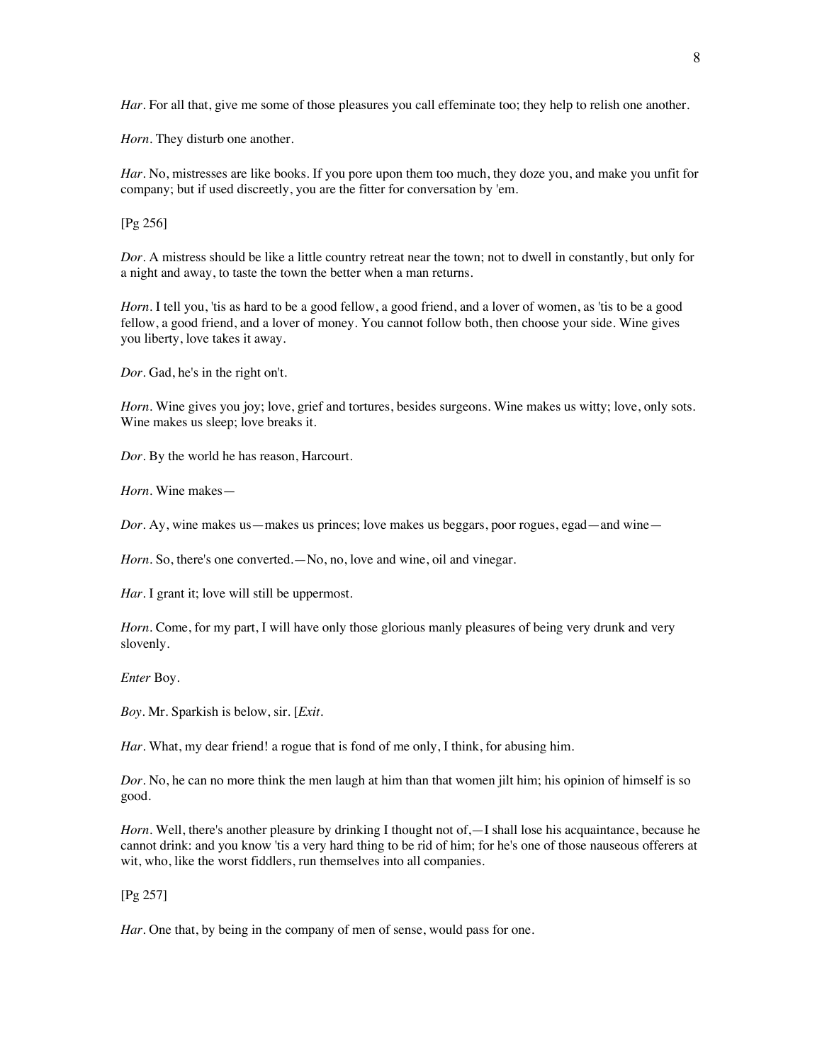*Har*. For all that, give me some of those pleasures you call effeminate too; they help to relish one another.

*Horn*. They disturb one another.

*Har*. No, mistresses are like books. If you pore upon them too much, they doze you, and make you unfit for company; but if used discreetly, you are the fitter for conversation by 'em.

[Pg 256]

*Dor*. A mistress should be like a little country retreat near the town; not to dwell in constantly, but only for a night and away, to taste the town the better when a man returns.

*Horn*. I tell you, 'tis as hard to be a good fellow, a good friend, and a lover of women, as 'tis to be a good fellow, a good friend, and a lover of money. You cannot follow both, then choose your side. Wine gives you liberty, love takes it away.

*Dor*. Gad, he's in the right on't.

*Horn*. Wine gives you joy; love, grief and tortures, besides surgeons. Wine makes us witty; love, only sots. Wine makes us sleep; love breaks it.

*Dor*. By the world he has reason, Harcourt.

*Horn*. Wine makes—

*Dor*. Ay, wine makes us—makes us princes; love makes us beggars, poor rogues, egad—and wine—

*Horn*. So, there's one converted.—No, no, love and wine, oil and vinegar.

*Har*. I grant it; love will still be uppermost.

*Horn*. Come, for my part, I will have only those glorious manly pleasures of being very drunk and very slovenly.

*Enter* Boy.

*Boy*. Mr. Sparkish is below, sir. [*Exit*.

*Har*. What, my dear friend! a rogue that is fond of me only, I think, for abusing him.

*Dor*. No, he can no more think the men laugh at him than that women jilt him; his opinion of himself is so good.

*Horn*. Well, there's another pleasure by drinking I thought not of,—I shall lose his acquaintance, because he cannot drink: and you know 'tis a very hard thing to be rid of him; for he's one of those nauseous offerers at wit, who, like the worst fiddlers, run themselves into all companies.

[Pg 257]

*Har*. One that, by being in the company of men of sense, would pass for one.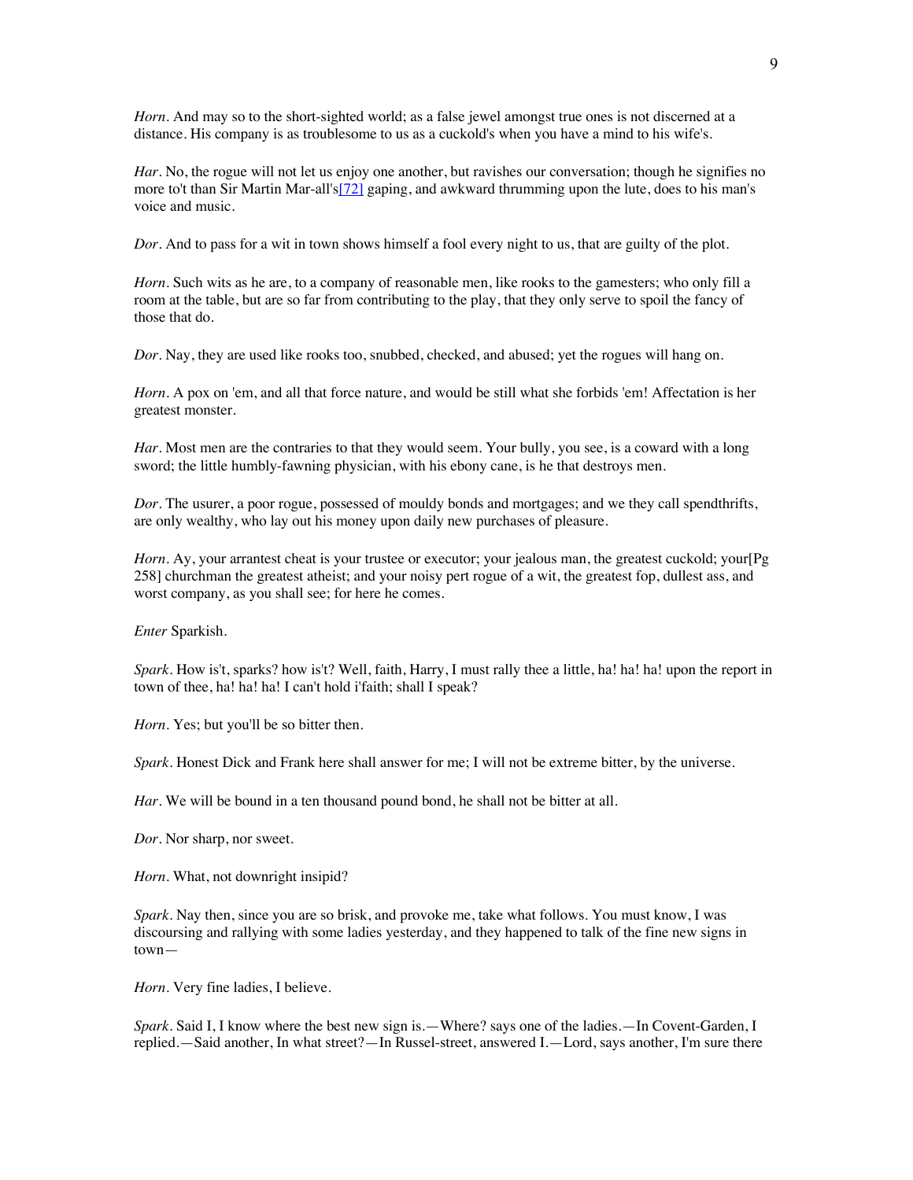*Horn*. And may so to the short-sighted world; as a false jewel amongst true ones is not discerned at a distance. His company is as troublesome to us as a cuckold's when you have a mind to his wife's.

*Har*. No, the rogue will not let us enjoy one another, but ravishes our conversation; though he signifies no more to't than Sir Martin Mar-all's[72] gaping, and awkward thrumming upon the lute, does to his man's voice and music.

*Dor*. And to pass for a wit in town shows himself a fool every night to us, that are guilty of the plot.

*Horn*. Such wits as he are, to a company of reasonable men, like rooks to the gamesters; who only fill a room at the table, but are so far from contributing to the play, that they only serve to spoil the fancy of those that do.

*Dor*. Nay, they are used like rooks too, snubbed, checked, and abused; yet the rogues will hang on.

*Horn*. A pox on 'em, and all that force nature, and would be still what she forbids 'em! Affectation is her greatest monster.

*Har*. Most men are the contraries to that they would seem. Your bully, you see, is a coward with a long sword; the little humbly-fawning physician, with his ebony cane, is he that destroys men.

*Dor*. The usurer, a poor rogue, possessed of mouldy bonds and mortgages; and we they call spendthrifts, are only wealthy, who lay out his money upon daily new purchases of pleasure.

*Horn*. Ay, your arrantest cheat is your trustee or executor; your jealous man, the greatest cuckold; your[Pg 258] churchman the greatest atheist; and your noisy pert rogue of a wit, the greatest fop, dullest ass, and worst company, as you shall see; for here he comes.

*Enter* Sparkish.

*Spark*. How is't, sparks? how is't? Well, faith, Harry, I must rally thee a little, ha! ha! ha! upon the report in town of thee, ha! ha! ha! I can't hold i'faith; shall I speak?

*Horn*. Yes; but you'll be so bitter then.

*Spark*. Honest Dick and Frank here shall answer for me; I will not be extreme bitter, by the universe.

*Har*. We will be bound in a ten thousand pound bond, he shall not be bitter at all.

*Dor*. Nor sharp, nor sweet.

*Horn*. What, not downright insipid?

*Spark*. Nay then, since you are so brisk, and provoke me, take what follows. You must know, I was discoursing and rallying with some ladies yesterday, and they happened to talk of the fine new signs in town—

*Horn*. Very fine ladies, I believe.

*Spark*. Said I, I know where the best new sign is.—Where? says one of the ladies.—In Covent-Garden, I replied.—Said another, In what street?—In Russel-street, answered I.—Lord, says another, I'm sure there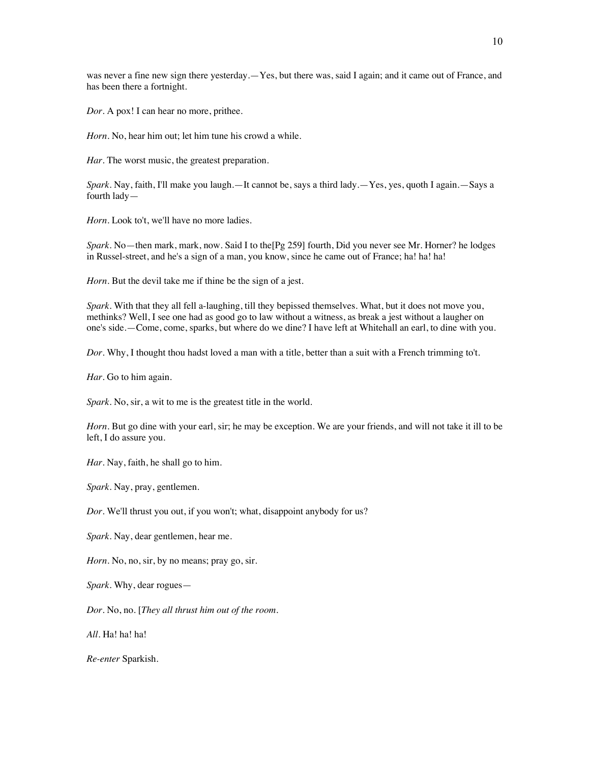was never a fine new sign there yesterday.—Yes, but there was, said I again; and it came out of France, and has been there a fortnight.

*Dor*. A pox! I can hear no more, prithee.

*Horn*. No, hear him out; let him tune his crowd a while.

*Har*. The worst music, the greatest preparation.

*Spark*. Nay, faith, I'll make you laugh.—It cannot be, says a third lady.—Yes, yes, quoth I again.—Says a fourth lady—

*Horn*. Look to't, we'll have no more ladies.

*Spark*. No—then mark, mark, now. Said I to the[Pg 259] fourth, Did you never see Mr. Horner? he lodges in Russel-street, and he's a sign of a man, you know, since he came out of France; ha! ha! ha!

*Horn*. But the devil take me if thine be the sign of a jest.

*Spark*. With that they all fell a-laughing, till they bepissed themselves. What, but it does not move you, methinks? Well, I see one had as good go to law without a witness, as break a jest without a laugher on one's side.—Come, come, sparks, but where do we dine? I have left at Whitehall an earl, to dine with you.

*Dor*. Why, I thought thou hadst loved a man with a title, better than a suit with a French trimming to't.

*Har*. Go to him again.

*Spark*. No, sir, a wit to me is the greatest title in the world.

*Horn*. But go dine with your earl, sir; he may be exception. We are your friends, and will not take it ill to be left, I do assure you.

*Har*. Nay, faith, he shall go to him.

*Spark*. Nay, pray, gentlemen.

*Dor*. We'll thrust you out, if you won't; what, disappoint anybody for us?

*Spark*. Nay, dear gentlemen, hear me.

*Horn*. No, no, sir, by no means; pray go, sir.

*Spark*. Why, dear rogues—

*Dor*. No, no. [*They all thrust him out of the room.*

*All*. Ha! ha! ha!

*Re-enter* Sparkish.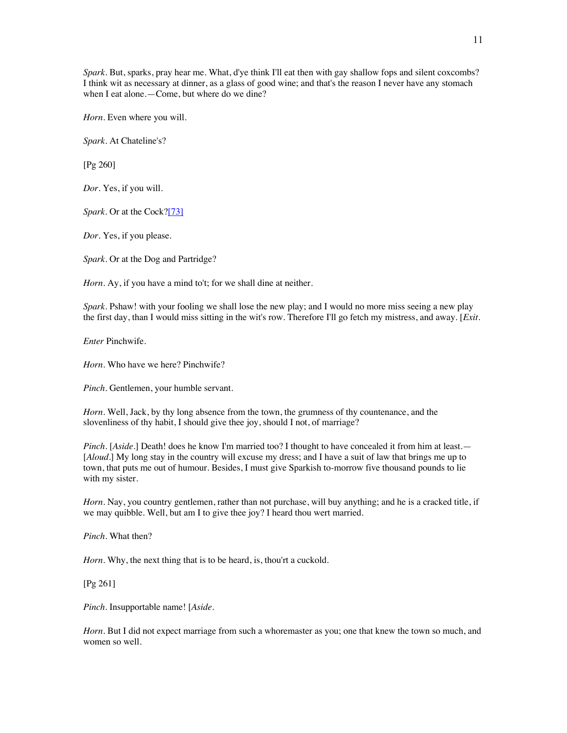*Spark*. But, sparks, pray hear me. What, d'ye think I'll eat then with gay shallow fops and silent coxcombs? I think wit as necessary at dinner, as a glass of good wine; and that's the reason I never have any stomach when I eat alone.—Come, but where do we dine?

*Horn*. Even where you will.

*Spark*. At Chateline's?

[Pg 260]

*Dor*. Yes, if you will.

*Spark*. Or at the Cock?[73]

*Dor*. Yes, if you please.

*Spark*. Or at the Dog and Partridge?

*Horn*. Ay, if you have a mind to't; for we shall dine at neither.

*Spark*. Pshaw! with your fooling we shall lose the new play; and I would no more miss seeing a new play the first day, than I would miss sitting in the wit's row. Therefore I'll go fetch my mistress, and away. [*Exit*.

*Enter* Pinchwife.

*Horn*. Who have we here? Pinchwife?

*Pinch*. Gentlemen, your humble servant.

*Horn*. Well, Jack, by thy long absence from the town, the grumness of thy countenance, and the slovenliness of thy habit, I should give thee joy, should I not, of marriage?

*Pinch*. [*Aside*.] Death! does he know I'm married too? I thought to have concealed it from him at least.—[*Aloud*.] My long stay in the country will excuse my dress; and I have a suit of law that brings me up to town, that puts me out of humour. Besides, I must give Sparkish to-morrow five thousand pounds to lie with my sister.

*Horn*. Nay, you country gentlemen, rather than not purchase, will buy anything; and he is a cracked title, if we may quibble. Well, but am I to give thee joy? I heard thou wert married.

*Pinch*. What then?

*Horn*. Why, the next thing that is to be heard, is, thou'rt a cuckold.

[Pg 261]

*Pinch*. Insupportable name! [*Aside*.

*Horn*. But I did not expect marriage from such a whoremaster as you; one that knew the town so much, and women so well.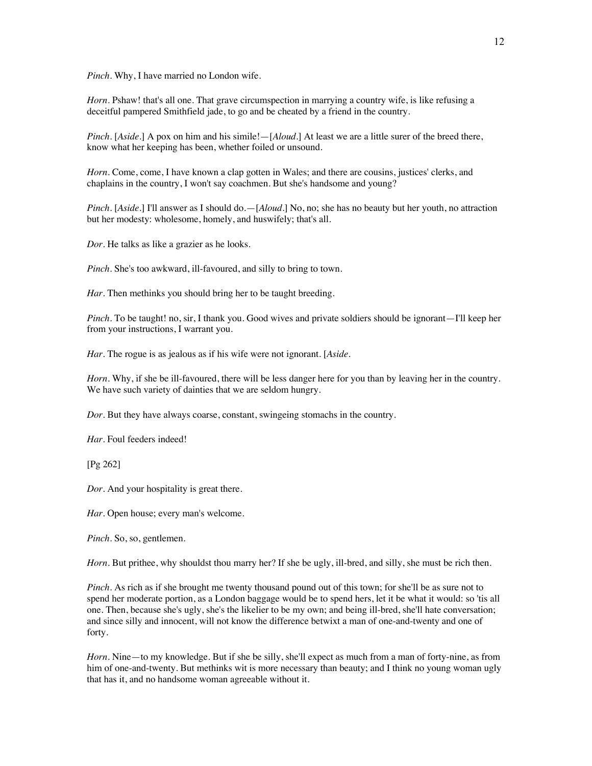*Pinch*. Why, I have married no London wife.

*Horn*. Pshaw! that's all one. That grave circumspection in marrying a country wife, is like refusing a deceitful pampered Smithfield jade, to go and be cheated by a friend in the country.

*Pinch*. [*Aside*.] A pox on him and his simile!—[*Aloud*.] At least we are a little surer of the breed there, know what her keeping has been, whether foiled or unsound.

*Horn*. Come, come, I have known a clap gotten in Wales; and there are cousins, justices' clerks, and chaplains in the country, I won't say coachmen. But she's handsome and young?

*Pinch*. [*Aside*.] I'll answer as I should do.—[*Aloud*.] No, no; she has no beauty but her youth, no attraction but her modesty: wholesome, homely, and huswifely; that's all.

*Dor*. He talks as like a grazier as he looks.

*Pinch*. She's too awkward, ill-favoured, and silly to bring to town.

*Har*. Then methinks you should bring her to be taught breeding.

*Pinch*. To be taught! no, sir, I thank you. Good wives and private soldiers should be ignorant—I'll keep her from your instructions, I warrant you.

*Har*. The rogue is as jealous as if his wife were not ignorant. [*Aside*.

*Horn*. Why, if she be ill-favoured, there will be less danger here for you than by leaving her in the country. We have such variety of dainties that we are seldom hungry.

*Dor*. But they have always coarse, constant, swingeing stomachs in the country.

*Har*. Foul feeders indeed!

[Pg 262]

*Dor*. And your hospitality is great there.

*Har*. Open house; every man's welcome.

*Pinch*. So, so, gentlemen.

*Horn*. But prithee, why shouldst thou marry her? If she be ugly, ill-bred, and silly, she must be rich then.

*Pinch*. As rich as if she brought me twenty thousand pound out of this town; for she'll be as sure not to spend her moderate portion, as a London baggage would be to spend hers, let it be what it would: so 'tis all one. Then, because she's ugly, she's the likelier to be my own; and being ill-bred, she'll hate conversation; and since silly and innocent, will not know the difference betwixt a man of one-and-twenty and one of forty.

*Horn*. Nine—to my knowledge. But if she be silly, she'll expect as much from a man of forty-nine, as from him of one-and-twenty. But methinks wit is more necessary than beauty; and I think no young woman ugly that has it, and no handsome woman agreeable without it.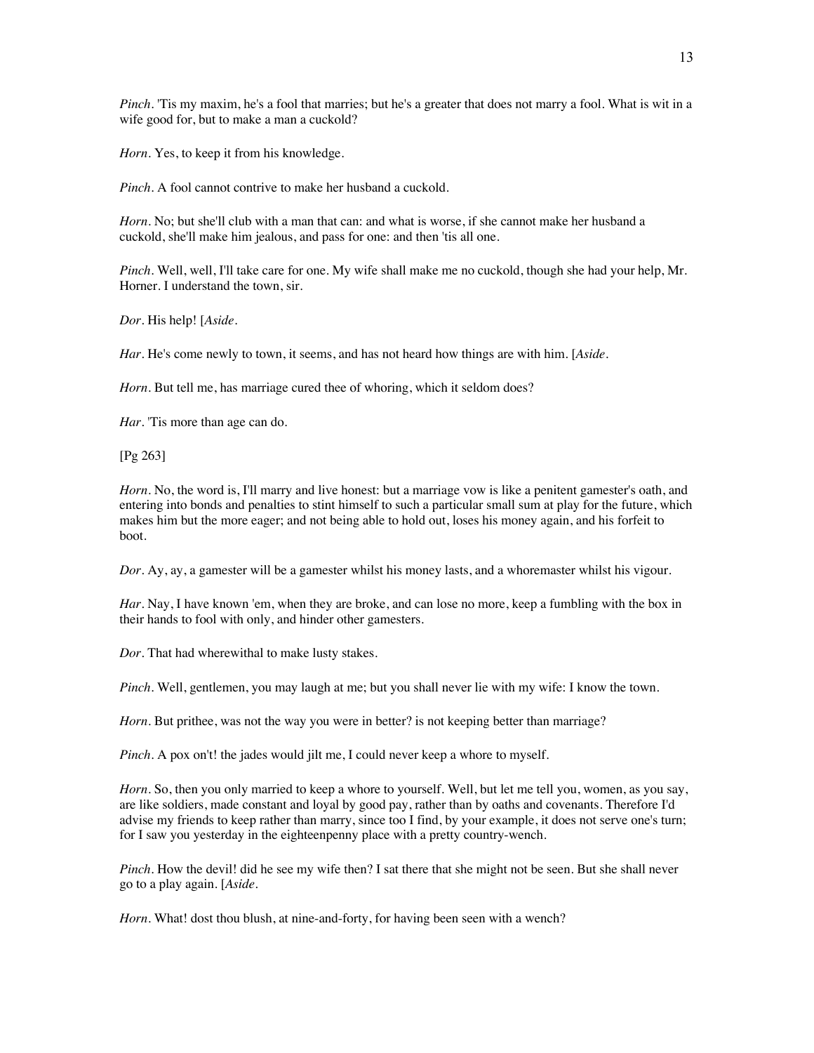*Pinch*. 'Tis my maxim, he's a fool that marries; but he's a greater that does not marry a fool. What is wit in a wife good for, but to make a man a cuckold?

*Horn*. Yes, to keep it from his knowledge.

*Pinch*. A fool cannot contrive to make her husband a cuckold.

*Horn*. No; but she'll club with a man that can: and what is worse, if she cannot make her husband a cuckold, she'll make him jealous, and pass for one: and then 'tis all one.

*Pinch*. Well, well, I'll take care for one. My wife shall make me no cuckold, though she had your help, Mr. Horner. I understand the town, sir.

*Dor*. His help! [*Aside*.

*Har*. He's come newly to town, it seems, and has not heard how things are with him. [*Aside*.

*Horn*. But tell me, has marriage cured thee of whoring, which it seldom does?

*Har*. 'Tis more than age can do.

[Pg 263]

*Horn*. No, the word is, I'll marry and live honest: but a marriage vow is like a penitent gamester's oath, and entering into bonds and penalties to stint himself to such a particular small sum at play for the future, which makes him but the more eager; and not being able to hold out, loses his money again, and his forfeit to boot.

*Dor*. Ay, ay, a gamester will be a gamester whilst his money lasts, and a whoremaster whilst his vigour.

*Har*. Nay, I have known 'em, when they are broke, and can lose no more, keep a fumbling with the box in their hands to fool with only, and hinder other gamesters.

*Dor*. That had wherewithal to make lusty stakes.

*Pinch*. Well, gentlemen, you may laugh at me; but you shall never lie with my wife: I know the town.

*Horn*. But prithee, was not the way you were in better? is not keeping better than marriage?

*Pinch*. A pox on't! the jades would jilt me, I could never keep a whore to myself.

*Horn*. So, then you only married to keep a whore to yourself. Well, but let me tell you, women, as you say, are like soldiers, made constant and loyal by good pay, rather than by oaths and covenants. Therefore I'd advise my friends to keep rather than marry, since too I find, by your example, it does not serve one's turn; for I saw you yesterday in the eighteenpenny place with a pretty country-wench.

*Pinch*. How the devil! did he see my wife then? I sat there that she might not be seen. But she shall never go to a play again. [*Aside*.

*Horn*. What! dost thou blush, at nine-and-forty, for having been seen with a wench?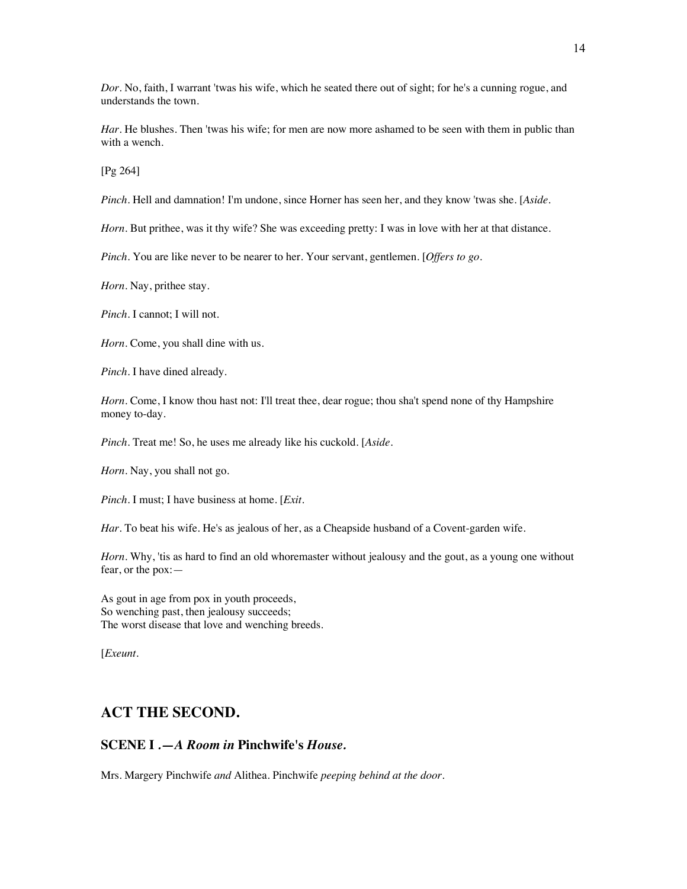*Dor*. No, faith, I warrant 'twas his wife, which he seated there out of sight; for he's a cunning rogue, and understands the town.

*Har*. He blushes. Then 'twas his wife; for men are now more ashamed to be seen with them in public than with a wench.

[Pg 264]

*Pinch*. Hell and damnation! I'm undone, since Horner has seen her, and they know 'twas she. [*Aside*.

*Horn*. But prithee, was it thy wife? She was exceeding pretty: I was in love with her at that distance.

*Pinch*. You are like never to be nearer to her. Your servant, gentlemen. [*Offers to go*.

*Horn*. Nay, prithee stay.

*Pinch*. I cannot; I will not.

*Horn*. Come, you shall dine with us.

*Pinch*. I have dined already.

*Horn*. Come, I know thou hast not: I'll treat thee, dear rogue; thou sha't spend none of thy Hampshire money to-day.

*Pinch*. Treat me! So, he uses me already like his cuckold. [*Aside*.

*Horn*. Nay, you shall not go.

*Pinch*. I must; I have business at home. [*Exit*.

*Har*. To beat his wife. He's as jealous of her, as a Cheapside husband of a Covent-garden wife.

*Horn*. Why, 'tis as hard to find an old whoremaster without jealousy and the gout, as a young one without fear, or the pox:—

As gout in age from pox in youth proceeds,  
So wenching past, then jealousy succeeds;  
The worst disease that love and wenching breeds.

[*Exeunt*.

## ACT THE SECOND.

### SCENE I .—*A Room in* Pinchwife's *House.*

Mrs. Margery Pinchwife *and* Alithea. Pinchwife *peeping behind at the door*.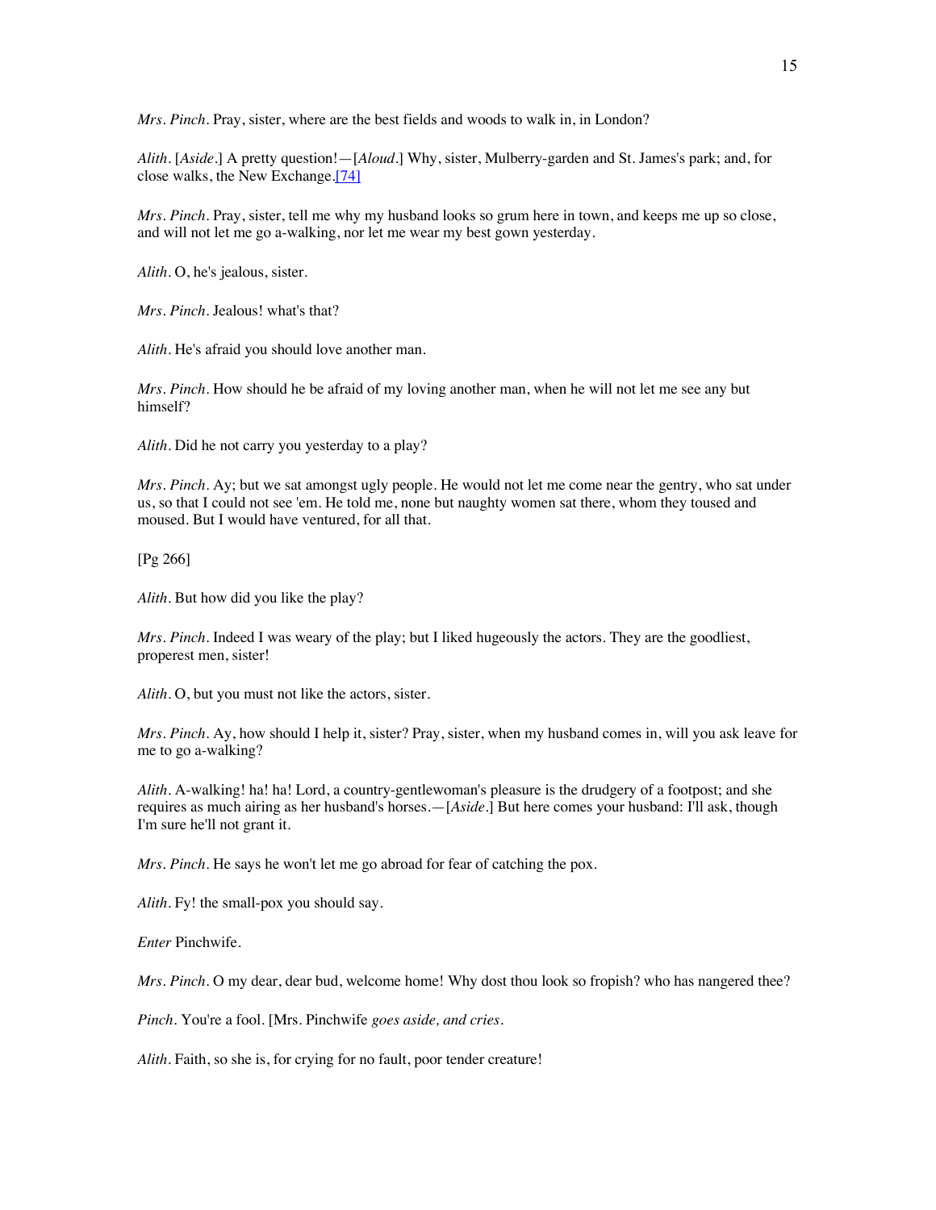*Mrs. Pinch*. Pray, sister, where are the best fields and woods to walk in, in London?

*Alith*. [*Aside*.] A pretty question!—[*Aloud*.] Why, sister, Mulberry-garden and St. James's park; and, for close walks, the New Exchange.[74]

*Mrs. Pinch*. Pray, sister, tell me why my husband looks so grum here in town, and keeps me up so close, and will not let me go a-walking, nor let me wear my best gown yesterday.

*Alith*. O, he's jealous, sister.

*Mrs. Pinch*. Jealous! what's that?

*Alith*. He's afraid you should love another man.

*Mrs. Pinch*. How should he be afraid of my loving another man, when he will not let me see any but himself?

*Alith*. Did he not carry you yesterday to a play?

*Mrs. Pinch*. Ay; but we sat amongst ugly people. He would not let me come near the gentry, who sat under us, so that I could not see 'em. He told me, none but naughty women sat there, whom they toused and moused. But I would have ventured, for all that.

[Pg 266]

*Alith*. But how did you like the play?

*Mrs. Pinch*. Indeed I was weary of the play; but I liked hugeously the actors. They are the goodliest, properest men, sister!

*Alith*. O, but you must not like the actors, sister.

*Mrs. Pinch*. Ay, how should I help it, sister? Pray, sister, when my husband comes in, will you ask leave for me to go a-walking?

*Alith*. A-walking! ha! ha! Lord, a country-gentlewoman's pleasure is the drudgery of a footpost; and she requires as much airing as her husband's horses.—[*Aside*.] But here comes your husband: I'll ask, though I'm sure he'll not grant it.

*Mrs. Pinch*. He says he won't let me go abroad for fear of catching the pox.

*Alith*. Fy! the small-pox you should say.

*Enter* Pinchwife.

*Mrs. Pinch*. O my dear, dear bud, welcome home! Why dost thou look so fropish? who has nangered thee?

*Pinch*. You're a fool. [Mrs. Pinchwife *goes aside, and cries*.

*Alith*. Faith, so she is, for crying for no fault, poor tender creature!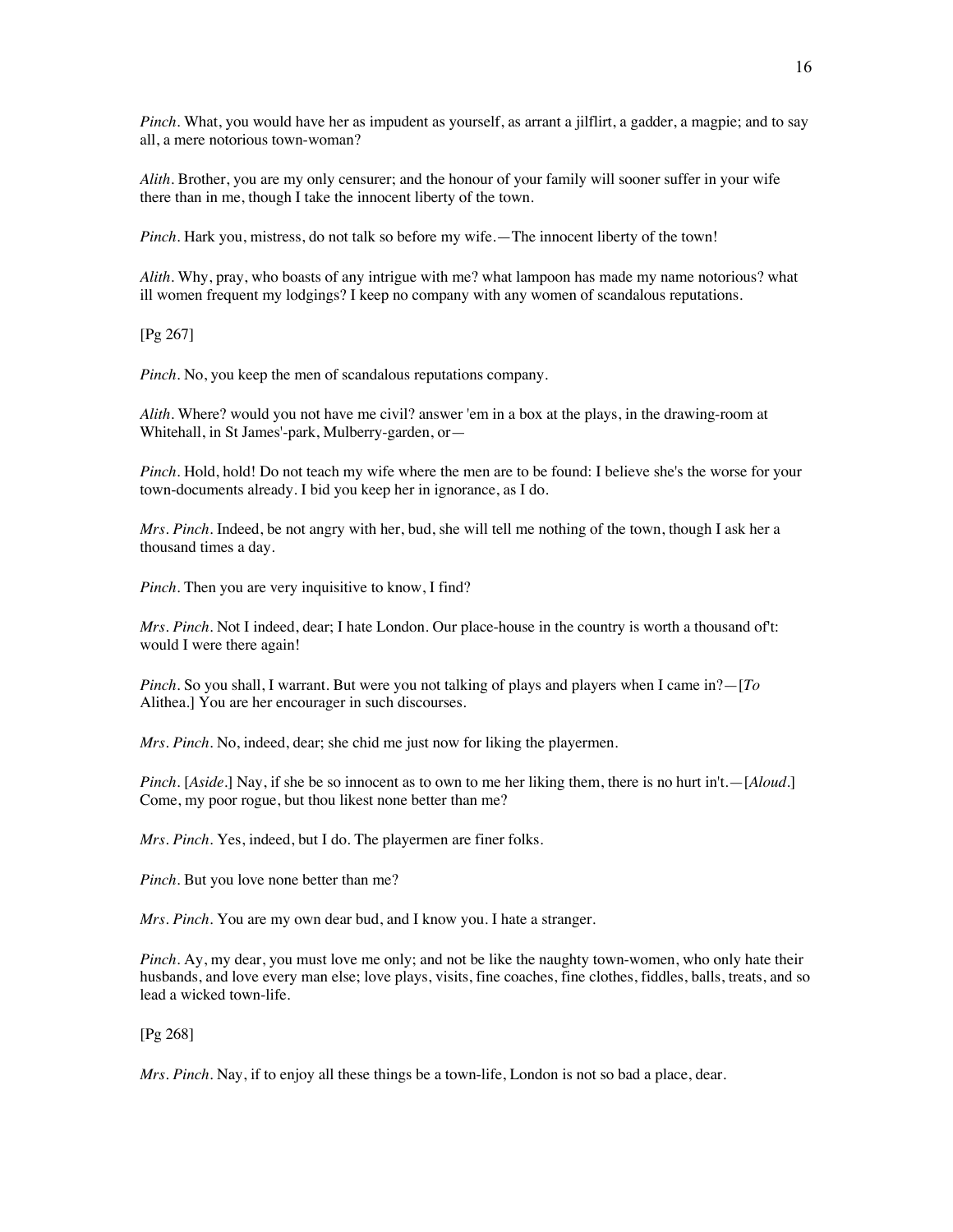*Pinch*. What, you would have her as impudent as yourself, as arrant a jilflirt, a gadder, a magpie; and to say all, a mere notorious town-woman?

*Alith*. Brother, you are my only censurer; and the honour of your family will sooner suffer in your wife there than in me, though I take the innocent liberty of the town.

*Pinch*. Hark you, mistress, do not talk so before my wife.—The innocent liberty of the town!

*Alith*. Why, pray, who boasts of any intrigue with me? what lampoon has made my name notorious? what ill women frequent my lodgings? I keep no company with any women of scandalous reputations.

[Pg 267]

*Pinch*. No, you keep the men of scandalous reputations company.

*Alith*. Where? would you not have me civil? answer 'em in a box at the plays, in the drawing-room at Whitehall, in St James'-park, Mulberry-garden, or—

*Pinch*. Hold, hold! Do not teach my wife where the men are to be found: I believe she's the worse for your town-documents already. I bid you keep her in ignorance, as I do.

*Mrs. Pinch*. Indeed, be not angry with her, bud, she will tell me nothing of the town, though I ask her a thousand times a day.

*Pinch*. Then you are very inquisitive to know, I find?

*Mrs. Pinch*. Not I indeed, dear; I hate London. Our place-house in the country is worth a thousand of't: would I were there again!

*Pinch*. So you shall, I warrant. But were you not talking of plays and players when I came in?—[*To* Alithea.] You are her encourager in such discourses.

*Mrs. Pinch*. No, indeed, dear; she chid me just now for liking the playermen.

*Pinch*. [*Aside*.] Nay, if she be so innocent as to own to me her liking them, there is no hurt in't.—[*Aloud*.] Come, my poor rogue, but thou likest none better than me?

*Mrs. Pinch*. Yes, indeed, but I do. The playermen are finer folks.

*Pinch*. But you love none better than me?

*Mrs. Pinch*. You are my own dear bud, and I know you. I hate a stranger.

*Pinch*. Ay, my dear, you must love me only; and not be like the naughty town-women, who only hate their husbands, and love every man else; love plays, visits, fine coaches, fine clothes, fiddles, balls, treats, and so lead a wicked town-life.

[Pg 268]

*Mrs. Pinch*. Nay, if to enjoy all these things be a town-life, London is not so bad a place, dear.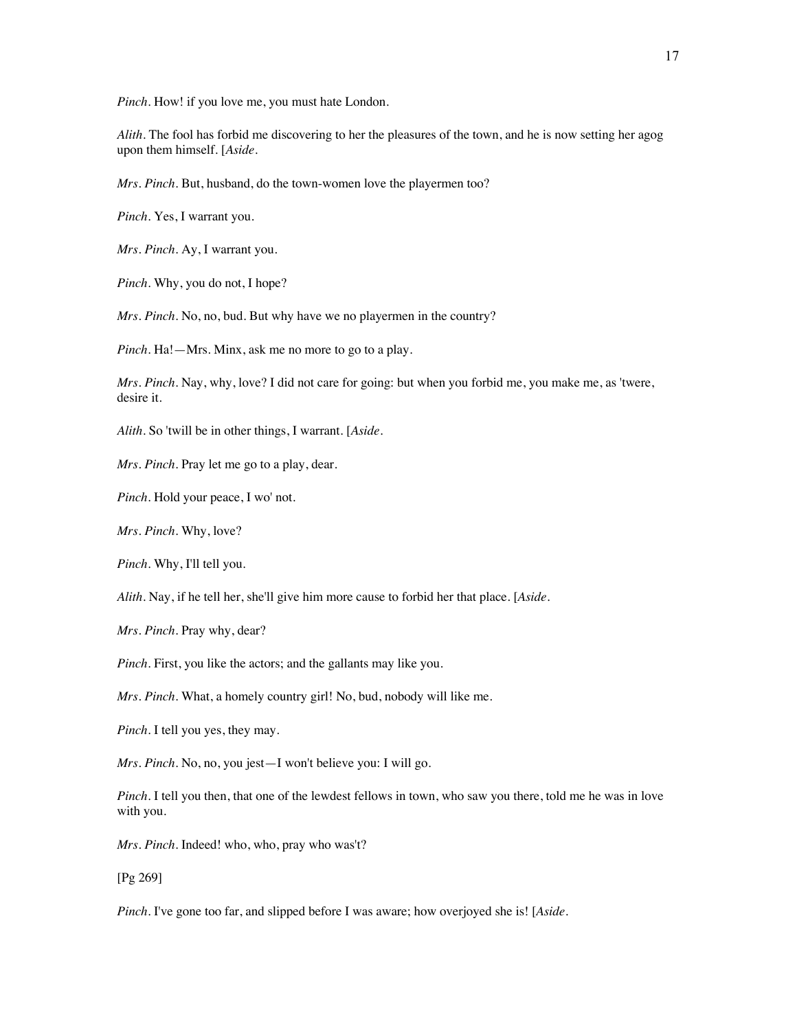*Pinch*. How! if you love me, you must hate London.

*Alith*. The fool has forbid me discovering to her the pleasures of the town, and he is now setting her agog upon them himself. [*Aside*.

*Mrs. Pinch*. But, husband, do the town-women love the playermen too?

*Pinch*. Yes, I warrant you.

*Mrs. Pinch*. Ay, I warrant you.

*Pinch*. Why, you do not, I hope?

*Mrs. Pinch*. No, no, bud. But why have we no playermen in the country?

*Pinch*. Ha!—Mrs. Minx, ask me no more to go to a play.

*Mrs. Pinch*. Nay, why, love? I did not care for going: but when you forbid me, you make me, as 'twere, desire it.

*Alith*. So 'twill be in other things, I warrant. [*Aside*.

*Mrs. Pinch*. Pray let me go to a play, dear.

*Pinch*. Hold your peace, I wo' not.

*Mrs. Pinch*. Why, love?

*Pinch*. Why, I'll tell you.

*Alith*. Nay, if he tell her, she'll give him more cause to forbid her that place. [*Aside*.

*Mrs. Pinch*. Pray why, dear?

*Pinch*. First, you like the actors; and the gallants may like you.

*Mrs. Pinch*. What, a homely country girl! No, bud, nobody will like me.

*Pinch*. I tell you yes, they may.

*Mrs. Pinch*. No, no, you jest—I won't believe you: I will go.

*Pinch*. I tell you then, that one of the lewdest fellows in town, who saw you there, told me he was in love with you.

*Mrs. Pinch*. Indeed! who, who, pray who was't?

[Pg 269]

*Pinch*. I've gone too far, and slipped before I was aware; how overjoyed she is! [*Aside*.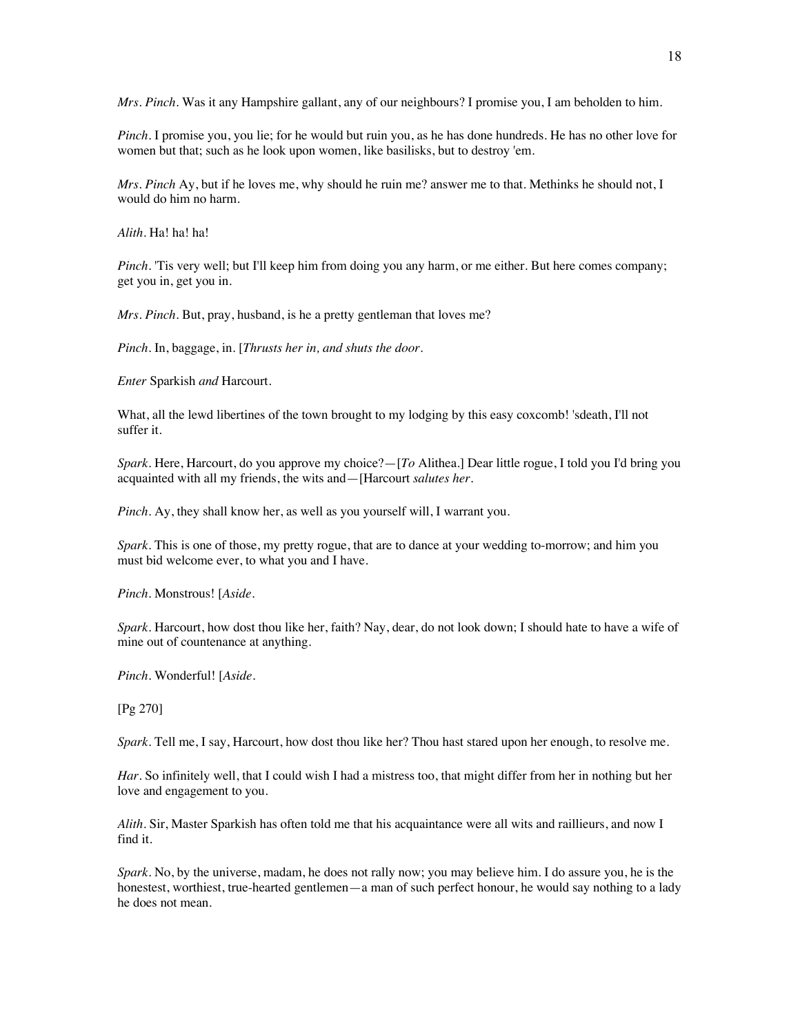*Mrs. Pinch*. Was it any Hampshire gallant, any of our neighbours? I promise you, I am beholden to him.

*Pinch*. I promise you, you lie; for he would but ruin you, as he has done hundreds. He has no other love for women but that; such as he look upon women, like basilisks, but to destroy 'em.

*Mrs. Pinch* Ay, but if he loves me, why should he ruin me? answer me to that. Methinks he should not, I would do him no harm.

*Alith*. Ha! ha! ha!

*Pinch*. 'Tis very well; but I'll keep him from doing you any harm, or me either. But here comes company; get you in, get you in.

*Mrs. Pinch*. But, pray, husband, is he a pretty gentleman that loves me?

*Pinch*. In, baggage, in. [*Thrusts her in, and shuts the door*.

*Enter* Sparkish *and* Harcourt.

What, all the lewd libertines of the town brought to my lodging by this easy coxcomb! 'sdeath, I'll not suffer it.

*Spark*. Here, Harcourt, do you approve my choice?—[*To* Alithea.] Dear little rogue, I told you I'd bring you acquainted with all my friends, the wits and—[Harcourt *salutes her*.

*Pinch*. Ay, they shall know her, as well as you yourself will, I warrant you.

*Spark*. This is one of those, my pretty rogue, that are to dance at your wedding to-morrow; and him you must bid welcome ever, to what you and I have.

*Pinch*. Monstrous! [*Aside*.

*Spark*. Harcourt, how dost thou like her, faith? Nay, dear, do not look down; I should hate to have a wife of mine out of countenance at anything.

*Pinch*. Wonderful! [*Aside*.

[Pg 270]

*Spark*. Tell me, I say, Harcourt, how dost thou like her? Thou hast stared upon her enough, to resolve me.

*Har*. So infinitely well, that I could wish I had a mistress too, that might differ from her in nothing but her love and engagement to you.

*Alith*. Sir, Master Sparkish has often told me that his acquaintance were all wits and raillieurs, and now I find it.

*Spark*. No, by the universe, madam, he does not rally now; you may believe him. I do assure you, he is the honestest, worthiest, true-hearted gentlemen—a man of such perfect honour, he would say nothing to a lady he does not mean.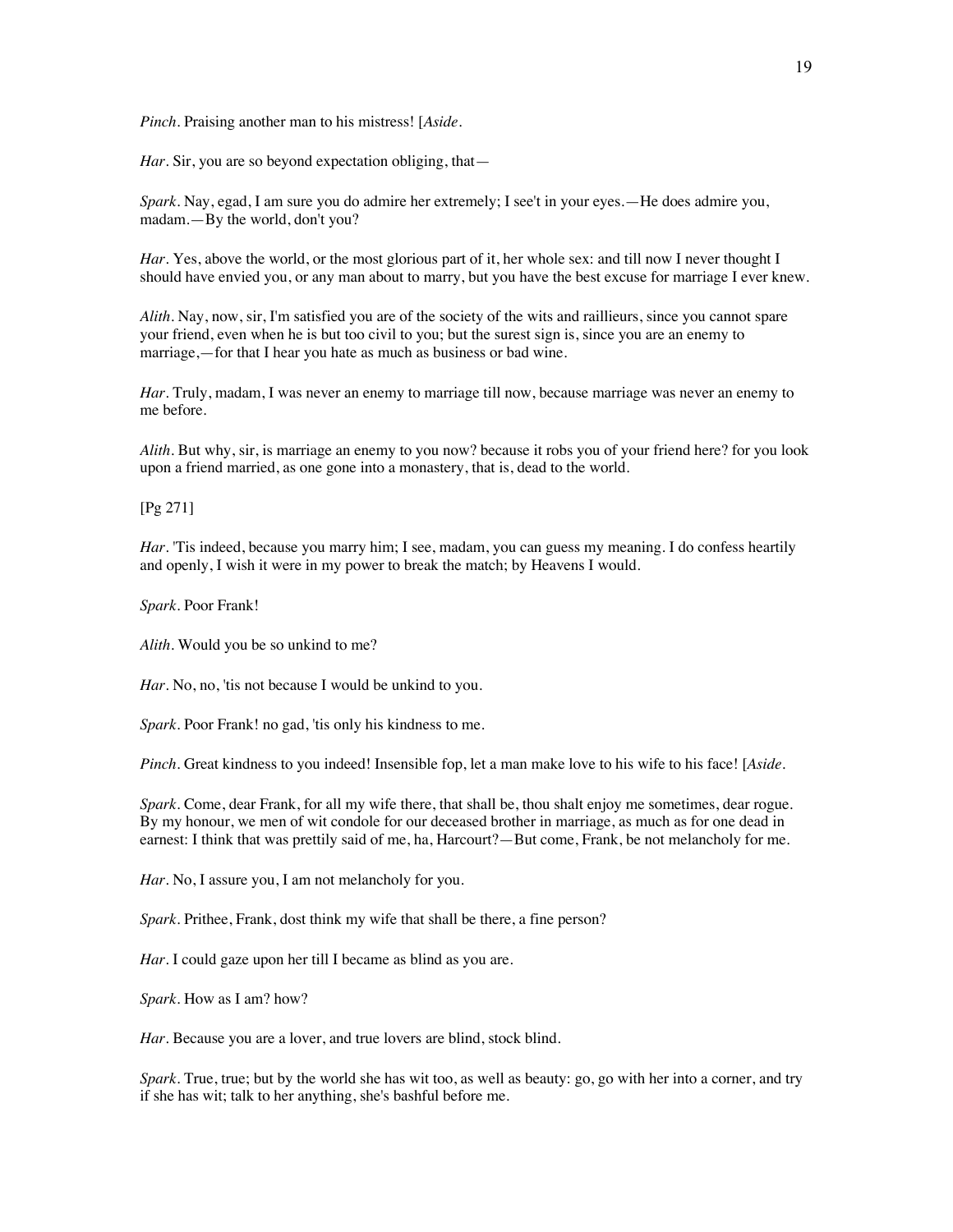*Pinch*. Praising another man to his mistress! [*Aside*.

*Har*. Sir, you are so beyond expectation obliging, that—

*Spark*. Nay, egad, I am sure you do admire her extremely; I see't in your eyes.—He does admire you, madam.—By the world, don't you?

*Har*. Yes, above the world, or the most glorious part of it, her whole sex: and till now I never thought I should have envied you, or any man about to marry, but you have the best excuse for marriage I ever knew.

*Alith*. Nay, now, sir, I'm satisfied you are of the society of the wits and raillieurs, since you cannot spare your friend, even when he is but too civil to you; but the surest sign is, since you are an enemy to marriage,—for that I hear you hate as much as business or bad wine.

*Har*. Truly, madam, I was never an enemy to marriage till now, because marriage was never an enemy to me before.

*Alith*. But why, sir, is marriage an enemy to you now? because it robs you of your friend here? for you look upon a friend married, as one gone into a monastery, that is, dead to the world.

[Pg 271]

*Har*. 'Tis indeed, because you marry him; I see, madam, you can guess my meaning. I do confess heartily and openly, I wish it were in my power to break the match; by Heavens I would.

*Spark*. Poor Frank!

*Alith*. Would you be so unkind to me?

*Har*. No, no, 'tis not because I would be unkind to you.

*Spark*. Poor Frank! no gad, 'tis only his kindness to me.

*Pinch*. Great kindness to you indeed! Insensible fop, let a man make love to his wife to his face! [*Aside*.

*Spark*. Come, dear Frank, for all my wife there, that shall be, thou shalt enjoy me sometimes, dear rogue. By my honour, we men of wit condole for our deceased brother in marriage, as much as for one dead in earnest: I think that was prettily said of me, ha, Harcourt?—But come, Frank, be not melancholy for me.

*Har*. No, I assure you, I am not melancholy for you.

*Spark*. Prithee, Frank, dost think my wife that shall be there, a fine person?

*Har*. I could gaze upon her till I became as blind as you are.

*Spark*. How as I am? how?

*Har*. Because you are a lover, and true lovers are blind, stock blind.

*Spark*. True, true; but by the world she has wit too, as well as beauty: go, go with her into a corner, and try if she has wit; talk to her anything, she's bashful before me.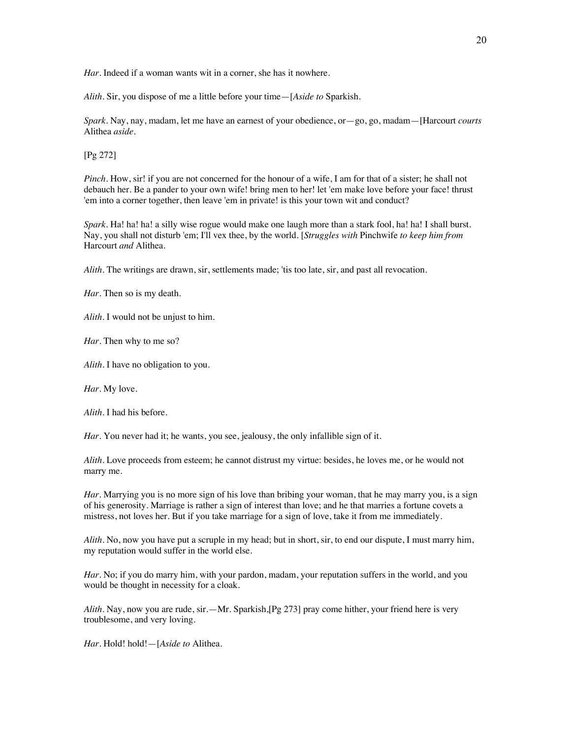*Har*. Indeed if a woman wants wit in a corner, she has it nowhere.

*Alith*. Sir, you dispose of me a little before your time—[*Aside to* Sparkish.

*Spark*. Nay, nay, madam, let me have an earnest of your obedience, or—go, go, madam—[Harcourt *courts* Alithea *aside*.

[Pg 272]

*Pinch*. How, sir! if you are not concerned for the honour of a wife, I am for that of a sister; he shall not debauch her. Be a pander to your own wife! bring men to her! let 'em make love before your face! thrust 'em into a corner together, then leave 'em in private! is this your town wit and conduct?

*Spark*. Ha! ha! ha! a silly wise rogue would make one laugh more than a stark fool, ha! ha! I shall burst. Nay, you shall not disturb 'em; I'll vex thee, by the world. [*Struggles with* Pinchwife *to keep him from* Harcourt *and* Alithea.

*Alith*. The writings are drawn, sir, settlements made; 'tis too late, sir, and past all revocation.

*Har*. Then so is my death.

*Alith*. I would not be unjust to him.

*Har*. Then why to me so?

*Alith*. I have no obligation to you.

*Har*. My love.

*Alith*. I had his before.

*Har*. You never had it; he wants, you see, jealousy, the only infallible sign of it.

*Alith*. Love proceeds from esteem; he cannot distrust my virtue: besides, he loves me, or he would not marry me.

*Har*. Marrying you is no more sign of his love than bribing your woman, that he may marry you, is a sign of his generosity. Marriage is rather a sign of interest than love; and he that marries a fortune covets a mistress, not loves her. But if you take marriage for a sign of love, take it from me immediately.

*Alith*. No, now you have put a scruple in my head; but in short, sir, to end our dispute, I must marry him, my reputation would suffer in the world else.

*Har*. No; if you do marry him, with your pardon, madam, your reputation suffers in the world, and you would be thought in necessity for a cloak.

*Alith*. Nay, now you are rude, sir.—Mr. Sparkish,[Pg 273] pray come hither, your friend here is very troublesome, and very loving.

*Har*. Hold! hold!—[*Aside to* Alithea.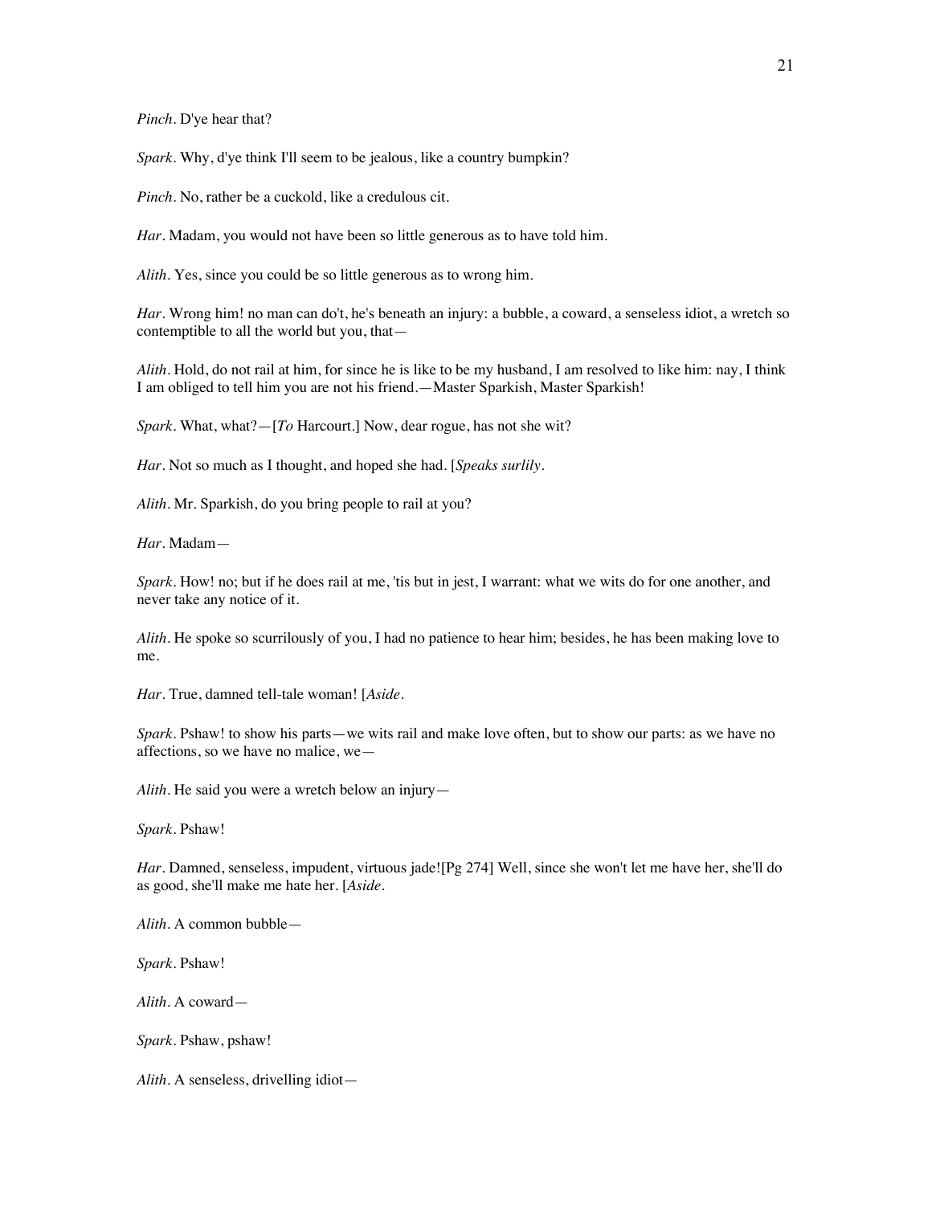*Pinch*. D'ye hear that?

*Spark*. Why, d'ye think I'll seem to be jealous, like a country bumpkin?

*Pinch*. No, rather be a cuckold, like a credulous cit.

*Har*. Madam, you would not have been so little generous as to have told him.

*Alith*. Yes, since you could be so little generous as to wrong him.

*Har*. Wrong him! no man can do't, he's beneath an injury: a bubble, a coward, a senseless idiot, a wretch so contemptible to all the world but you, that—

*Alith*. Hold, do not rail at him, for since he is like to be my husband, I am resolved to like him: nay, I think I am obliged to tell him you are not his friend.—Master Sparkish, Master Sparkish!

*Spark*. What, what?—[*To* Harcourt.] Now, dear rogue, has not she wit?

*Har*. Not so much as I thought, and hoped she had. [*Speaks surlily*.

*Alith*. Mr. Sparkish, do you bring people to rail at you?

*Har*. Madam—

*Spark*. How! no; but if he does rail at me, 'tis but in jest, I warrant: what we wits do for one another, and never take any notice of it.

*Alith*. He spoke so scurrilously of you, I had no patience to hear him; besides, he has been making love to me.

*Har*. True, damned tell-tale woman! [*Aside*.

*Spark*. Pshaw! to show his parts—we wits rail and make love often, but to show our parts: as we have no affections, so we have no malice, we—

*Alith*. He said you were a wretch below an injury—

*Spark*. Pshaw!

*Har*. Damned, senseless, impudent, virtuous jade![Pg 274] Well, since she won't let me have her, she'll do as good, she'll make me hate her. [*Aside*.

*Alith*. A common bubble—

*Spark*. Pshaw!

*Alith*. A coward—

*Spark*. Pshaw, pshaw!

*Alith*. A senseless, drivelling idiot—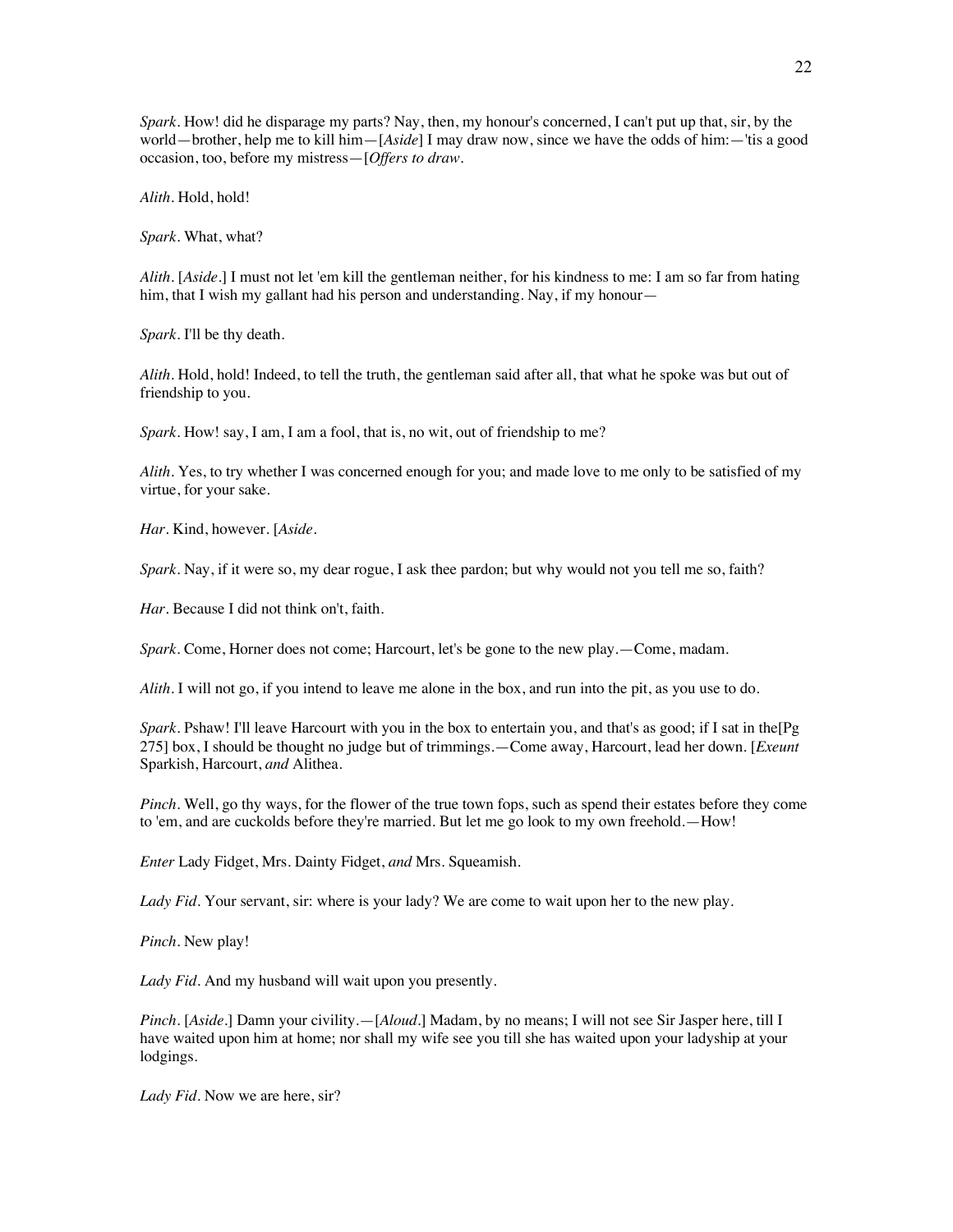*Spark*. How! did he disparage my parts? Nay, then, my honour's concerned, I can't put up that, sir, by the world—brother, help me to kill him—[*Aside*] I may draw now, since we have the odds of him:—'tis a good occasion, too, before my mistress—[*Offers to draw*.

*Alith*. Hold, hold!

*Spark*. What, what?

*Alith*. [*Aside*.] I must not let 'em kill the gentleman neither, for his kindness to me: I am so far from hating him, that I wish my gallant had his person and understanding. Nay, if my honour—

*Spark*. I'll be thy death.

*Alith*. Hold, hold! Indeed, to tell the truth, the gentleman said after all, that what he spoke was but out of friendship to you.

*Spark*. How! say, I am, I am a fool, that is, no wit, out of friendship to me?

*Alith*. Yes, to try whether I was concerned enough for you; and made love to me only to be satisfied of my virtue, for your sake.

*Har*. Kind, however. [*Aside*.

*Spark*. Nay, if it were so, my dear rogue, I ask thee pardon; but why would not you tell me so, faith?

*Har*. Because I did not think on't, faith.

*Spark*. Come, Horner does not come; Harcourt, let's be gone to the new play.—Come, madam.

*Alith*. I will not go, if you intend to leave me alone in the box, and run into the pit, as you use to do.

*Spark*. Pshaw! I'll leave Harcourt with you in the box to entertain you, and that's as good; if I sat in the[Pg 275] box, I should be thought no judge but of trimmings.—Come away, Harcourt, lead her down. [*Exeunt* Sparkish, Harcourt, *and* Alithea.

*Pinch*. Well, go thy ways, for the flower of the true town fops, such as spend their estates before they come to 'em, and are cuckolds before they're married. But let me go look to my own freehold.—How!

*Enter* Lady Fidget, Mrs. Dainty Fidget, *and* Mrs. Squeamish.

*Lady Fid*. Your servant, sir: where is your lady? We are come to wait upon her to the new play.

*Pinch*. New play!

*Lady Fid*. And my husband will wait upon you presently.

*Pinch*. [*Aside*.] Damn your civility.—[*Aloud*.] Madam, by no means; I will not see Sir Jasper here, till I have waited upon him at home; nor shall my wife see you till she has waited upon your ladyship at your lodgings.

*Lady Fid*. Now we are here, sir?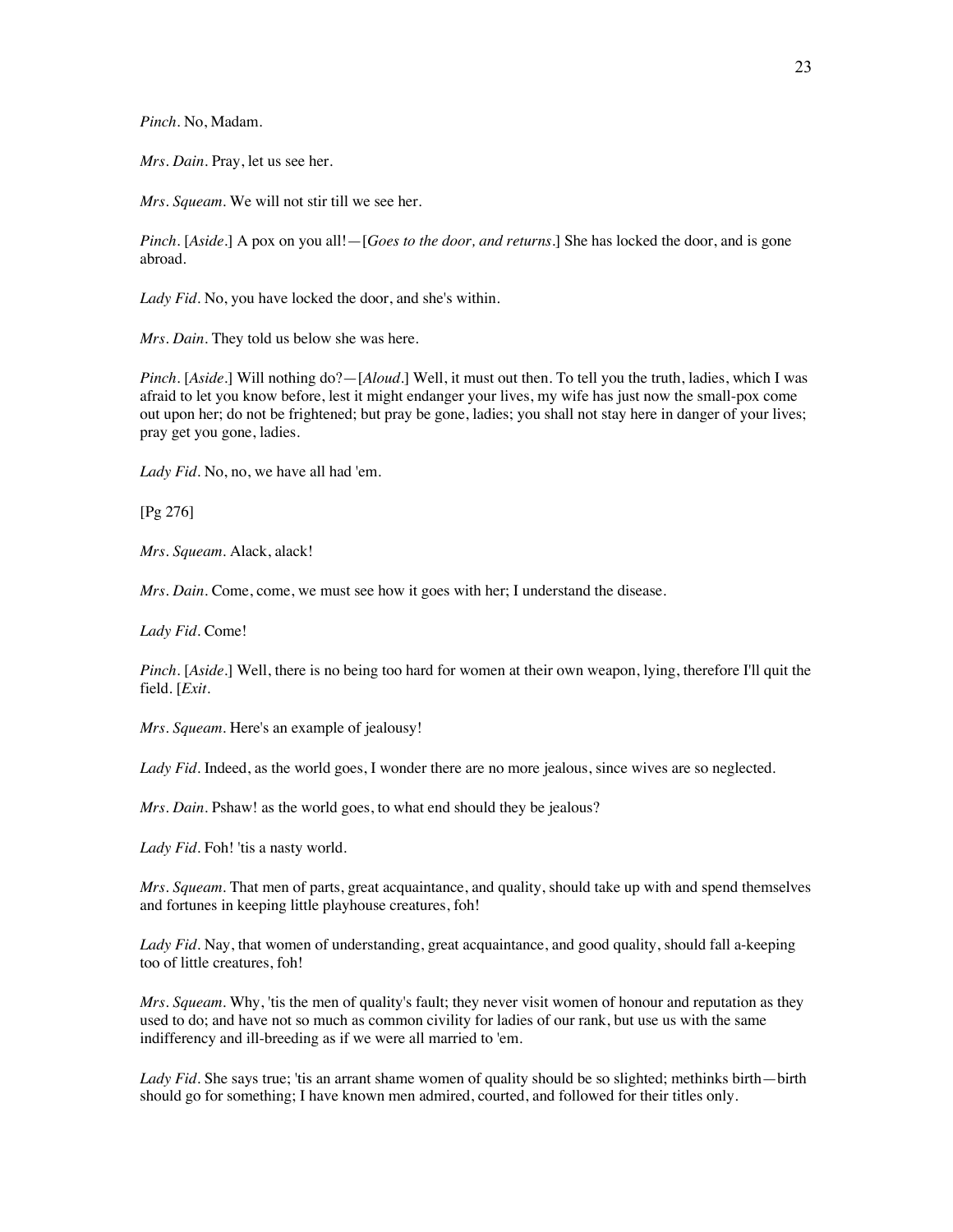*Pinch*. No, Madam.

*Mrs. Dain*. Pray, let us see her.

*Mrs. Squeam*. We will not stir till we see her.

*Pinch*. [*Aside*.] A pox on you all!—[*Goes to the door, and returns*.] She has locked the door, and is gone abroad.

*Lady Fid*. No, you have locked the door, and she's within.

*Mrs. Dain*. They told us below she was here.

*Pinch*. [*Aside*.] Will nothing do?—[*Aloud*.] Well, it must out then. To tell you the truth, ladies, which I was afraid to let you know before, lest it might endanger your lives, my wife has just now the small-pox come out upon her; do not be frightened; but pray be gone, ladies; you shall not stay here in danger of your lives; pray get you gone, ladies.

*Lady Fid*. No, no, we have all had 'em.

[Pg 276]

*Mrs. Squeam*. Alack, alack!

*Mrs. Dain*. Come, come, we must see how it goes with her; I understand the disease.

*Lady Fid*. Come!

*Pinch*. [*Aside*.] Well, there is no being too hard for women at their own weapon, lying, therefore I'll quit the field. [*Exit*.

*Mrs. Squeam*. Here's an example of jealousy!

*Lady Fid*. Indeed, as the world goes, I wonder there are no more jealous, since wives are so neglected.

*Mrs. Dain*. Pshaw! as the world goes, to what end should they be jealous?

*Lady Fid*. Foh! 'tis a nasty world.

*Mrs. Squeam*. That men of parts, great acquaintance, and quality, should take up with and spend themselves and fortunes in keeping little playhouse creatures, foh!

*Lady Fid*. Nay, that women of understanding, great acquaintance, and good quality, should fall a-keeping too of little creatures, foh!

*Mrs. Squeam*. Why, 'tis the men of quality's fault; they never visit women of honour and reputation as they used to do; and have not so much as common civility for ladies of our rank, but use us with the same indifferency and ill-breeding as if we were all married to 'em.

*Lady Fid*. She says true; 'tis an arrant shame women of quality should be so slighted; methinks birth—birth should go for something; I have known men admired, courted, and followed for their titles only.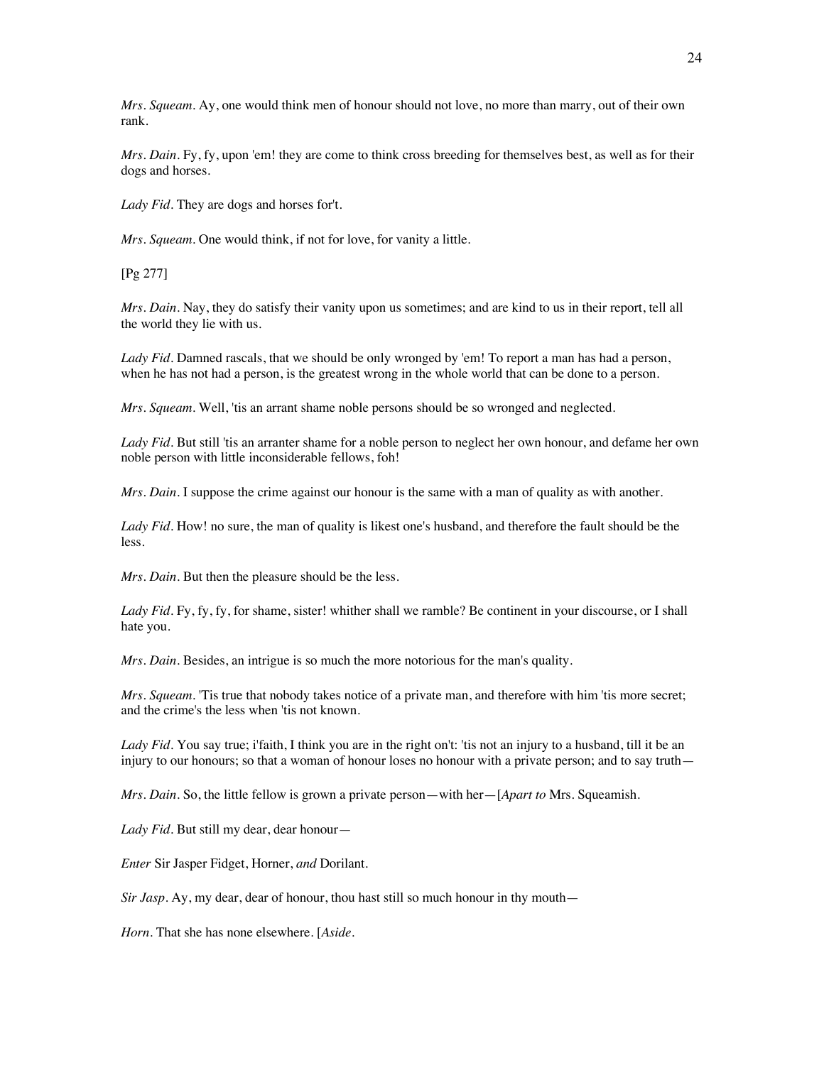*Mrs. Squeam*. Ay, one would think men of honour should not love, no more than marry, out of their own rank.

*Mrs. Dain*. Fy, fy, upon 'em! they are come to think cross breeding for themselves best, as well as for their dogs and horses.

*Lady Fid*. They are dogs and horses for't.

*Mrs. Squeam*. One would think, if not for love, for vanity a little.

[Pg 277]

*Mrs. Dain*. Nay, they do satisfy their vanity upon us sometimes; and are kind to us in their report, tell all the world they lie with us.

*Lady Fid*. Damned rascals, that we should be only wronged by 'em! To report a man has had a person, when he has not had a person, is the greatest wrong in the whole world that can be done to a person.

*Mrs. Squeam*. Well, 'tis an arrant shame noble persons should be so wronged and neglected.

*Lady Fid*. But still 'tis an arranter shame for a noble person to neglect her own honour, and defame her own noble person with little inconsiderable fellows, foh!

*Mrs. Dain*. I suppose the crime against our honour is the same with a man of quality as with another.

*Lady Fid*. How! no sure, the man of quality is likest one's husband, and therefore the fault should be the less.

*Mrs. Dain*. But then the pleasure should be the less.

*Lady Fid*. Fy, fy, fy, for shame, sister! whither shall we ramble? Be continent in your discourse, or I shall hate you.

*Mrs. Dain*. Besides, an intrigue is so much the more notorious for the man's quality.

*Mrs. Squeam*. 'Tis true that nobody takes notice of a private man, and therefore with him 'tis more secret; and the crime's the less when 'tis not known.

*Lady Fid*. You say true; i'faith, I think you are in the right on't: 'tis not an injury to a husband, till it be an injury to our honours; so that a woman of honour loses no honour with a private person; and to say truth—

*Mrs. Dain*. So, the little fellow is grown a private person—with her—[*Apart to* Mrs. Squeamish.

*Lady Fid*. But still my dear, dear honour—

*Enter* Sir Jasper Fidget, Horner, *and* Dorilant.

*Sir Jasp*. Ay, my dear, dear of honour, thou hast still so much honour in thy mouth—

*Horn*. That she has none elsewhere. [*Aside*.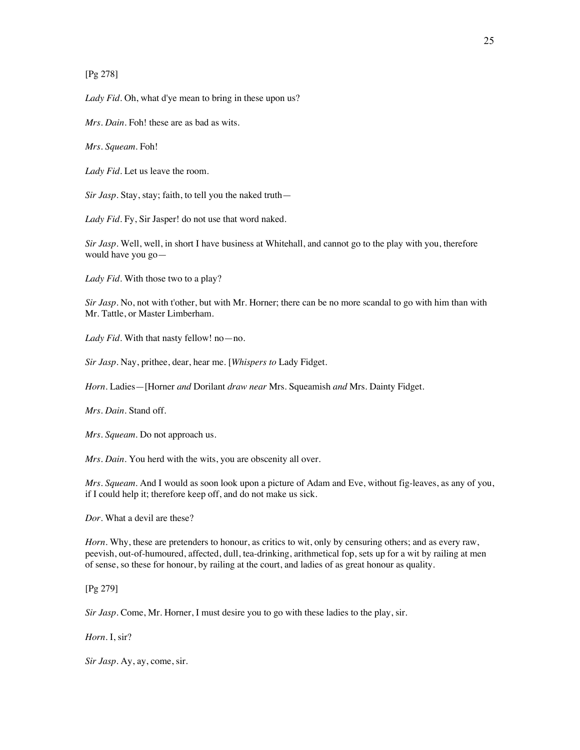[Pg 278]

*Lady Fid*. Oh, what d'ye mean to bring in these upon us?

*Mrs. Dain*. Foh! these are as bad as wits.

*Mrs. Squeam*. Foh!

*Lady Fid*. Let us leave the room.

*Sir Jasp*. Stay, stay; faith, to tell you the naked truth—

*Lady Fid*. Fy, Sir Jasper! do not use that word naked.

*Sir Jasp*. Well, well, in short I have business at Whitehall, and cannot go to the play with you, therefore would have you go—

*Lady Fid*. With those two to a play?

*Sir Jasp*. No, not with t'other, but with Mr. Horner; there can be no more scandal to go with him than with Mr. Tattle, or Master Limberham.

*Lady Fid*. With that nasty fellow! no—no.

*Sir Jasp*. Nay, prithee, dear, hear me. [*Whispers to* Lady Fidget.

*Horn*. Ladies—[Horner *and* Dorilant *draw near* Mrs. Squeamish *and* Mrs. Dainty Fidget.

*Mrs. Dain*. Stand off.

*Mrs. Squeam*. Do not approach us.

*Mrs. Dain*. You herd with the wits, you are obscenity all over.

*Mrs. Squeam*. And I would as soon look upon a picture of Adam and Eve, without fig-leaves, as any of you, if I could help it; therefore keep off, and do not make us sick.

*Dor*. What a devil are these?

*Horn*. Why, these are pretenders to honour, as critics to wit, only by censuring others; and as every raw, peevish, out-of-humoured, affected, dull, tea-drinking, arithmetical fop, sets up for a wit by railing at men of sense, so these for honour, by railing at the court, and ladies of as great honour as quality.

[Pg 279]

*Sir Jasp*. Come, Mr. Horner, I must desire you to go with these ladies to the play, sir.

*Horn*. I, sir?

*Sir Jasp*. Ay, ay, come, sir.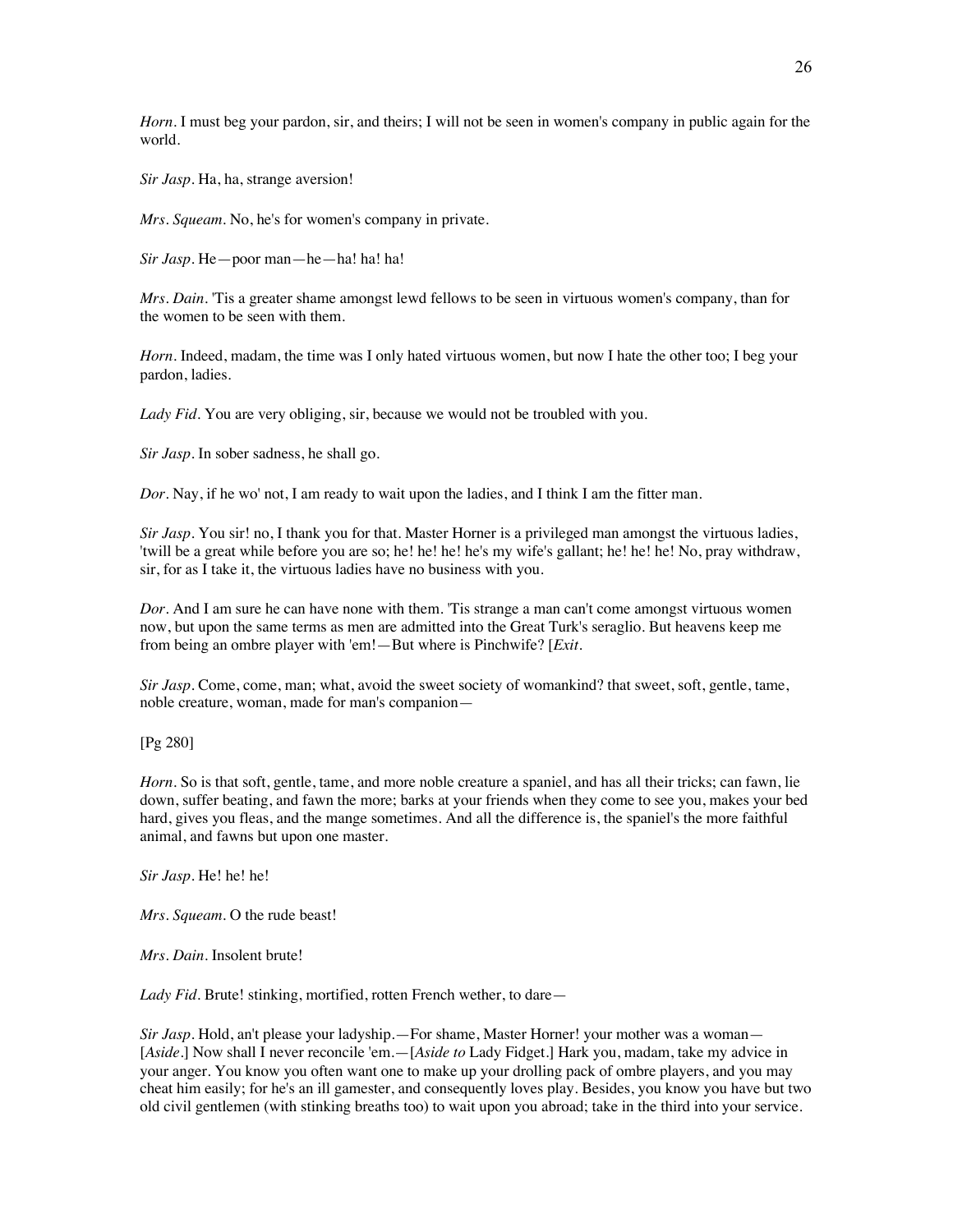*Horn*. I must beg your pardon, sir, and theirs; I will not be seen in women's company in public again for the world.

*Sir Jasp*. Ha, ha, strange aversion!

*Mrs. Squeam*. No, he's for women's company in private.

*Sir Jasp*. He—poor man—he—ha! ha! ha!

*Mrs. Dain*. 'Tis a greater shame amongst lewd fellows to be seen in virtuous women's company, than for the women to be seen with them.

*Horn*. Indeed, madam, the time was I only hated virtuous women, but now I hate the other too; I beg your pardon, ladies.

*Lady Fid*. You are very obliging, sir, because we would not be troubled with you.

*Sir Jasp*. In sober sadness, he shall go.

*Dor*. Nay, if he wo' not, I am ready to wait upon the ladies, and I think I am the fitter man.

*Sir Jasp*. You sir! no, I thank you for that. Master Horner is a privileged man amongst the virtuous ladies, 'twill be a great while before you are so; he! he! he! he's my wife's gallant; he! he! he! No, pray withdraw, sir, for as I take it, the virtuous ladies have no business with you.

*Dor*. And I am sure he can have none with them. 'Tis strange a man can't come amongst virtuous women now, but upon the same terms as men are admitted into the Great Turk's seraglio. But heavens keep me from being an ombre player with 'em!—But where is Pinchwife? [*Exit*.

*Sir Jasp*. Come, come, man; what, avoid the sweet society of womankind? that sweet, soft, gentle, tame, noble creature, woman, made for man's companion—

[Pg 280]

*Horn*. So is that soft, gentle, tame, and more noble creature a spaniel, and has all their tricks; can fawn, lie down, suffer beating, and fawn the more; barks at your friends when they come to see you, makes your bed hard, gives you fleas, and the mange sometimes. And all the difference is, the spaniel's the more faithful animal, and fawns but upon one master.

*Sir Jasp*. He! he! he!

*Mrs. Squeam*. O the rude beast!

*Mrs. Dain*. Insolent brute!

*Lady Fid*. Brute! stinking, mortified, rotten French wether, to dare—

*Sir Jasp*. Hold, an't please your ladyship.—For shame, Master Horner! your mother was a woman—[*Aside*.] Now shall I never reconcile 'em.—[*Aside to* Lady Fidget.] Hark you, madam, take my advice in your anger. You know you often want one to make up your drolling pack of ombre players, and you may cheat him easily; for he's an ill gamester, and consequently loves play. Besides, you know you have but two old civil gentlemen (with stinking breaths too) to wait upon you abroad; take in the third into your service.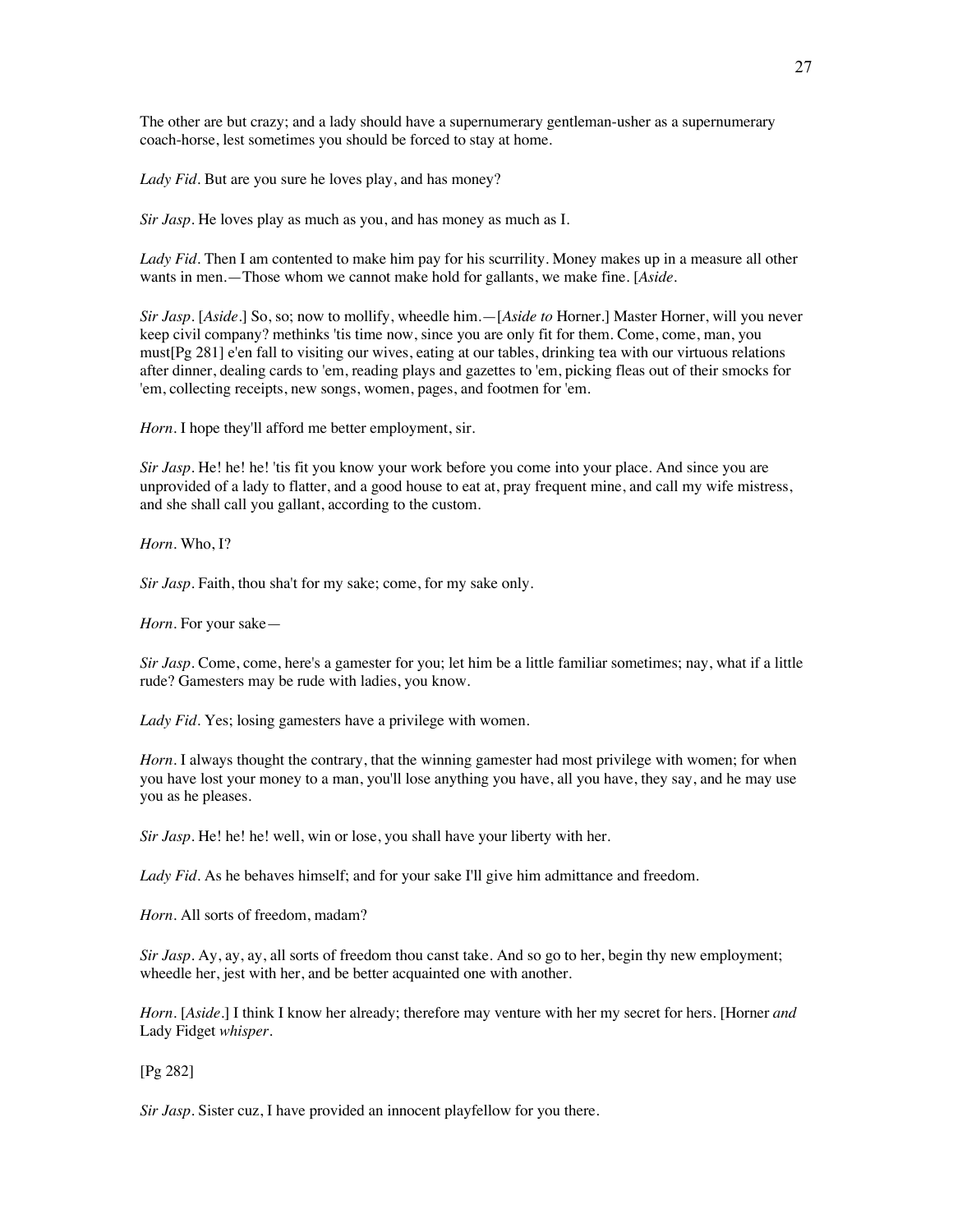The other are but crazy; and a lady should have a supernumerary gentleman-usher as a supernumerary coach-horse, lest sometimes you should be forced to stay at home.

*Lady Fid*. But are you sure he loves play, and has money?

*Sir Jasp*. He loves play as much as you, and has money as much as I.

*Lady Fid*. Then I am contented to make him pay for his scurrility. Money makes up in a measure all other wants in men.—Those whom we cannot make hold for gallants, we make fine. [*Aside*.

*Sir Jasp*. [*Aside*.] So, so; now to mollify, wheedle him.—[*Aside to* Horner.] Master Horner, will you never keep civil company? methinks 'tis time now, since you are only fit for them. Come, come, man, you must[Pg 281] e'en fall to visiting our wives, eating at our tables, drinking tea with our virtuous relations after dinner, dealing cards to 'em, reading plays and gazettes to 'em, picking fleas out of their smocks for 'em, collecting receipts, new songs, women, pages, and footmen for 'em.

*Horn*. I hope they'll afford me better employment, sir.

*Sir Jasp*. He! he! he! 'tis fit you know your work before you come into your place. And since you are unprovided of a lady to flatter, and a good house to eat at, pray frequent mine, and call my wife mistress, and she shall call you gallant, according to the custom.

*Horn*. Who, I?

*Sir Jasp*. Faith, thou sha't for my sake; come, for my sake only.

*Horn*. For your sake—

*Sir Jasp*. Come, come, here's a gamester for you; let him be a little familiar sometimes; nay, what if a little rude? Gamesters may be rude with ladies, you know.

*Lady Fid*. Yes; losing gamesters have a privilege with women.

*Horn*. I always thought the contrary, that the winning gamester had most privilege with women; for when you have lost your money to a man, you'll lose anything you have, all you have, they say, and he may use you as he pleases.

*Sir Jasp*. He! he! he! well, win or lose, you shall have your liberty with her.

*Lady Fid*. As he behaves himself; and for your sake I'll give him admittance and freedom.

*Horn*. All sorts of freedom, madam?

*Sir Jasp*. Ay, ay, ay, all sorts of freedom thou canst take. And so go to her, begin thy new employment; wheedle her, jest with her, and be better acquainted one with another.

*Horn*. [*Aside*.] I think I know her already; therefore may venture with her my secret for hers. [Horner *and* Lady Fidget *whisper*.

[Pg 282]

*Sir Jasp*. Sister cuz, I have provided an innocent playfellow for you there.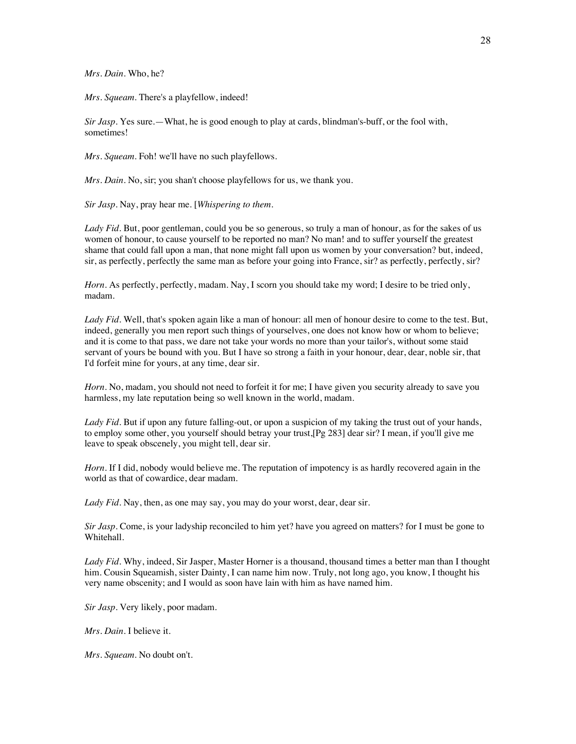*Mrs. Dain*. Who, he?

*Mrs. Squeam*. There's a playfellow, indeed!

*Sir Jasp*. Yes sure.—What, he is good enough to play at cards, blindman's-buff, or the fool with, sometimes!

*Mrs. Squeam*. Foh! we'll have no such playfellows.

*Mrs. Dain*. No, sir; you shan't choose playfellows for us, we thank you.

*Sir Jasp*. Nay, pray hear me. [*Whispering to them*.

*Lady Fid*. But, poor gentleman, could you be so generous, so truly a man of honour, as for the sakes of us women of honour, to cause yourself to be reported no man? No man! and to suffer yourself the greatest shame that could fall upon a man, that none might fall upon us women by your conversation? but, indeed, sir, as perfectly, perfectly the same man as before your going into France, sir? as perfectly, perfectly, sir?

*Horn*. As perfectly, perfectly, madam. Nay, I scorn you should take my word; I desire to be tried only, madam.

*Lady Fid*. Well, that's spoken again like a man of honour: all men of honour desire to come to the test. But, indeed, generally you men report such things of yourselves, one does not know how or whom to believe; and it is come to that pass, we dare not take your words no more than your tailor's, without some staid servant of yours be bound with you. But I have so strong a faith in your honour, dear, dear, noble sir, that I'd forfeit mine for yours, at any time, dear sir.

*Horn*. No, madam, you should not need to forfeit it for me; I have given you security already to save you harmless, my late reputation being so well known in the world, madam.

*Lady Fid*. But if upon any future falling-out, or upon a suspicion of my taking the trust out of your hands, to employ some other, you yourself should betray your trust,[Pg 283] dear sir? I mean, if you'll give me leave to speak obscenely, you might tell, dear sir.

*Horn*. If I did, nobody would believe me. The reputation of impotency is as hardly recovered again in the world as that of cowardice, dear madam.

*Lady Fid*. Nay, then, as one may say, you may do your worst, dear, dear sir.

*Sir Jasp*. Come, is your ladyship reconciled to him yet? have you agreed on matters? for I must be gone to Whitehall.

*Lady Fid*. Why, indeed, Sir Jasper, Master Horner is a thousand, thousand times a better man than I thought him. Cousin Squeamish, sister Dainty, I can name him now. Truly, not long ago, you know, I thought his very name obscenity; and I would as soon have lain with him as have named him.

*Sir Jasp*. Very likely, poor madam.

*Mrs. Dain*. I believe it.

*Mrs. Squeam*. No doubt on't.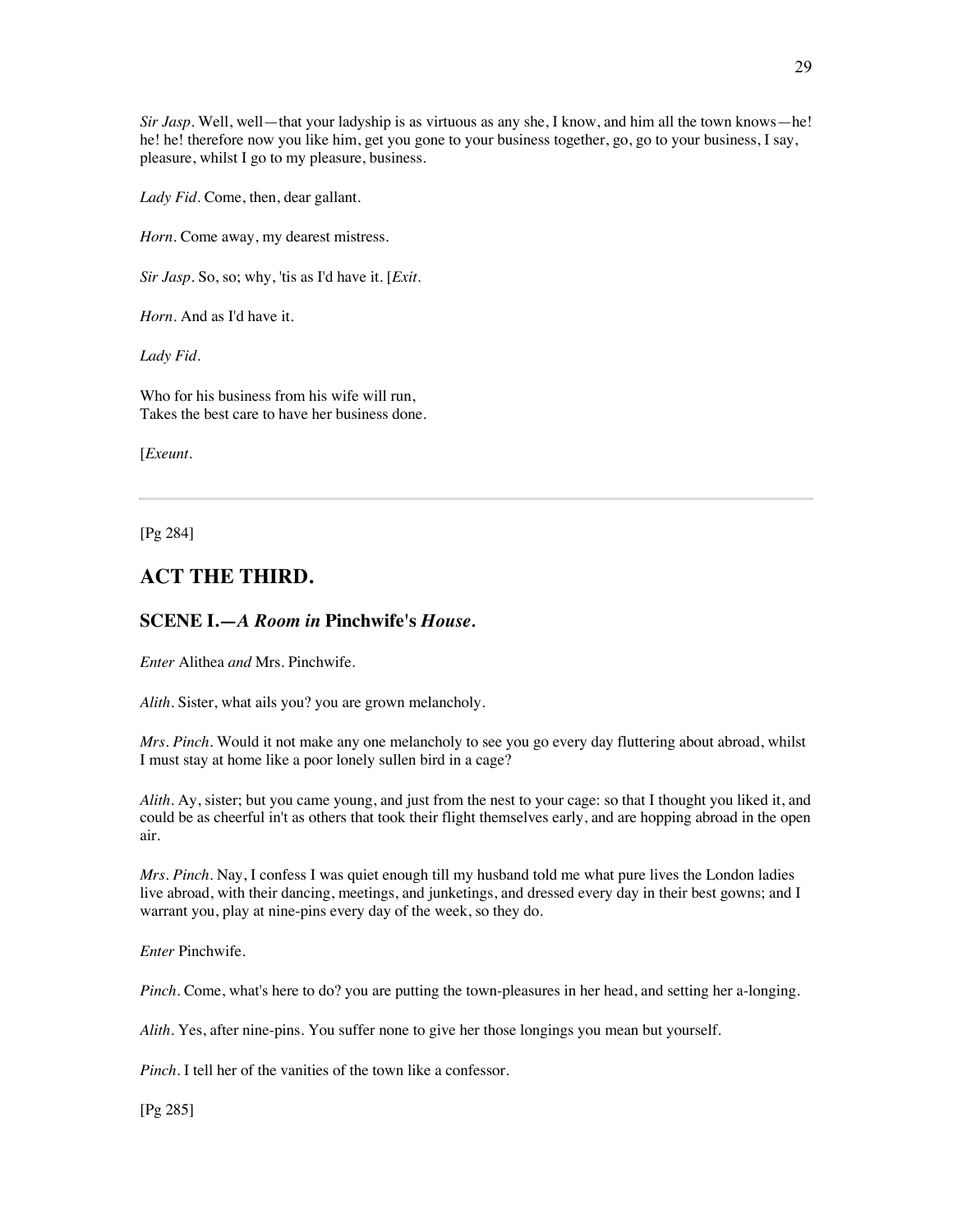*Sir Jasp*. Well, well—that your ladyship is as virtuous as any she, I know, and him all the town knows—he! he! he! therefore now you like him, get you gone to your business together, go, go to your business, I say, pleasure, whilst I go to my pleasure, business.

*Lady Fid*. Come, then, dear gallant.

*Horn*. Come away, my dearest mistress.

*Sir Jasp*. So, so; why, 'tis as I'd have it. [*Exit*.

*Horn*. And as I'd have it.

*Lady Fid*.

Who for his business from his wife will run,
Takes the best care to have her business done.

[*Exeunt*.

---

[Pg 284]

## ACT THE THIRD.

### SCENE I.—*A Room in* Pinchwife's *House*.

*Enter* Alithea *and* Mrs. Pinchwife.

*Alith*. Sister, what ails you? you are grown melancholy.

*Mrs. Pinch*. Would it not make any one melancholy to see you go every day fluttering about abroad, whilst I must stay at home like a poor lonely sullen bird in a cage?

*Alith*. Ay, sister; but you came young, and just from the nest to your cage: so that I thought you liked it, and could be as cheerful in't as others that took their flight themselves early, and are hopping abroad in the open air.

*Mrs. Pinch*. Nay, I confess I was quiet enough till my husband told me what pure lives the London ladies live abroad, with their dancing, meetings, and junketings, and dressed every day in their best gowns; and I warrant you, play at nine-pins every day of the week, so they do.

*Enter* Pinchwife.

*Pinch*. Come, what's here to do? you are putting the town-pleasures in her head, and setting her a-longing.

*Alith*. Yes, after nine-pins. You suffer none to give her those longings you mean but yourself.

*Pinch*. I tell her of the vanities of the town like a confessor.

[Pg 285]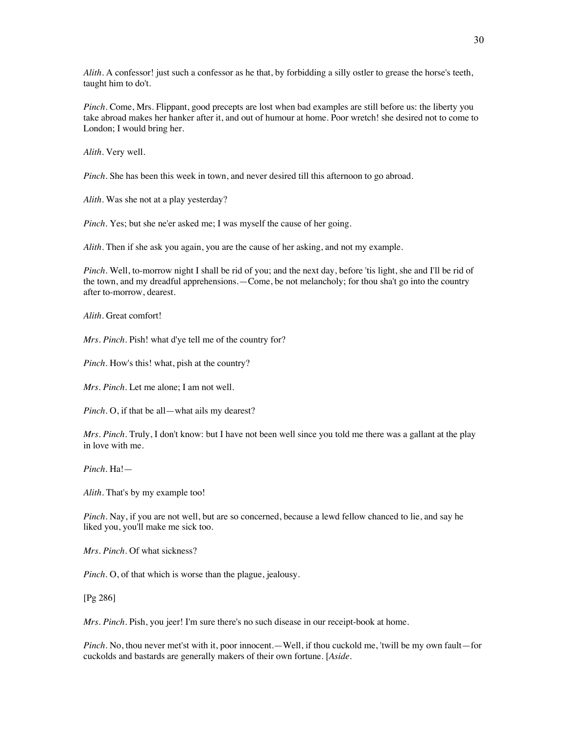*Alith*. A confessor! just such a confessor as he that, by forbidding a silly ostler to grease the horse's teeth, taught him to do't.

*Pinch*. Come, Mrs. Flippant, good precepts are lost when bad examples are still before us: the liberty you take abroad makes her hanker after it, and out of humour at home. Poor wretch! she desired not to come to London; I would bring her.

*Alith*. Very well.

*Pinch*. She has been this week in town, and never desired till this afternoon to go abroad.

*Alith*. Was she not at a play yesterday?

*Pinch*. Yes; but she ne'er asked me; I was myself the cause of her going.

*Alith*. Then if she ask you again, you are the cause of her asking, and not my example.

*Pinch*. Well, to-morrow night I shall be rid of you; and the next day, before 'tis light, she and I'll be rid of the town, and my dreadful apprehensions.—Come, be not melancholy; for thou sha't go into the country after to-morrow, dearest.

*Alith*. Great comfort!

*Mrs. Pinch*. Pish! what d'ye tell me of the country for?

*Pinch*. How's this! what, pish at the country?

*Mrs. Pinch*. Let me alone; I am not well.

*Pinch*. O, if that be all—what ails my dearest?

*Mrs. Pinch*. Truly, I don't know: but I have not been well since you told me there was a gallant at the play in love with me.

*Pinch*. Ha!—

*Alith*. That's by my example too!

*Pinch*. Nay, if you are not well, but are so concerned, because a lewd fellow chanced to lie, and say he liked you, you'll make me sick too.

*Mrs. Pinch*. Of what sickness?

*Pinch*. O, of that which is worse than the plague, jealousy.

[Pg 286]

*Mrs. Pinch*. Pish, you jeer! I'm sure there's no such disease in our receipt-book at home.

*Pinch*. No, thou never met'st with it, poor innocent.—Well, if thou cuckold me, 'twill be my own fault—for cuckolds and bastards are generally makers of their own fortune. [*Aside*.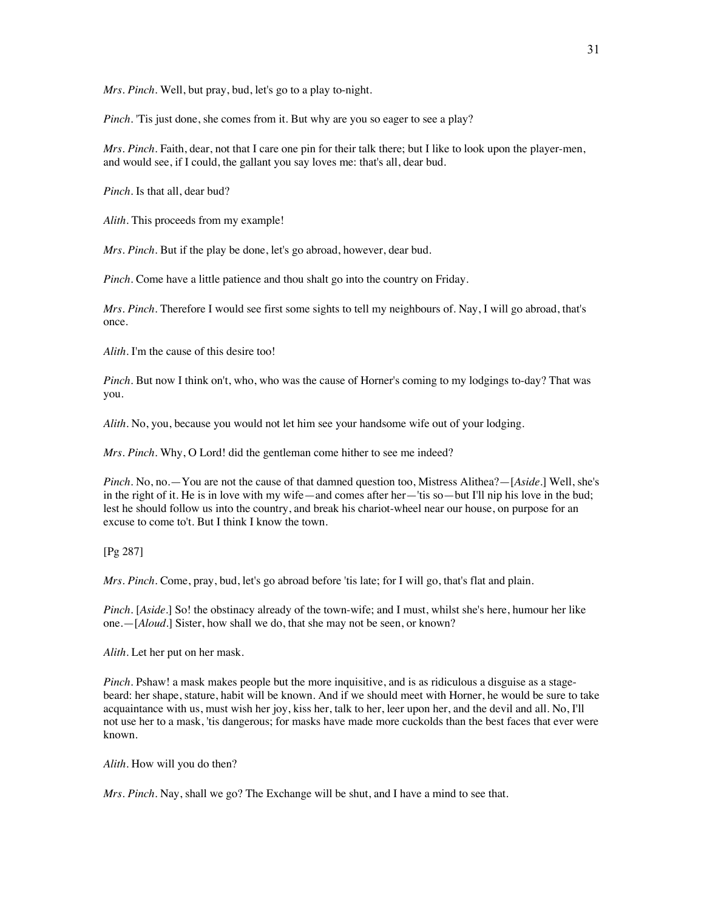*Mrs. Pinch*. Well, but pray, bud, let's go to a play to-night.

*Pinch*. 'Tis just done, she comes from it. But why are you so eager to see a play?

*Mrs. Pinch*. Faith, dear, not that I care one pin for their talk there; but I like to look upon the player-men, and would see, if I could, the gallant you say loves me: that's all, dear bud.

*Pinch*. Is that all, dear bud?

*Alith*. This proceeds from my example!

*Mrs. Pinch*. But if the play be done, let's go abroad, however, dear bud.

*Pinch*. Come have a little patience and thou shalt go into the country on Friday.

*Mrs. Pinch*. Therefore I would see first some sights to tell my neighbours of. Nay, I will go abroad, that's once.

*Alith*. I'm the cause of this desire too!

*Pinch*. But now I think on't, who, who was the cause of Horner's coming to my lodgings to-day? That was you.

*Alith*. No, you, because you would not let him see your handsome wife out of your lodging.

*Mrs. Pinch*. Why, O Lord! did the gentleman come hither to see me indeed?

*Pinch*. No, no.—You are not the cause of that damned question too, Mistress Alithea?—[*Aside*.] Well, she's in the right of it. He is in love with my wife—and comes after her—'tis so—but I'll nip his love in the bud; lest he should follow us into the country, and break his chariot-wheel near our house, on purpose for an excuse to come to't. But I think I know the town.

[Pg 287]

*Mrs. Pinch*. Come, pray, bud, let's go abroad before 'tis late; for I will go, that's flat and plain.

*Pinch*. [*Aside*.] So! the obstinacy already of the town-wife; and I must, whilst she's here, humour her like one.—[*Aloud*.] Sister, how shall we do, that she may not be seen, or known?

*Alith*. Let her put on her mask.

*Pinch*. Pshaw! a mask makes people but the more inquisitive, and is as ridiculous a disguise as a stage-beard: her shape, stature, habit will be known. And if we should meet with Horner, he would be sure to take acquaintance with us, must wish her joy, kiss her, talk to her, leer upon her, and the devil and all. No, I'll not use her to a mask, 'tis dangerous; for masks have made more cuckolds than the best faces that ever were known.

*Alith*. How will you do then?

*Mrs. Pinch*. Nay, shall we go? The Exchange will be shut, and I have a mind to see that.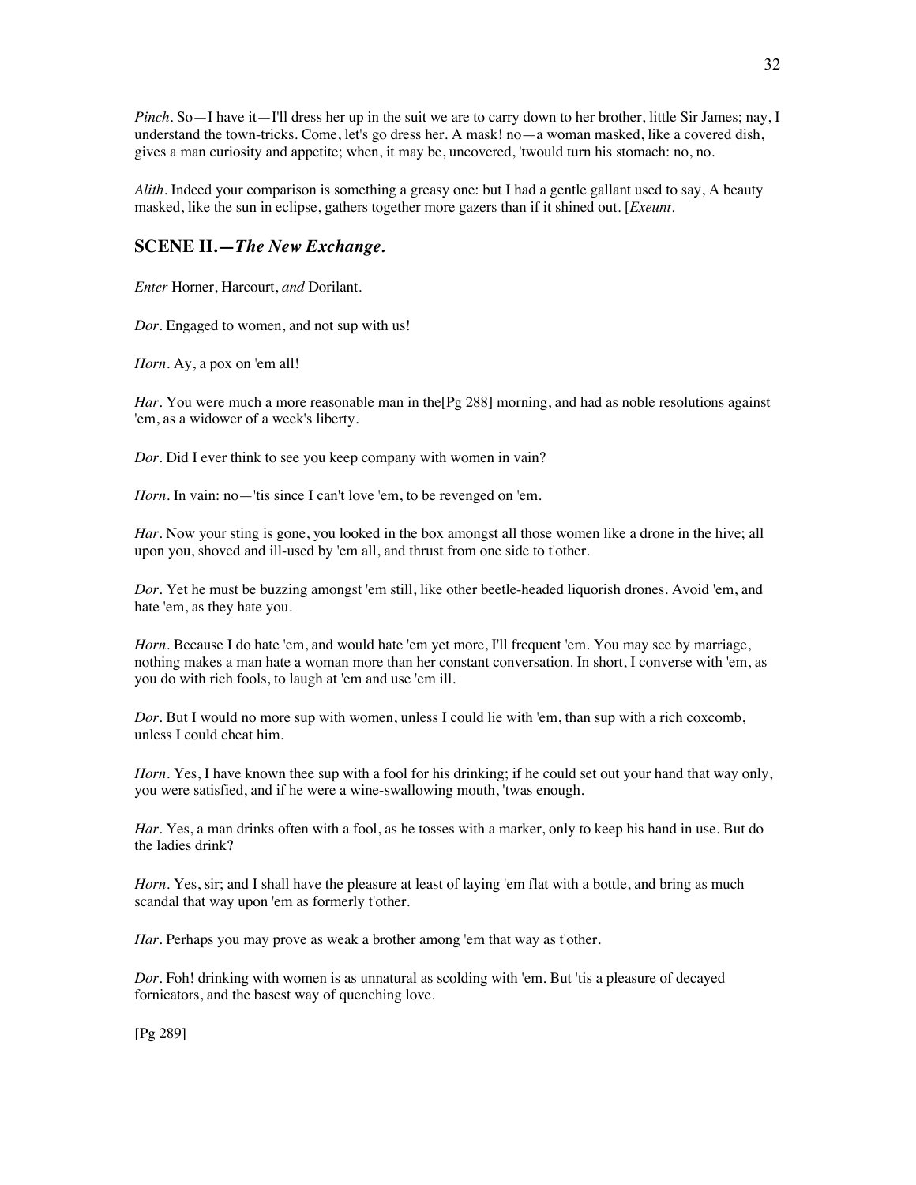*Pinch*. So—I have it—I'll dress her up in the suit we are to carry down to her brother, little Sir James; nay, I understand the town-tricks. Come, let's go dress her. A mask! no—a woman masked, like a covered dish, gives a man curiosity and appetite; when, it may be, uncovered, 'twould turn his stomach: no, no.

*Alith*. Indeed your comparison is something a greasy one: but I had a gentle gallant used to say, A beauty masked, like the sun in eclipse, gathers together more gazers than if it shined out. [*Exeunt*.

## SCENE II.—*The New Exchange.*

*Enter* Horner, Harcourt, *and* Dorilant.

*Dor*. Engaged to women, and not sup with us!

*Horn*. Ay, a pox on 'em all!

*Har*. You were much a more reasonable man in the[Pg 288] morning, and had as noble resolutions against 'em, as a widower of a week's liberty.

*Dor*. Did I ever think to see you keep company with women in vain?

*Horn*. In vain: no—'tis since I can't love 'em, to be revenged on 'em.

*Har*. Now your sting is gone, you looked in the box amongst all those women like a drone in the hive; all upon you, shoved and ill-used by 'em all, and thrust from one side to t'other.

*Dor*. Yet he must be buzzing amongst 'em still, like other beetle-headed liquorish drones. Avoid 'em, and hate 'em, as they hate you.

*Horn*. Because I do hate 'em, and would hate 'em yet more, I'll frequent 'em. You may see by marriage, nothing makes a man hate a woman more than her constant conversation. In short, I converse with 'em, as you do with rich fools, to laugh at 'em and use 'em ill.

*Dor*. But I would no more sup with women, unless I could lie with 'em, than sup with a rich coxcomb, unless I could cheat him.

*Horn*. Yes, I have known thee sup with a fool for his drinking; if he could set out your hand that way only, you were satisfied, and if he were a wine-swallowing mouth, 'twas enough.

*Har*. Yes, a man drinks often with a fool, as he tosses with a marker, only to keep his hand in use. But do the ladies drink?

*Horn*. Yes, sir; and I shall have the pleasure at least of laying 'em flat with a bottle, and bring as much scandal that way upon 'em as formerly t'other.

*Har*. Perhaps you may prove as weak a brother among 'em that way as t'other.

*Dor*. Foh! drinking with women is as unnatural as scolding with 'em. But 'tis a pleasure of decayed fornicators, and the basest way of quenching love.

[Pg 289]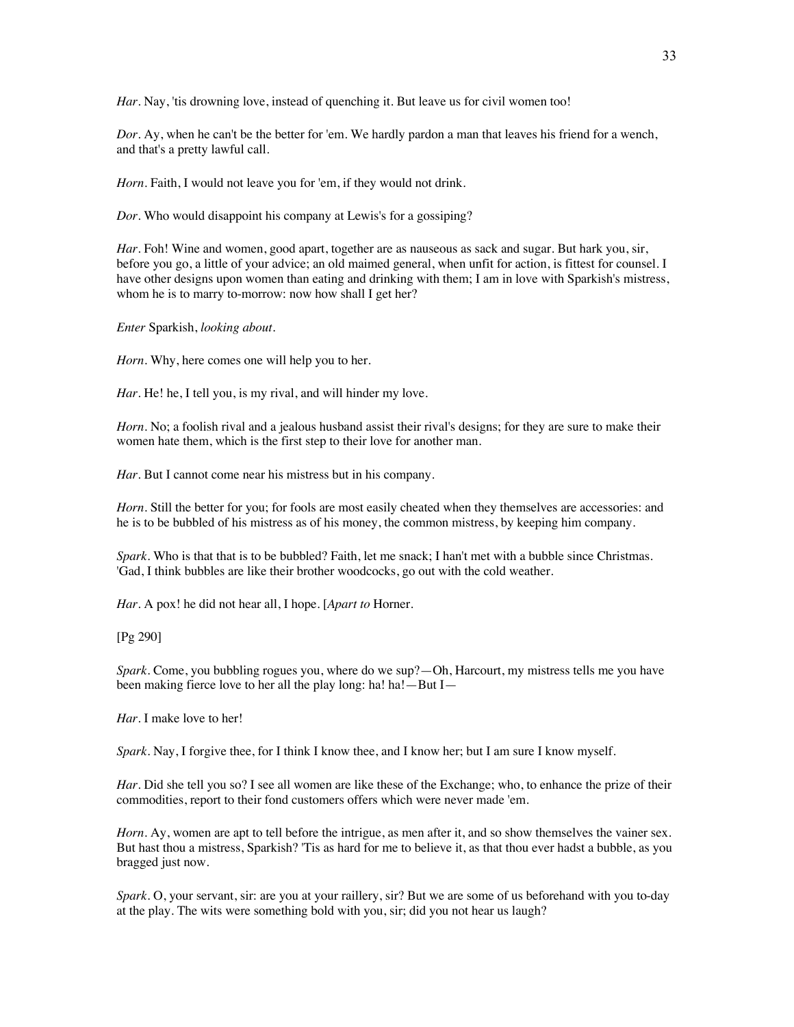*Har*. Nay, 'tis drowning love, instead of quenching it. But leave us for civil women too!

*Dor*. Ay, when he can't be the better for 'em. We hardly pardon a man that leaves his friend for a wench, and that's a pretty lawful call.

*Horn*. Faith, I would not leave you for 'em, if they would not drink.

*Dor*. Who would disappoint his company at Lewis's for a gossiping?

*Har*. Foh! Wine and women, good apart, together are as nauseous as sack and sugar. But hark you, sir, before you go, a little of your advice; an old maimed general, when unfit for action, is fittest for counsel. I have other designs upon women than eating and drinking with them; I am in love with Sparkish's mistress, whom he is to marry to-morrow: now how shall I get her?

*Enter* Sparkish, *looking about*.

*Horn*. Why, here comes one will help you to her.

*Har*. He! he, I tell you, is my rival, and will hinder my love.

*Horn*. No; a foolish rival and a jealous husband assist their rival's designs; for they are sure to make their women hate them, which is the first step to their love for another man.

*Har*. But I cannot come near his mistress but in his company.

*Horn*. Still the better for you; for fools are most easily cheated when they themselves are accessories: and he is to be bubbled of his mistress as of his money, the common mistress, by keeping him company.

*Spark*. Who is that that is to be bubbled? Faith, let me snack; I han't met with a bubble since Christmas. 'Gad, I think bubbles are like their brother woodcocks, go out with the cold weather.

*Har*. A pox! he did not hear all, I hope. [*Apart to* Horner.

[Pg 290]

*Spark*. Come, you bubbling rogues you, where do we sup?—Oh, Harcourt, my mistress tells me you have been making fierce love to her all the play long: ha! ha!—But I—

*Har*. I make love to her!

*Spark*. Nay, I forgive thee, for I think I know thee, and I know her; but I am sure I know myself.

*Har*. Did she tell you so? I see all women are like these of the Exchange; who, to enhance the prize of their commodities, report to their fond customers offers which were never made 'em.

*Horn*. Ay, women are apt to tell before the intrigue, as men after it, and so show themselves the vainer sex. But hast thou a mistress, Sparkish? 'Tis as hard for me to believe it, as that thou ever hadst a bubble, as you bragged just now.

*Spark*. O, your servant, sir: are you at your raillery, sir? But we are some of us beforehand with you to-day at the play. The wits were something bold with you, sir; did you not hear us laugh?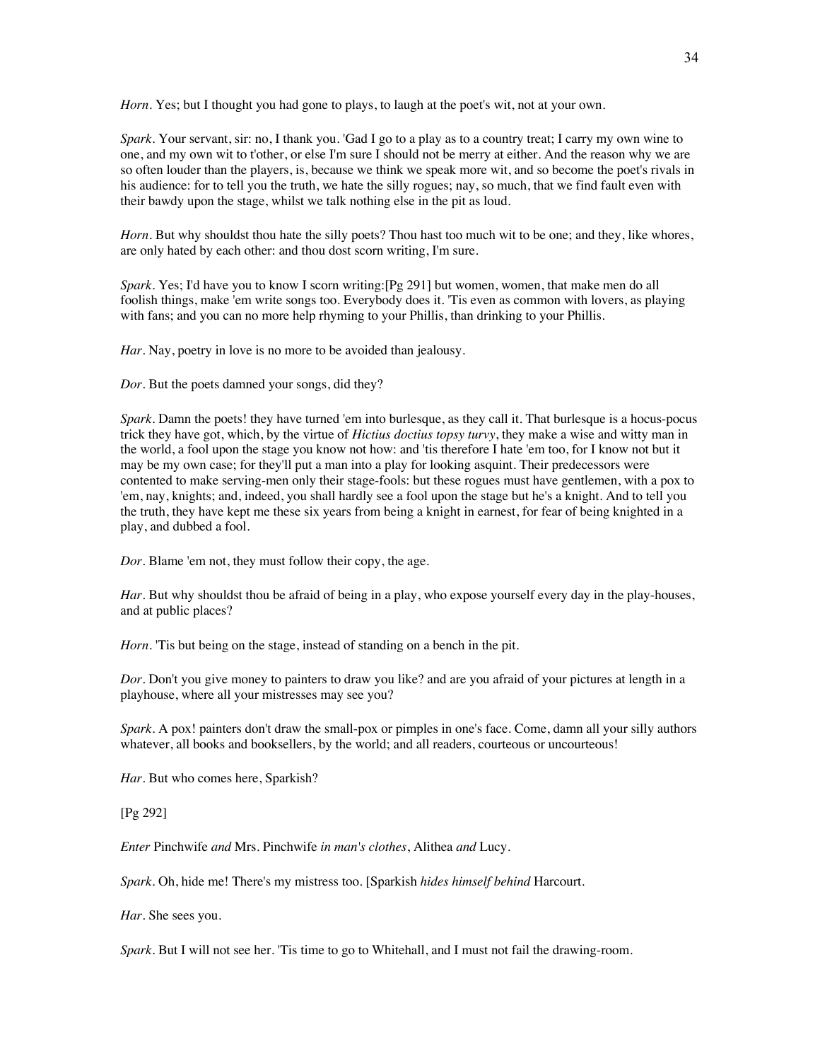*Horn*. Yes; but I thought you had gone to plays, to laugh at the poet's wit, not at your own.

*Spark*. Your servant, sir: no, I thank you. 'Gad I go to a play as to a country treat; I carry my own wine to one, and my own wit to t'other, or else I'm sure I should not be merry at either. And the reason why we are so often louder than the players, is, because we think we speak more wit, and so become the poet's rivals in his audience: for to tell you the truth, we hate the silly rogues; nay, so much, that we find fault even with their bawdy upon the stage, whilst we talk nothing else in the pit as loud.

*Horn*. But why shouldst thou hate the silly poets? Thou hast too much wit to be one; and they, like whores, are only hated by each other: and thou dost scorn writing, I'm sure.

*Spark*. Yes; I'd have you to know I scorn writing:[Pg 291] but women, women, that make men do all foolish things, make 'em write songs too. Everybody does it. 'Tis even as common with lovers, as playing with fans; and you can no more help rhyming to your Phillis, than drinking to your Phillis.

*Har*. Nay, poetry in love is no more to be avoided than jealousy.

*Dor*. But the poets damned your songs, did they?

*Spark*. Damn the poets! they have turned 'em into burlesque, as they call it. That burlesque is a hocus-pocus trick they have got, which, by the virtue of *Hictius doctius topsy turvy*, they make a wise and witty man in the world, a fool upon the stage you know not how: and 'tis therefore I hate 'em too, for I know not but it may be my own case; for they'll put a man into a play for looking asquint. Their predecessors were contented to make serving-men only their stage-fools: but these rogues must have gentlemen, with a pox to 'em, nay, knights; and, indeed, you shall hardly see a fool upon the stage but he's a knight. And to tell you the truth, they have kept me these six years from being a knight in earnest, for fear of being knighted in a play, and dubbed a fool.

*Dor*. Blame 'em not, they must follow their copy, the age.

*Har*. But why shouldst thou be afraid of being in a play, who expose yourself every day in the play-houses, and at public places?

*Horn*. 'Tis but being on the stage, instead of standing on a bench in the pit.

*Dor*. Don't you give money to painters to draw you like? and are you afraid of your pictures at length in a playhouse, where all your mistresses may see you?

*Spark*. A pox! painters don't draw the small-pox or pimples in one's face. Come, damn all your silly authors whatever, all books and booksellers, by the world; and all readers, courteous or uncourteous!

*Har*. But who comes here, Sparkish?

[Pg 292]

*Enter* Pinchwife *and* Mrs. Pinchwife *in man's clothes*, Alithea *and* Lucy.

*Spark*. Oh, hide me! There's my mistress too. [Sparkish *hides himself behind* Harcourt.

*Har*. She sees you.

*Spark*. But I will not see her. 'Tis time to go to Whitehall, and I must not fail the drawing-room.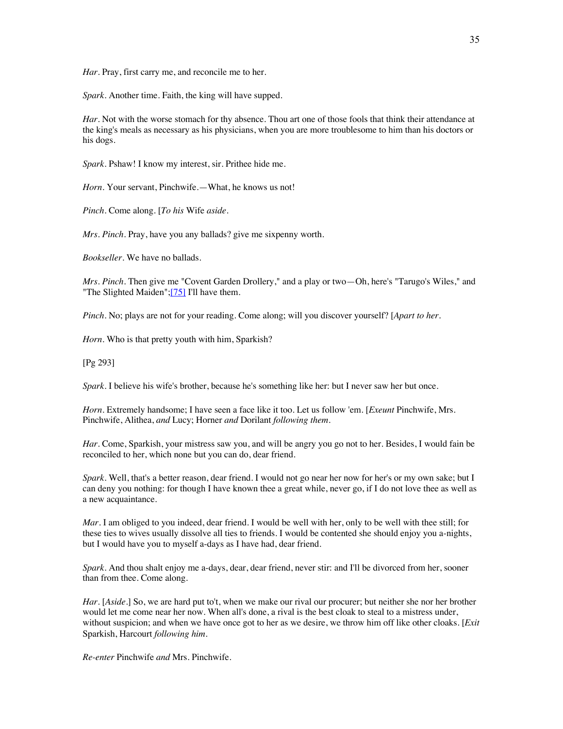*Har*. Pray, first carry me, and reconcile me to her.

*Spark*. Another time. Faith, the king will have supped.

*Har*. Not with the worse stomach for thy absence. Thou art one of those fools that think their attendance at the king's meals as necessary as his physicians, when you are more troublesome to him than his doctors or his dogs.

*Spark*. Pshaw! I know my interest, sir. Prithee hide me.

*Horn*. Your servant, Pinchwife.—What, he knows us not!

*Pinch*. Come along. [*To his* Wife *aside*.

*Mrs. Pinch*. Pray, have you any ballads? give me sixpenny worth.

*Bookseller*. We have no ballads.

*Mrs. Pinch*. Then give me "Covent Garden Drollery," and a play or two—Oh, here's "Tarugo's Wiles," and "The Slighted Maiden";[75] I'll have them.

*Pinch*. No; plays are not for your reading. Come along; will you discover yourself? [*Apart to her*.

*Horn*. Who is that pretty youth with him, Sparkish?

[Pg 293]

*Spark*. I believe his wife's brother, because he's something like her: but I never saw her but once.

*Horn*. Extremely handsome; I have seen a face like it too. Let us follow 'em. [*Exeunt* Pinchwife, Mrs. Pinchwife, Alithea, *and* Lucy; Horner *and* Dorilant *following them*.

*Har*. Come, Sparkish, your mistress saw you, and will be angry you go not to her. Besides, I would fain be reconciled to her, which none but you can do, dear friend.

*Spark*. Well, that's a better reason, dear friend. I would not go near her now for her's or my own sake; but I can deny you nothing: for though I have known thee a great while, never go, if I do not love thee as well as a new acquaintance.

*Mar*. I am obliged to you indeed, dear friend. I would be well with her, only to be well with thee still; for these ties to wives usually dissolve all ties to friends. I would be contented she should enjoy you a-nights, but I would have you to myself a-days as I have had, dear friend.

*Spark*. And thou shalt enjoy me a-days, dear, dear friend, never stir: and I'll be divorced from her, sooner than from thee. Come along.

*Har*. [*Aside*.] So, we are hard put to't, when we make our rival our procurer; but neither she nor her brother would let me come near her now. When all's done, a rival is the best cloak to steal to a mistress under, without suspicion; and when we have once got to her as we desire, we throw him off like other cloaks. [*Exit* Sparkish, Harcourt *following him*.

*Re-enter* Pinchwife *and* Mrs. Pinchwife.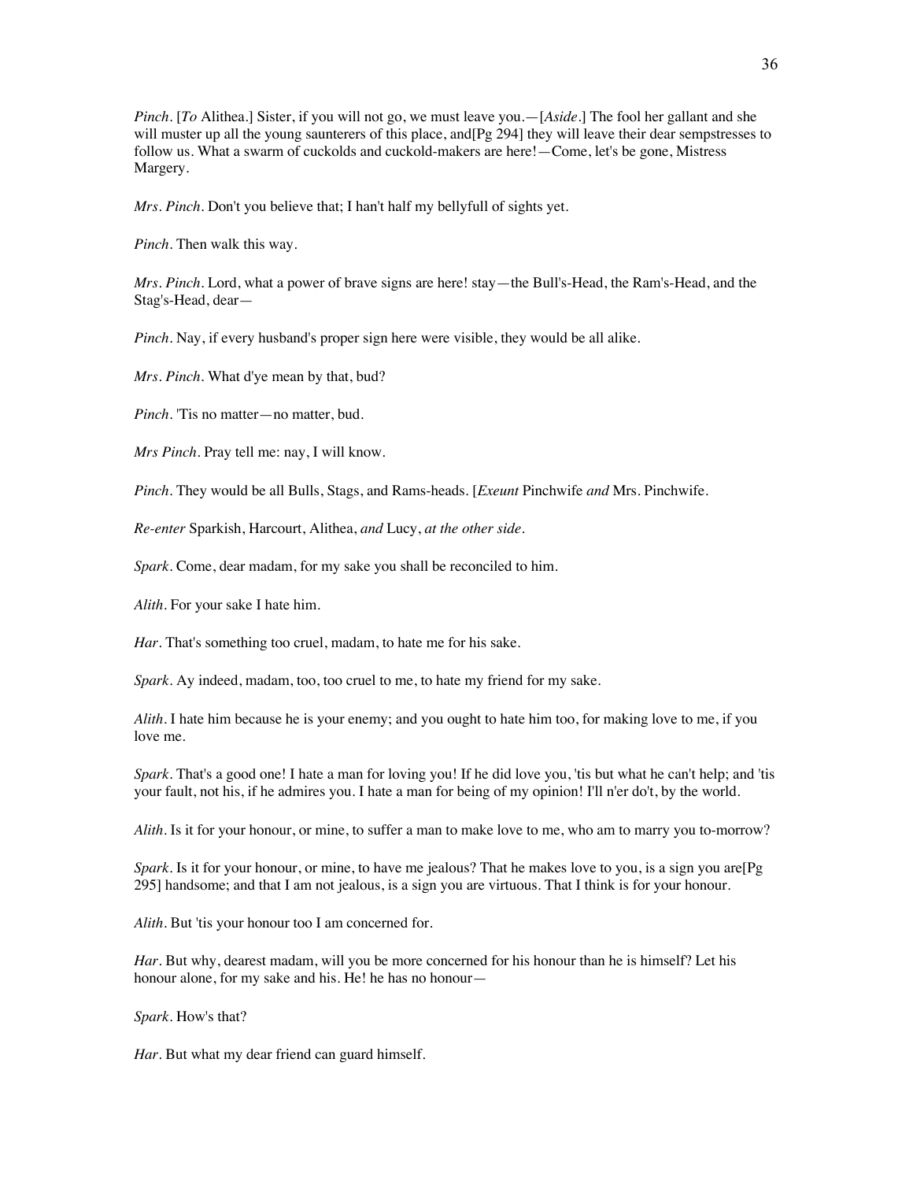*Pinch*. [*To* Alithea.] Sister, if you will not go, we must leave you.—[*Aside*.] The fool her gallant and she will muster up all the young saunterers of this place, and[Pg 294] they will leave their dear sempstresses to follow us. What a swarm of cuckolds and cuckold-makers are here!—Come, let's be gone, Mistress Margery.

*Mrs. Pinch*. Don't you believe that; I han't half my bellyfull of sights yet.

*Pinch*. Then walk this way.

*Mrs. Pinch*. Lord, what a power of brave signs are here! stay—the Bull's-Head, the Ram's-Head, and the Stag's-Head, dear—

*Pinch*. Nay, if every husband's proper sign here were visible, they would be all alike.

*Mrs. Pinch*. What d'ye mean by that, bud?

*Pinch*. 'Tis no matter—no matter, bud.

*Mrs Pinch*. Pray tell me: nay, I will know.

*Pinch*. They would be all Bulls, Stags, and Rams-heads. [*Exeunt* Pinchwife *and* Mrs. Pinchwife.

*Re-enter* Sparkish, Harcourt, Alithea, *and* Lucy, *at the other side*.

*Spark*. Come, dear madam, for my sake you shall be reconciled to him.

*Alith*. For your sake I hate him.

*Har*. That's something too cruel, madam, to hate me for his sake.

*Spark*. Ay indeed, madam, too, too cruel to me, to hate my friend for my sake.

*Alith*. I hate him because he is your enemy; and you ought to hate him too, for making love to me, if you love me.

*Spark*. That's a good one! I hate a man for loving you! If he did love you, 'tis but what he can't help; and 'tis your fault, not his, if he admires you. I hate a man for being of my opinion! I'll n'er do't, by the world.

*Alith*. Is it for your honour, or mine, to suffer a man to make love to me, who am to marry you to-morrow?

*Spark*. Is it for your honour, or mine, to have me jealous? That he makes love to you, is a sign you are[Pg 295] handsome; and that I am not jealous, is a sign you are virtuous. That I think is for your honour.

*Alith*. But 'tis your honour too I am concerned for.

*Har*. But why, dearest madam, will you be more concerned for his honour than he is himself? Let his honour alone, for my sake and his. He! he has no honour—

*Spark*. How's that?

*Har*. But what my dear friend can guard himself.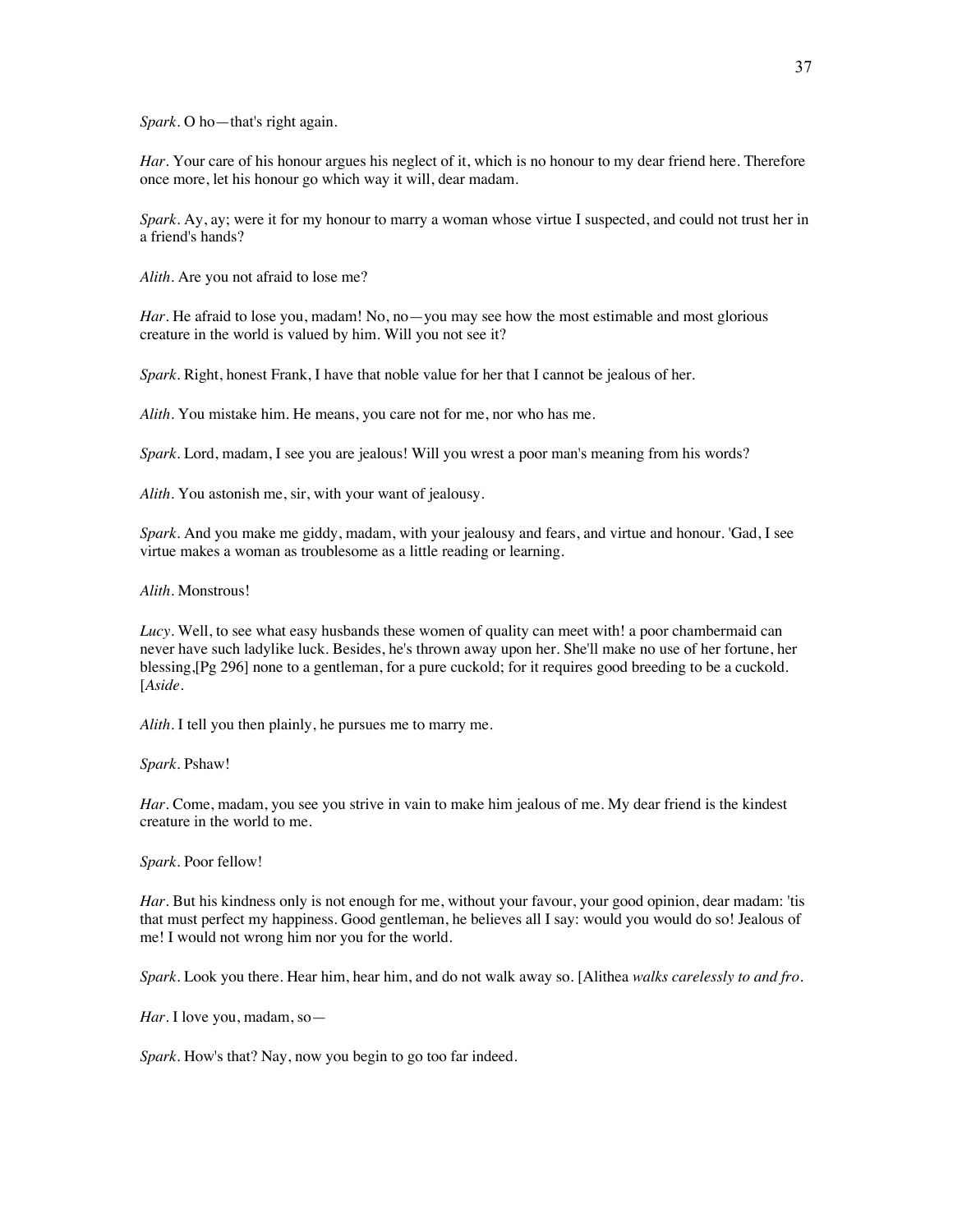*Spark*. O ho—that's right again.

*Har*. Your care of his honour argues his neglect of it, which is no honour to my dear friend here. Therefore once more, let his honour go which way it will, dear madam.

*Spark*. Ay, ay; were it for my honour to marry a woman whose virtue I suspected, and could not trust her in a friend's hands?

*Alith*. Are you not afraid to lose me?

*Har*. He afraid to lose you, madam! No, no—you may see how the most estimable and most glorious creature in the world is valued by him. Will you not see it?

*Spark*. Right, honest Frank, I have that noble value for her that I cannot be jealous of her.

*Alith*. You mistake him. He means, you care not for me, nor who has me.

*Spark*. Lord, madam, I see you are jealous! Will you wrest a poor man's meaning from his words?

*Alith*. You astonish me, sir, with your want of jealousy.

*Spark*. And you make me giddy, madam, with your jealousy and fears, and virtue and honour. 'Gad, I see virtue makes a woman as troublesome as a little reading or learning.

*Alith*. Monstrous!

*Lucy*. Well, to see what easy husbands these women of quality can meet with! a poor chambermaid can never have such ladylike luck. Besides, he's thrown away upon her. She'll make no use of her fortune, her blessing,[Pg 296] none to a gentleman, for a pure cuckold; for it requires good breeding to be a cuckold. [*Aside*.

*Alith*. I tell you then plainly, he pursues me to marry me.

*Spark*. Pshaw!

*Har*. Come, madam, you see you strive in vain to make him jealous of me. My dear friend is the kindest creature in the world to me.

*Spark*. Poor fellow!

*Har*. But his kindness only is not enough for me, without your favour, your good opinion, dear madam: 'tis that must perfect my happiness. Good gentleman, he believes all I say: would you would do so! Jealous of me! I would not wrong him nor you for the world.

*Spark*. Look you there. Hear him, hear him, and do not walk away so. [Alithea *walks carelessly to and fro*.

*Har*. I love you, madam, so—

*Spark*. How's that? Nay, now you begin to go too far indeed.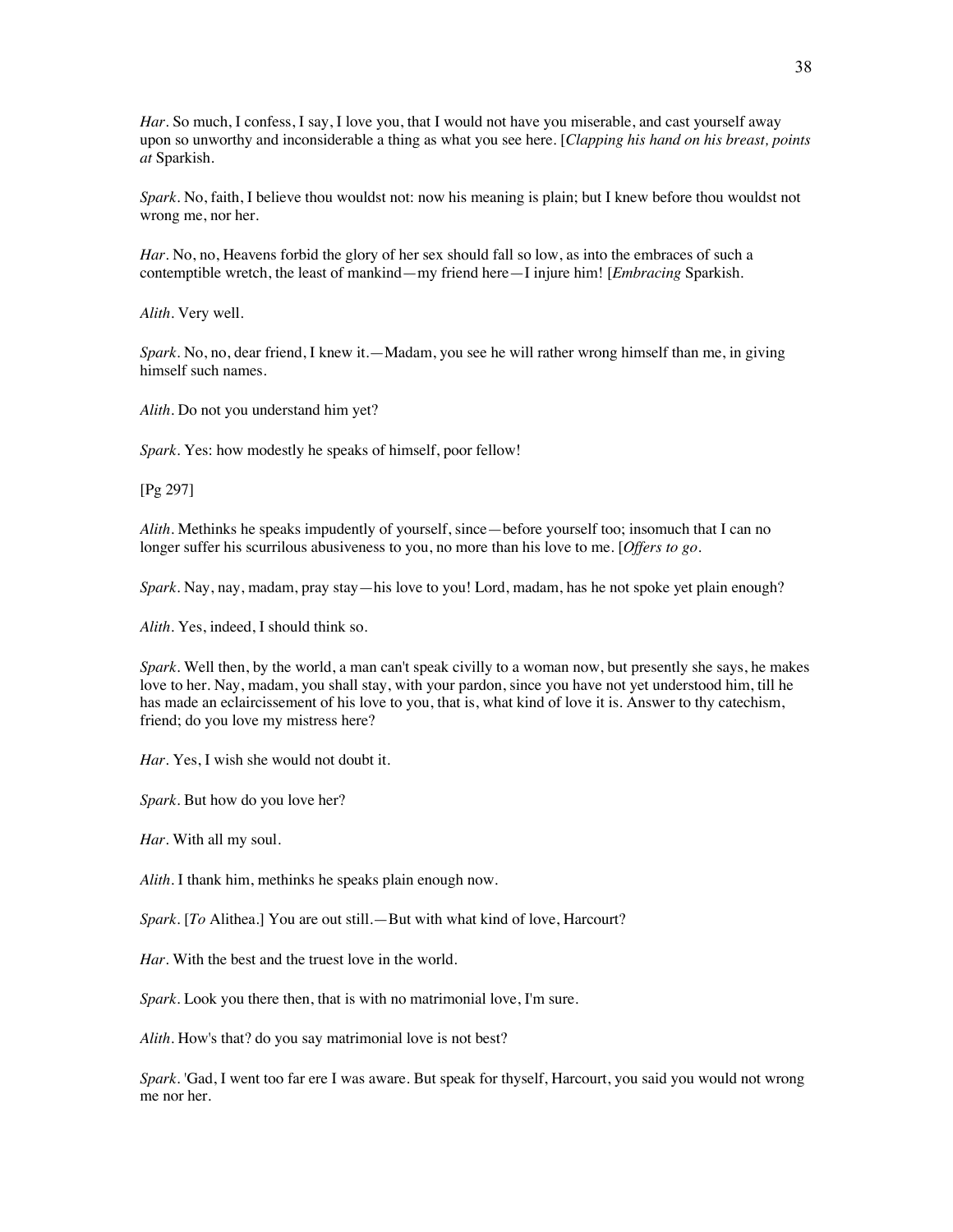*Har*. So much, I confess, I say, I love you, that I would not have you miserable, and cast yourself away upon so unworthy and inconsiderable a thing as what you see here. [*Clapping his hand on his breast, points at* Sparkish.

*Spark*. No, faith, I believe thou wouldst not: now his meaning is plain; but I knew before thou wouldst not wrong me, nor her.

*Har*. No, no, Heavens forbid the glory of her sex should fall so low, as into the embraces of such a contemptible wretch, the least of mankind—my friend here—I injure him! [*Embracing* Sparkish.

*Alith*. Very well.

*Spark*. No, no, dear friend, I knew it.—Madam, you see he will rather wrong himself than me, in giving himself such names.

*Alith*. Do not you understand him yet?

*Spark*. Yes: how modestly he speaks of himself, poor fellow!

[Pg 297]

*Alith*. Methinks he speaks impudently of yourself, since—before yourself too; insomuch that I can no longer suffer his scurrilous abusiveness to you, no more than his love to me. [*Offers to go*.

*Spark*. Nay, nay, madam, pray stay—his love to you! Lord, madam, has he not spoke yet plain enough?

*Alith*. Yes, indeed, I should think so.

*Spark*. Well then, by the world, a man can't speak civilly to a woman now, but presently she says, he makes love to her. Nay, madam, you shall stay, with your pardon, since you have not yet understood him, till he has made an eclaircissement of his love to you, that is, what kind of love it is. Answer to thy catechism, friend; do you love my mistress here?

*Har*. Yes, I wish she would not doubt it.

*Spark*. But how do you love her?

*Har*. With all my soul.

*Alith*. I thank him, methinks he speaks plain enough now.

*Spark*. [*To* Alithea.] You are out still.—But with what kind of love, Harcourt?

*Har*. With the best and the truest love in the world.

*Spark*. Look you there then, that is with no matrimonial love, I'm sure.

*Alith*. How's that? do you say matrimonial love is not best?

*Spark*. 'Gad, I went too far ere I was aware. But speak for thyself, Harcourt, you said you would not wrong me nor her.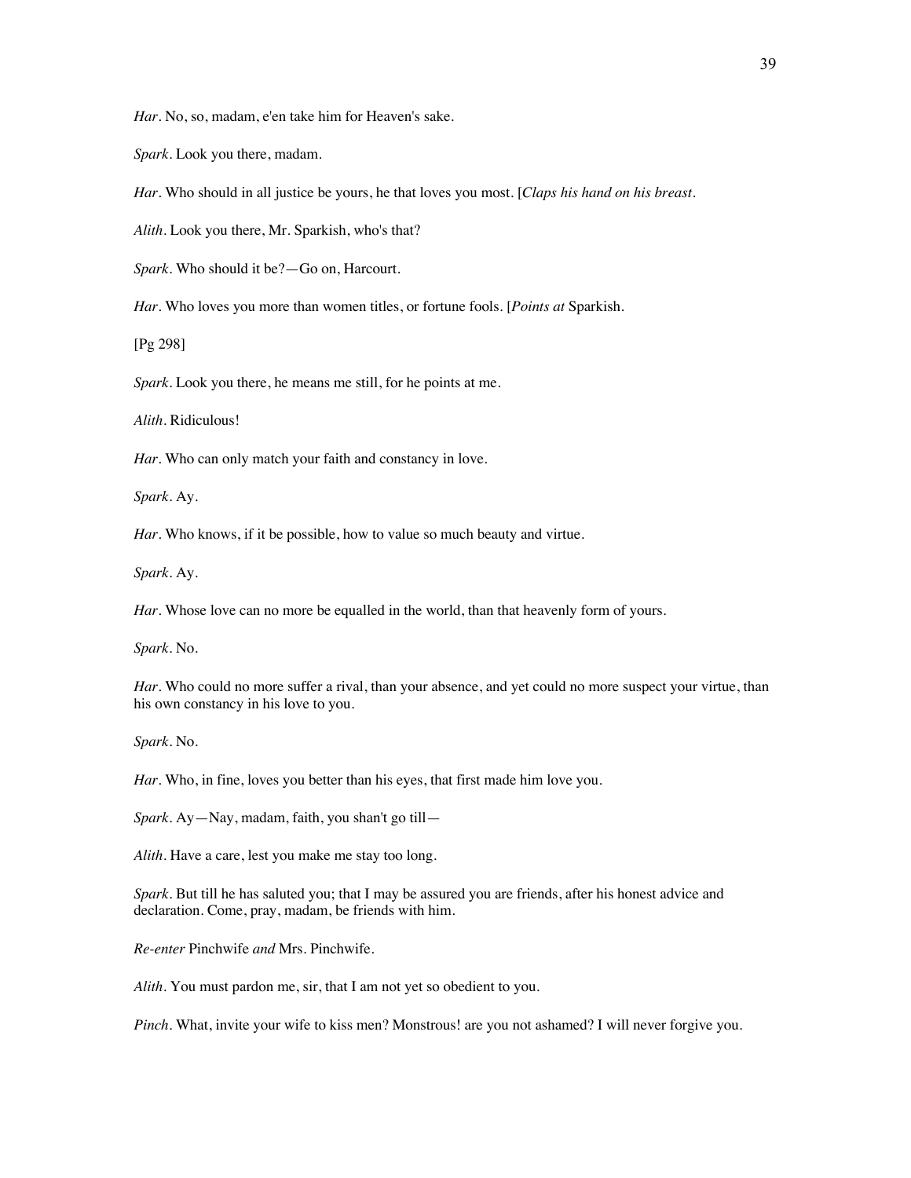*Har*. No, so, madam, e'en take him for Heaven's sake.

*Spark*. Look you there, madam.

*Har*. Who should in all justice be yours, he that loves you most. [*Claps his hand on his breast*.

*Alith*. Look you there, Mr. Sparkish, who's that?

*Spark*. Who should it be?—Go on, Harcourt.

*Har*. Who loves you more than women titles, or fortune fools. [*Points at* Sparkish.

[Pg 298]

*Spark*. Look you there, he means me still, for he points at me.

*Alith*. Ridiculous!

*Har*. Who can only match your faith and constancy in love.

*Spark*. Ay.

*Har*. Who knows, if it be possible, how to value so much beauty and virtue.

*Spark*. Ay.

*Har*. Whose love can no more be equalled in the world, than that heavenly form of yours.

*Spark*. No.

*Har*. Who could no more suffer a rival, than your absence, and yet could no more suspect your virtue, than his own constancy in his love to you.

*Spark*. No.

*Har*. Who, in fine, loves you better than his eyes, that first made him love you.

*Spark*. Ay—Nay, madam, faith, you shan't go till—

*Alith*. Have a care, lest you make me stay too long.

*Spark*. But till he has saluted you; that I may be assured you are friends, after his honest advice and declaration. Come, pray, madam, be friends with him.

*Re-enter* Pinchwife *and* Mrs. Pinchwife.

*Alith*. You must pardon me, sir, that I am not yet so obedient to you.

*Pinch*. What, invite your wife to kiss men? Monstrous! are you not ashamed? I will never forgive you.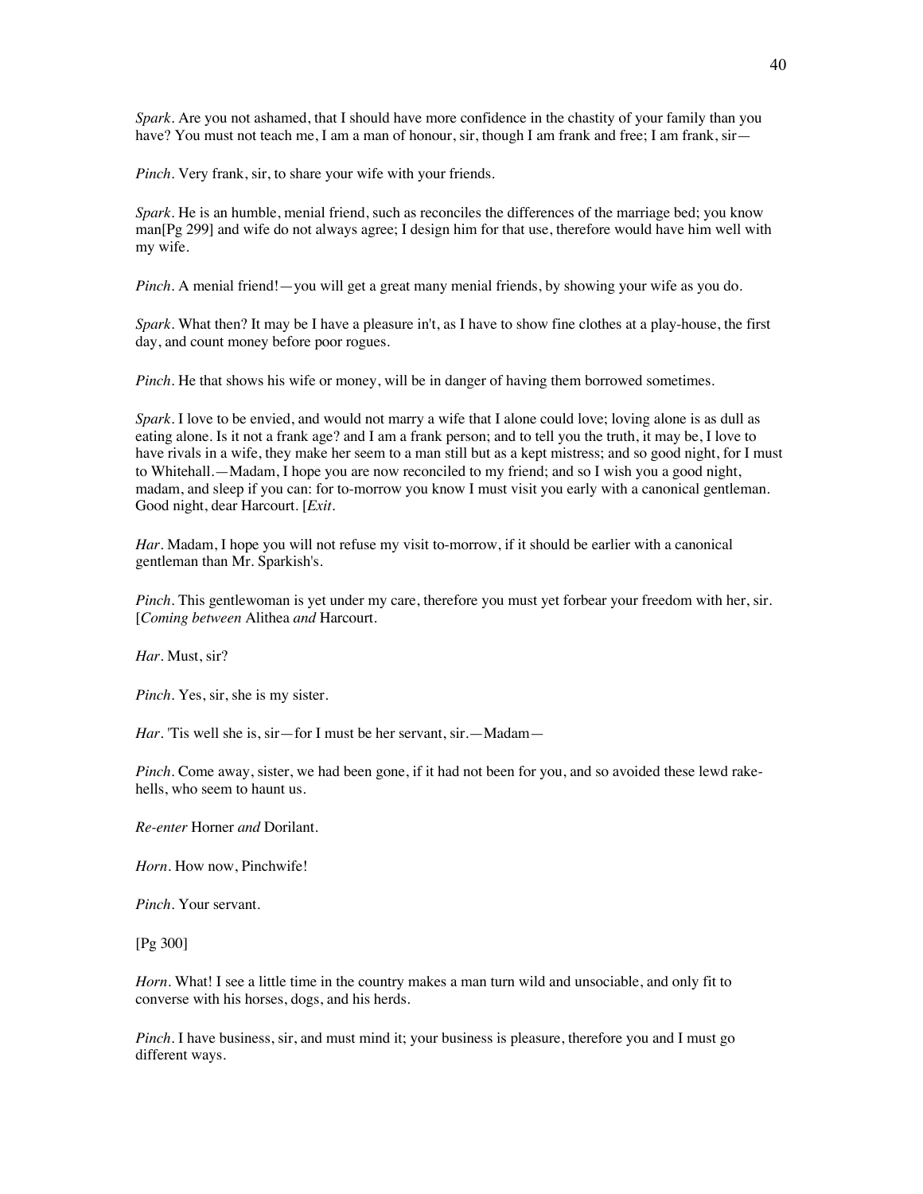*Spark*. Are you not ashamed, that I should have more confidence in the chastity of your family than you have? You must not teach me, I am a man of honour, sir, though I am frank and free; I am frank, sir—

*Pinch*. Very frank, sir, to share your wife with your friends.

*Spark*. He is an humble, menial friend, such as reconciles the differences of the marriage bed; you know man[Pg 299] and wife do not always agree; I design him for that use, therefore would have him well with my wife.

*Pinch*. A menial friend!—you will get a great many menial friends, by showing your wife as you do.

*Spark*. What then? It may be I have a pleasure in't, as I have to show fine clothes at a play-house, the first day, and count money before poor rogues.

*Pinch*. He that shows his wife or money, will be in danger of having them borrowed sometimes.

*Spark*. I love to be envied, and would not marry a wife that I alone could love; loving alone is as dull as eating alone. Is it not a frank age? and I am a frank person; and to tell you the truth, it may be, I love to have rivals in a wife, they make her seem to a man still but as a kept mistress; and so good night, for I must to Whitehall.—Madam, I hope you are now reconciled to my friend; and so I wish you a good night, madam, and sleep if you can: for to-morrow you know I must visit you early with a canonical gentleman. Good night, dear Harcourt. [*Exit*.

*Har*. Madam, I hope you will not refuse my visit to-morrow, if it should be earlier with a canonical gentleman than Mr. Sparkish's.

*Pinch*. This gentlewoman is yet under my care, therefore you must yet forbear your freedom with her, sir. [*Coming between* Alithea *and* Harcourt.

*Har*. Must, sir?

*Pinch*. Yes, sir, she is my sister.

*Har*. 'Tis well she is, sir—for I must be her servant, sir.—Madam—

*Pinch*. Come away, sister, we had been gone, if it had not been for you, and so avoided these lewd rake-hells, who seem to haunt us.

*Re-enter* Horner *and* Dorilant.

*Horn*. How now, Pinchwife!

*Pinch*. Your servant.

[Pg 300]

*Horn*. What! I see a little time in the country makes a man turn wild and unsociable, and only fit to converse with his horses, dogs, and his herds.

*Pinch*. I have business, sir, and must mind it; your business is pleasure, therefore you and I must go different ways.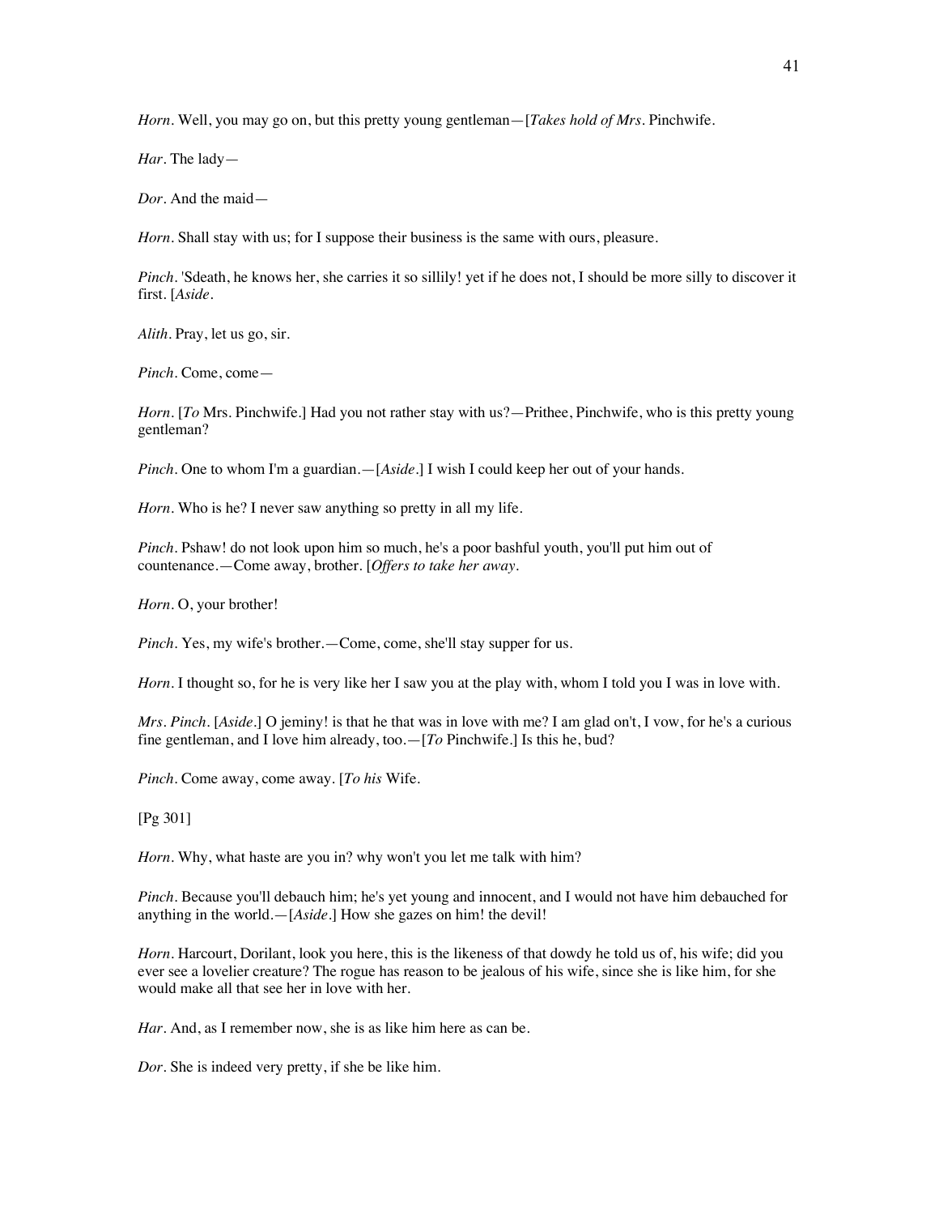*Horn*. Well, you may go on, but this pretty young gentleman—[*Takes hold of Mrs*. Pinchwife.

*Har*. The lady—

*Dor*. And the maid—

*Horn*. Shall stay with us; for I suppose their business is the same with ours, pleasure.

*Pinch*. 'Sdeath, he knows her, she carries it so sillily! yet if he does not, I should be more silly to discover it first. [*Aside*.

*Alith*. Pray, let us go, sir.

*Pinch*. Come, come—

*Horn*. [*To* Mrs. Pinchwife.] Had you not rather stay with us?—Prithee, Pinchwife, who is this pretty young gentleman?

*Pinch*. One to whom I'm a guardian.—[*Aside*.] I wish I could keep her out of your hands.

*Horn*. Who is he? I never saw anything so pretty in all my life.

*Pinch*. Pshaw! do not look upon him so much, he's a poor bashful youth, you'll put him out of countenance.—Come away, brother. [*Offers to take her away*.

*Horn*. O, your brother!

*Pinch*. Yes, my wife's brother.—Come, come, she'll stay supper for us.

*Horn*. I thought so, for he is very like her I saw you at the play with, whom I told you I was in love with.

*Mrs. Pinch*. [*Aside*.] O jeminy! is that he that was in love with me? I am glad on't, I vow, for he's a curious fine gentleman, and I love him already, too.—[*To* Pinchwife.] Is this he, bud?

*Pinch*. Come away, come away. [*To his* Wife.

[Pg 301]

*Horn*. Why, what haste are you in? why won't you let me talk with him?

*Pinch*. Because you'll debauch him; he's yet young and innocent, and I would not have him debauched for anything in the world.—[*Aside*.] How she gazes on him! the devil!

*Horn*. Harcourt, Dorilant, look you here, this is the likeness of that dowdy he told us of, his wife; did you ever see a lovelier creature? The rogue has reason to be jealous of his wife, since she is like him, for she would make all that see her in love with her.

*Har*. And, as I remember now, she is as like him here as can be.

*Dor*. She is indeed very pretty, if she be like him.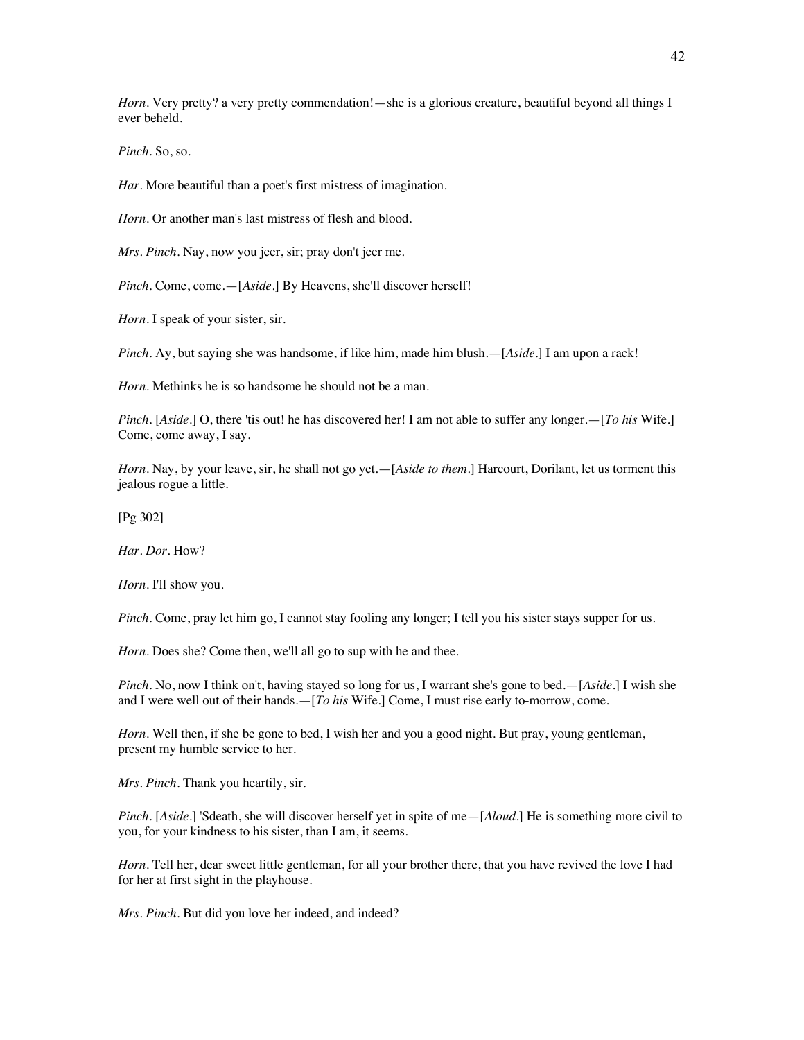*Horn*. Very pretty? a very pretty commendation!—she is a glorious creature, beautiful beyond all things I ever beheld.

*Pinch*. So, so.

*Har*. More beautiful than a poet's first mistress of imagination.

*Horn*. Or another man's last mistress of flesh and blood.

*Mrs. Pinch*. Nay, now you jeer, sir; pray don't jeer me.

*Pinch*. Come, come.—[*Aside*.] By Heavens, she'll discover herself!

*Horn*. I speak of your sister, sir.

*Pinch*. Ay, but saying she was handsome, if like him, made him blush.—[*Aside*.] I am upon a rack!

*Horn*. Methinks he is so handsome he should not be a man.

*Pinch*. [*Aside*.] O, there 'tis out! he has discovered her! I am not able to suffer any longer.—[*To his* Wife.] Come, come away, I say.

*Horn*. Nay, by your leave, sir, he shall not go yet.—[*Aside to them*.] Harcourt, Dorilant, let us torment this jealous rogue a little.

[Pg 302]

*Har*. *Dor*. How?

*Horn*. I'll show you.

*Pinch*. Come, pray let him go, I cannot stay fooling any longer; I tell you his sister stays supper for us.

*Horn*. Does she? Come then, we'll all go to sup with he and thee.

*Pinch*. No, now I think on't, having stayed so long for us, I warrant she's gone to bed.—[*Aside*.] I wish she and I were well out of their hands.—[*To his* Wife.] Come, I must rise early to-morrow, come.

*Horn*. Well then, if she be gone to bed, I wish her and you a good night. But pray, young gentleman, present my humble service to her.

*Mrs. Pinch*. Thank you heartily, sir.

*Pinch*. [*Aside*.] 'Sdeath, she will discover herself yet in spite of me—[*Aloud*.] He is something more civil to you, for your kindness to his sister, than I am, it seems.

*Horn*. Tell her, dear sweet little gentleman, for all your brother there, that you have revived the love I had for her at first sight in the playhouse.

*Mrs. Pinch*. But did you love her indeed, and indeed?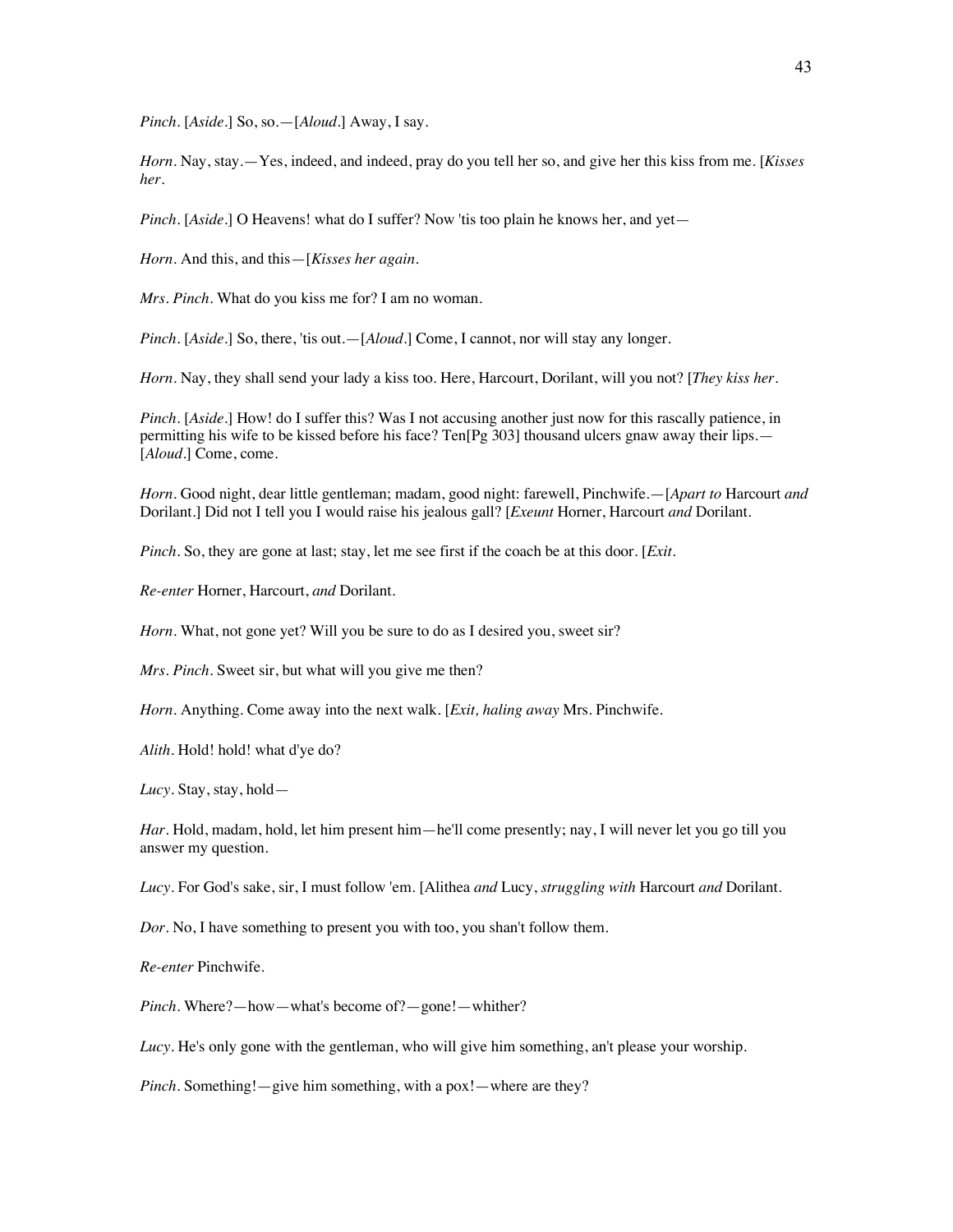*Pinch*. [*Aside*.] So, so.—[*Aloud*.] Away, I say.

*Horn*. Nay, stay.—Yes, indeed, and indeed, pray do you tell her so, and give her this kiss from me. [*Kisses her*.

*Pinch*. [*Aside*.] O Heavens! what do I suffer? Now 'tis too plain he knows her, and yet—

*Horn*. And this, and this—[*Kisses her again*.

*Mrs. Pinch*. What do you kiss me for? I am no woman.

*Pinch*. [*Aside*.] So, there, 'tis out.—[*Aloud*.] Come, I cannot, nor will stay any longer.

*Horn*. Nay, they shall send your lady a kiss too. Here, Harcourt, Dorilant, will you not? [*They kiss her*.

*Pinch*. [*Aside*.] How! do I suffer this? Was I not accusing another just now for this rascally patience, in permitting his wife to be kissed before his face? Ten[Pg 303] thousand ulcers gnaw away their lips.—[*Aloud*.] Come, come.

*Horn*. Good night, dear little gentleman; madam, good night: farewell, Pinchwife.—[*Apart to* Harcourt *and* Dorilant.] Did not I tell you I would raise his jealous gall? [*Exeunt* Horner, Harcourt *and* Dorilant.

*Pinch*. So, they are gone at last; stay, let me see first if the coach be at this door. [*Exit*.

*Re-enter* Horner, Harcourt, *and* Dorilant.

*Horn*. What, not gone yet? Will you be sure to do as I desired you, sweet sir?

*Mrs. Pinch*. Sweet sir, but what will you give me then?

*Horn*. Anything. Come away into the next walk. [*Exit, haling away* Mrs. Pinchwife.

*Alith*. Hold! hold! what d'ye do?

*Lucy*. Stay, stay, hold—

*Har*. Hold, madam, hold, let him present him—he'll come presently; nay, I will never let you go till you answer my question.

*Lucy*. For God's sake, sir, I must follow 'em. [Alithea *and* Lucy, *struggling with* Harcourt *and* Dorilant.

*Dor*. No, I have something to present you with too, you shan't follow them.

*Re-enter* Pinchwife.

*Pinch*. Where?—how—what's become of?—gone!—whither?

*Lucy*. He's only gone with the gentleman, who will give him something, an't please your worship.

*Pinch*. Something!—give him something, with a pox!—where are they?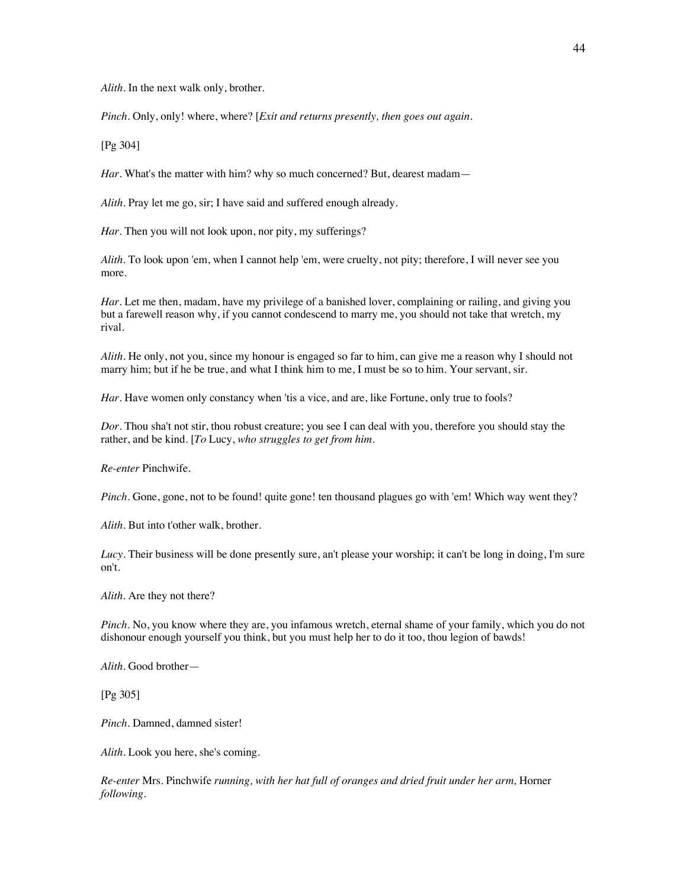*Alith*. In the next walk only, brother.

*Pinch*. Only, only! where, where? [*Exit and returns presently, then goes out again*.

[Pg 304]

*Har*. What's the matter with him? why so much concerned? But, dearest madam—

*Alith*. Pray let me go, sir; I have said and suffered enough already.

*Har*. Then you will not look upon, nor pity, my sufferings?

*Alith*. To look upon 'em, when I cannot help 'em, were cruelty, not pity; therefore, I will never see you more.

*Har*. Let me then, madam, have my privilege of a banished lover, complaining or railing, and giving you but a farewell reason why, if you cannot condescend to marry me, you should not take that wretch, my rival.

*Alith*. He only, not you, since my honour is engaged so far to him, can give me a reason why I should not marry him; but if he be true, and what I think him to me, I must be so to him. Your servant, sir.

*Har*. Have women only constancy when 'tis a vice, and are, like Fortune, only true to fools?

*Dor*. Thou sha't not stir, thou robust creature; you see I can deal with you, therefore you should stay the rather, and be kind. [*To* Lucy, *who struggles to get from him*.

*Re-enter* Pinchwife.

*Pinch*. Gone, gone, not to be found! quite gone! ten thousand plagues go with 'em! Which way went they?

*Alith*. But into t'other walk, brother.

*Lucy*. Their business will be done presently sure, an't please your worship; it can't be long in doing, I'm sure on't.

*Alith*. Are they not there?

*Pinch*. No, you know where they are, you infamous wretch, eternal shame of your family, which you do not dishonour enough yourself you think, but you must help her to do it too, thou legion of bawds!

*Alith*. Good brother—

[Pg 305]

*Pinch*. Damned, damned sister!

*Alith*. Look you here, she's coming.

*Re-enter* Mrs. Pinchwife *running, with her hat full of oranges and dried fruit under her arm,* Horner *following*.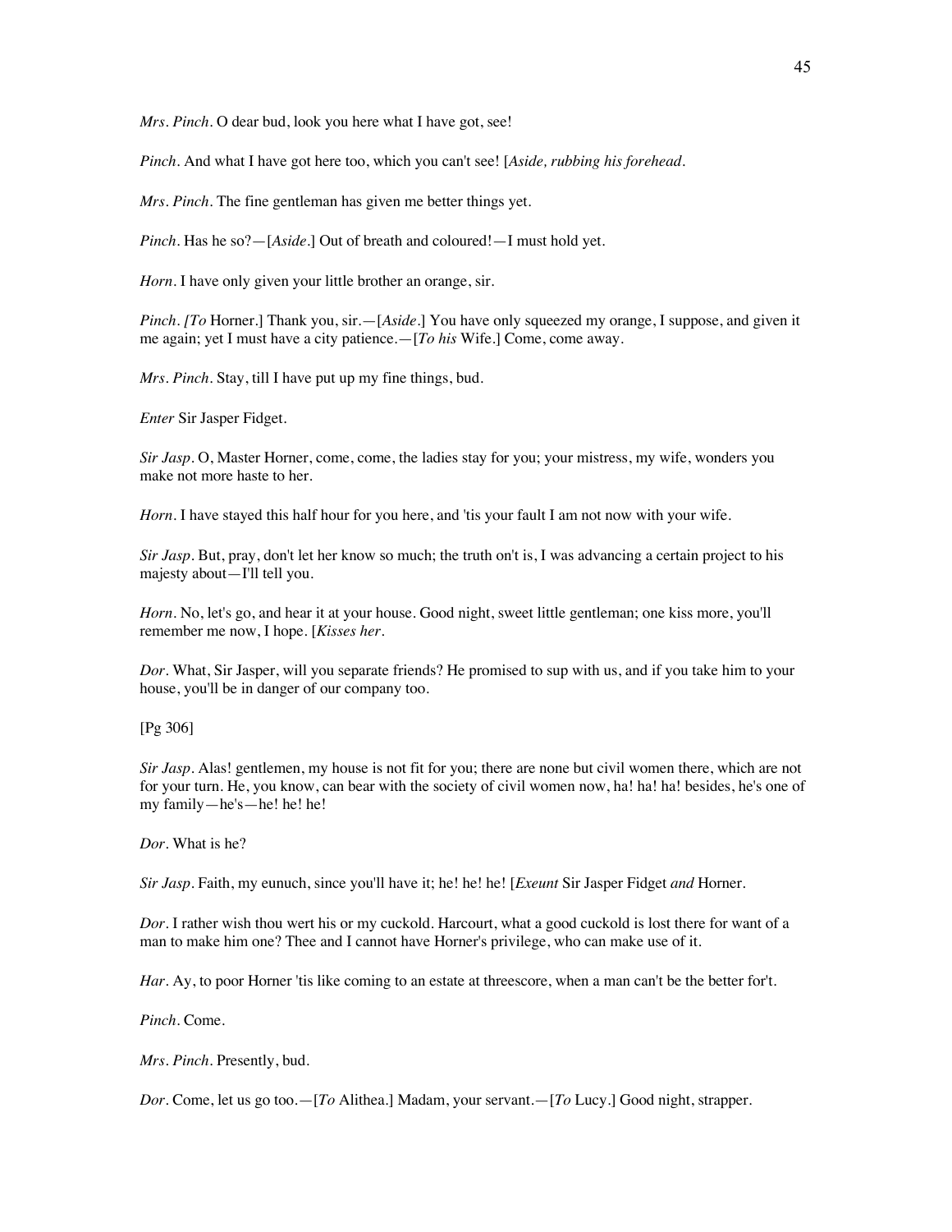*Mrs. Pinch*. O dear bud, look you here what I have got, see!

*Pinch*. And what I have got here too, which you can't see! [*Aside, rubbing his forehead*.

*Mrs. Pinch*. The fine gentleman has given me better things yet.

*Pinch*. Has he so?—[*Aside*.] Out of breath and coloured!—I must hold yet.

*Horn*. I have only given your little brother an orange, sir.

*Pinch*. *[To* Horner.] Thank you, sir.—[*Aside*.] You have only squeezed my orange, I suppose, and given it me again; yet I must have a city patience.—[*To his* Wife.] Come, come away.

*Mrs. Pinch*. Stay, till I have put up my fine things, bud.

*Enter* Sir Jasper Fidget.

*Sir Jasp*. O, Master Horner, come, come, the ladies stay for you; your mistress, my wife, wonders you make not more haste to her.

*Horn*. I have stayed this half hour for you here, and 'tis your fault I am not now with your wife.

*Sir Jasp*. But, pray, don't let her know so much; the truth on't is, I was advancing a certain project to his majesty about—I'll tell you.

*Horn*. No, let's go, and hear it at your house. Good night, sweet little gentleman; one kiss more, you'll remember me now, I hope. [*Kisses her*.

*Dor*. What, Sir Jasper, will you separate friends? He promised to sup with us, and if you take him to your house, you'll be in danger of our company too.

[Pg 306]

*Sir Jasp*. Alas! gentlemen, my house is not fit for you; there are none but civil women there, which are not for your turn. He, you know, can bear with the society of civil women now, ha! ha! ha! besides, he's one of my family—he's—he! he! he!

*Dor*. What is he?

*Sir Jasp*. Faith, my eunuch, since you'll have it; he! he! he! [*Exeunt* Sir Jasper Fidget *and* Horner.

*Dor*. I rather wish thou wert his or my cuckold. Harcourt, what a good cuckold is lost there for want of a man to make him one? Thee and I cannot have Horner's privilege, who can make use of it.

*Har*. Ay, to poor Horner 'tis like coming to an estate at threescore, when a man can't be the better for't.

*Pinch*. Come.

*Mrs. Pinch*. Presently, bud.

*Dor*. Come, let us go too.—[*To* Alithea.] Madam, your servant.—[*To* Lucy.] Good night, strapper.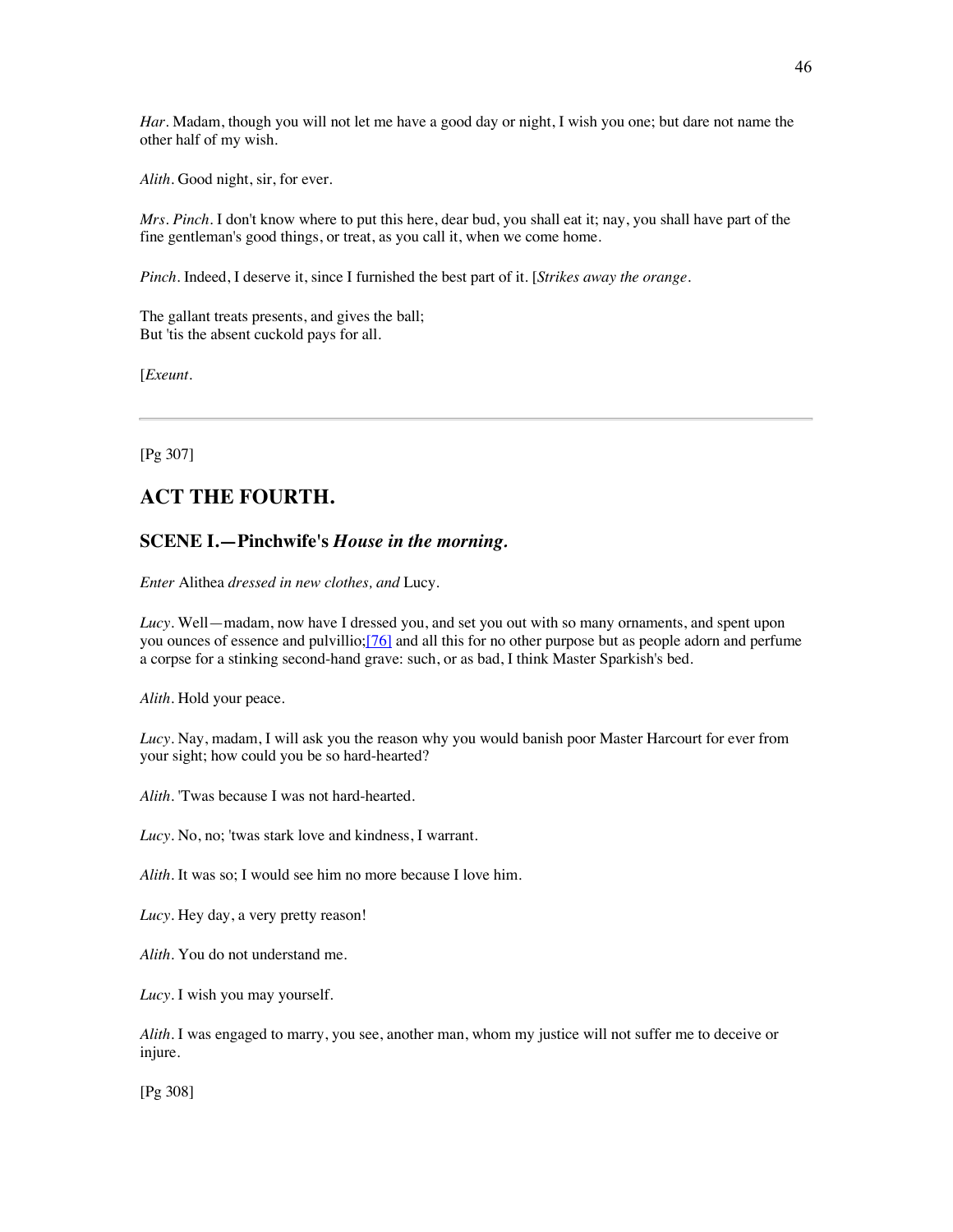*Har*. Madam, though you will not let me have a good day or night, I wish you one; but dare not name the other half of my wish.

*Alith*. Good night, sir, for ever.

*Mrs. Pinch*. I don't know where to put this here, dear bud, you shall eat it; nay, you shall have part of the fine gentleman's good things, or treat, as you call it, when we come home.

*Pinch*. Indeed, I deserve it, since I furnished the best part of it. [*Strikes away the orange*.

The gallant treats presents, and gives the ball;
But 'tis the absent cuckold pays for all.

[*Exeunt*.

---

[Pg 307]

## ACT THE FOURTH.

### SCENE I.—Pinchwife's *House in the morning.*

*Enter* Alithea *dressed in new clothes, and* Lucy.

*Lucy*. Well—madam, now have I dressed you, and set you out with so many ornaments, and spent upon you ounces of essence and pulvillio;[76] and all this for no other purpose but as people adorn and perfume a corpse for a stinking second-hand grave: such, or as bad, I think Master Sparkish's bed.

*Alith*. Hold your peace.

*Lucy*. Nay, madam, I will ask you the reason why you would banish poor Master Harcourt for ever from your sight; how could you be so hard-hearted?

*Alith*. 'Twas because I was not hard-hearted.

*Lucy*. No, no; 'twas stark love and kindness, I warrant.

*Alith*. It was so; I would see him no more because I love him.

*Lucy*. Hey day, a very pretty reason!

*Alith*. You do not understand me.

*Lucy*. I wish you may yourself.

*Alith*. I was engaged to marry, you see, another man, whom my justice will not suffer me to deceive or injure.

[Pg 308]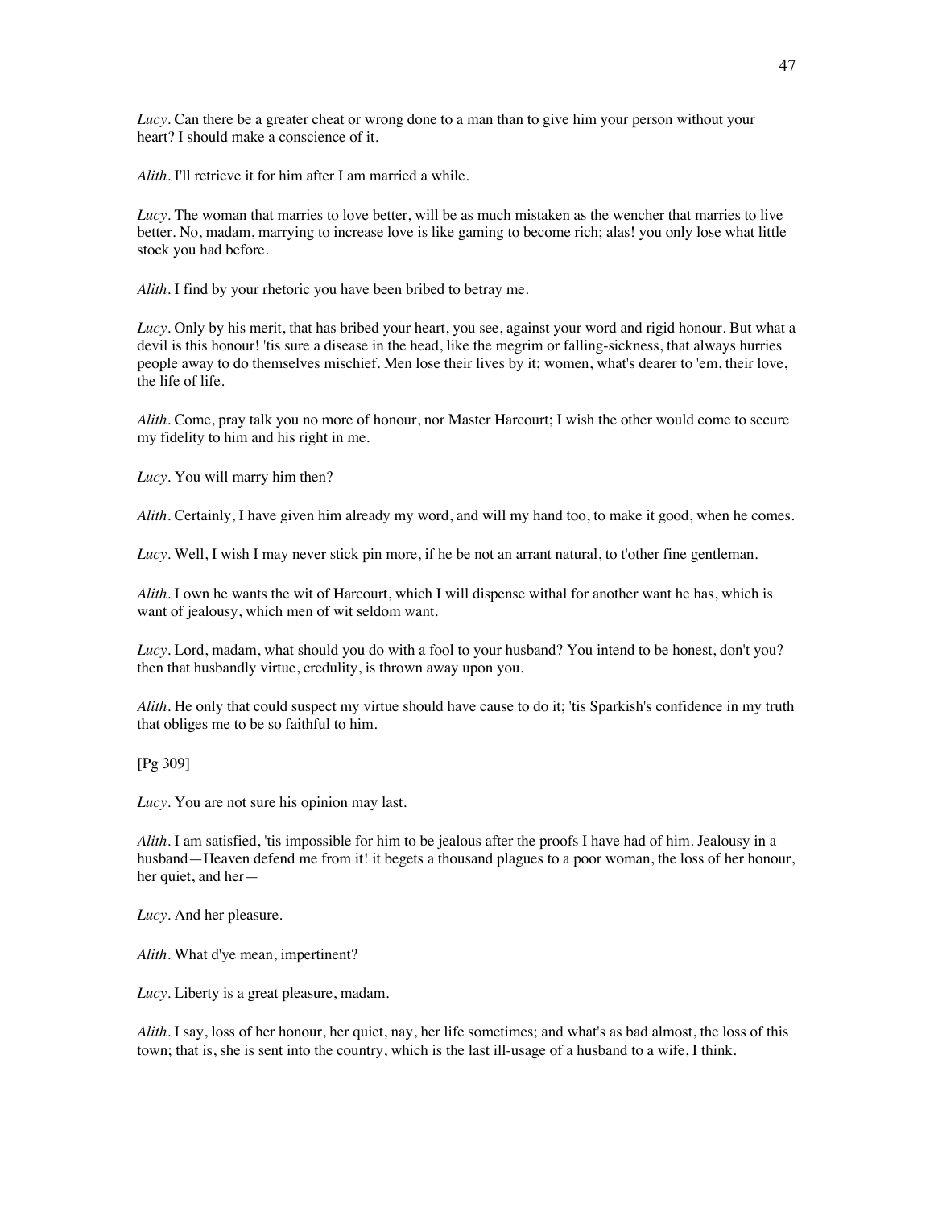*Lucy*. Can there be a greater cheat or wrong done to a man than to give him your person without your heart? I should make a conscience of it.

*Alith*. I'll retrieve it for him after I am married a while.

*Lucy*. The woman that marries to love better, will be as much mistaken as the wencher that marries to live better. No, madam, marrying to increase love is like gaming to become rich; alas! you only lose what little stock you had before.

*Alith*. I find by your rhetoric you have been bribed to betray me.

*Lucy*. Only by his merit, that has bribed your heart, you see, against your word and rigid honour. But what a devil is this honour! 'tis sure a disease in the head, like the megrim or falling-sickness, that always hurries people away to do themselves mischief. Men lose their lives by it; women, what's dearer to 'em, their love, the life of life.

*Alith*. Come, pray talk you no more of honour, nor Master Harcourt; I wish the other would come to secure my fidelity to him and his right in me.

*Lucy*. You will marry him then?

*Alith*. Certainly, I have given him already my word, and will my hand too, to make it good, when he comes.

*Lucy*. Well, I wish I may never stick pin more, if he be not an arrant natural, to t'other fine gentleman.

*Alith*. I own he wants the wit of Harcourt, which I will dispense withal for another want he has, which is want of jealousy, which men of wit seldom want.

*Lucy*. Lord, madam, what should you do with a fool to your husband? You intend to be honest, don't you? then that husbandly virtue, credulity, is thrown away upon you.

*Alith*. He only that could suspect my virtue should have cause to do it; 'tis Sparkish's confidence in my truth that obliges me to be so faithful to him.

[Pg 309]

*Lucy*. You are not sure his opinion may last.

*Alith*. I am satisfied, 'tis impossible for him to be jealous after the proofs I have had of him. Jealousy in a husband—Heaven defend me from it! it begets a thousand plagues to a poor woman, the loss of her honour, her quiet, and her—

*Lucy*. And her pleasure.

*Alith*. What d'ye mean, impertinent?

*Lucy*. Liberty is a great pleasure, madam.

*Alith*. I say, loss of her honour, her quiet, nay, her life sometimes; and what's as bad almost, the loss of this town; that is, she is sent into the country, which is the last ill-usage of a husband to a wife, I think.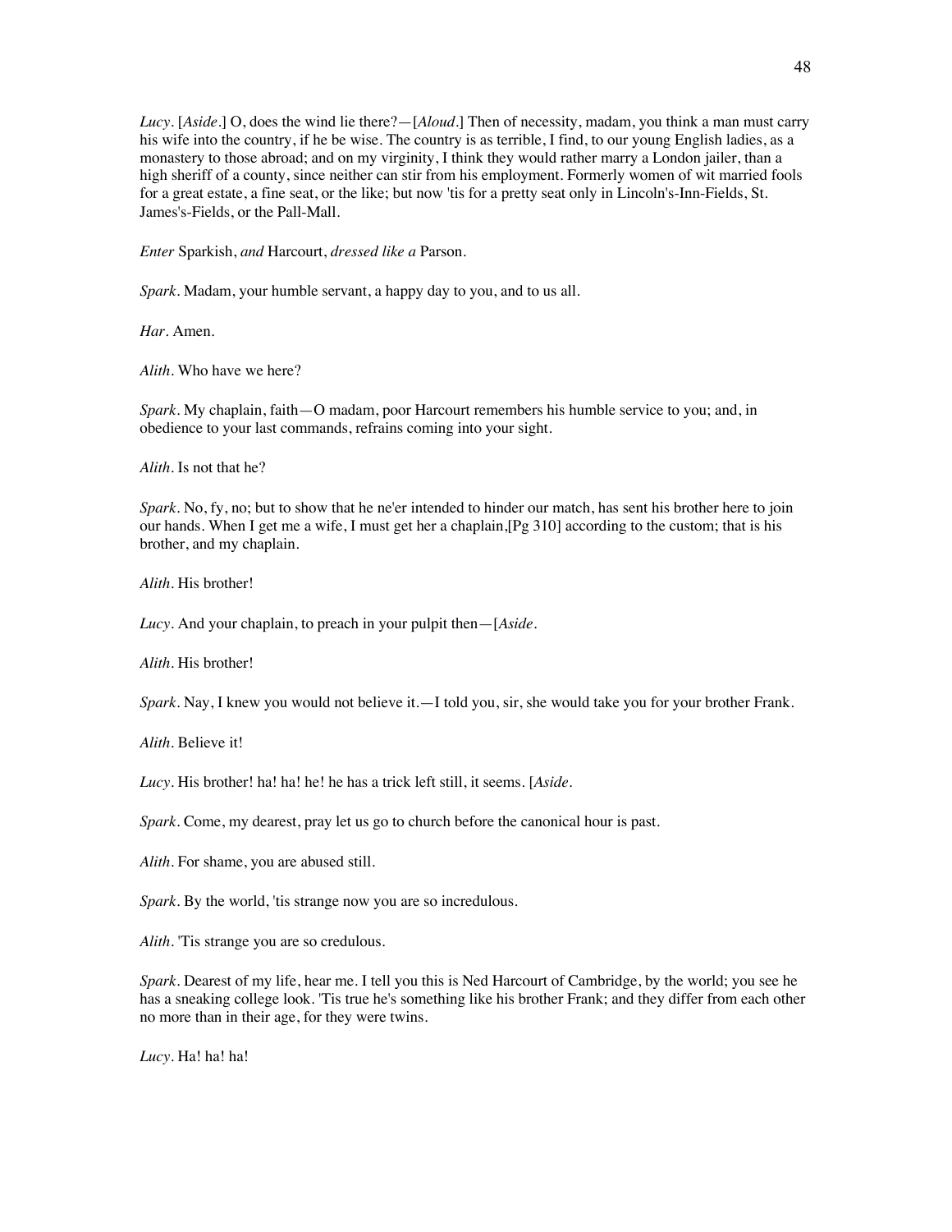*Lucy*. [*Aside*.] O, does the wind lie there?—[*Aloud*.] Then of necessity, madam, you think a man must carry his wife into the country, if he be wise. The country is as terrible, I find, to our young English ladies, as a monastery to those abroad; and on my virginity, I think they would rather marry a London jailer, than a high sheriff of a county, since neither can stir from his employment. Formerly women of wit married fools for a great estate, a fine seat, or the like; but now 'tis for a pretty seat only in Lincoln's-Inn-Fields, St. James's-Fields, or the Pall-Mall.

*Enter* Sparkish, *and* Harcourt, *dressed like a* Parson.

*Spark*. Madam, your humble servant, a happy day to you, and to us all.

*Har*. Amen.

*Alith*. Who have we here?

*Spark*. My chaplain, faith—O madam, poor Harcourt remembers his humble service to you; and, in obedience to your last commands, refrains coming into your sight.

*Alith*. Is not that he?

*Spark*. No, fy, no; but to show that he ne'er intended to hinder our match, has sent his brother here to join our hands. When I get me a wife, I must get her a chaplain,[Pg 310] according to the custom; that is his brother, and my chaplain.

*Alith*. His brother!

*Lucy*. And your chaplain, to preach in your pulpit then—[*Aside*.

*Alith*. His brother!

*Spark*. Nay, I knew you would not believe it.—I told you, sir, she would take you for your brother Frank.

*Alith*. Believe it!

*Lucy*. His brother! ha! ha! he! he has a trick left still, it seems. [*Aside*.

*Spark*. Come, my dearest, pray let us go to church before the canonical hour is past.

*Alith*. For shame, you are abused still.

*Spark*. By the world, 'tis strange now you are so incredulous.

*Alith*. 'Tis strange you are so credulous.

*Spark*. Dearest of my life, hear me. I tell you this is Ned Harcourt of Cambridge, by the world; you see he has a sneaking college look. 'Tis true he's something like his brother Frank; and they differ from each other no more than in their age, for they were twins.

*Lucy*. Ha! ha! ha!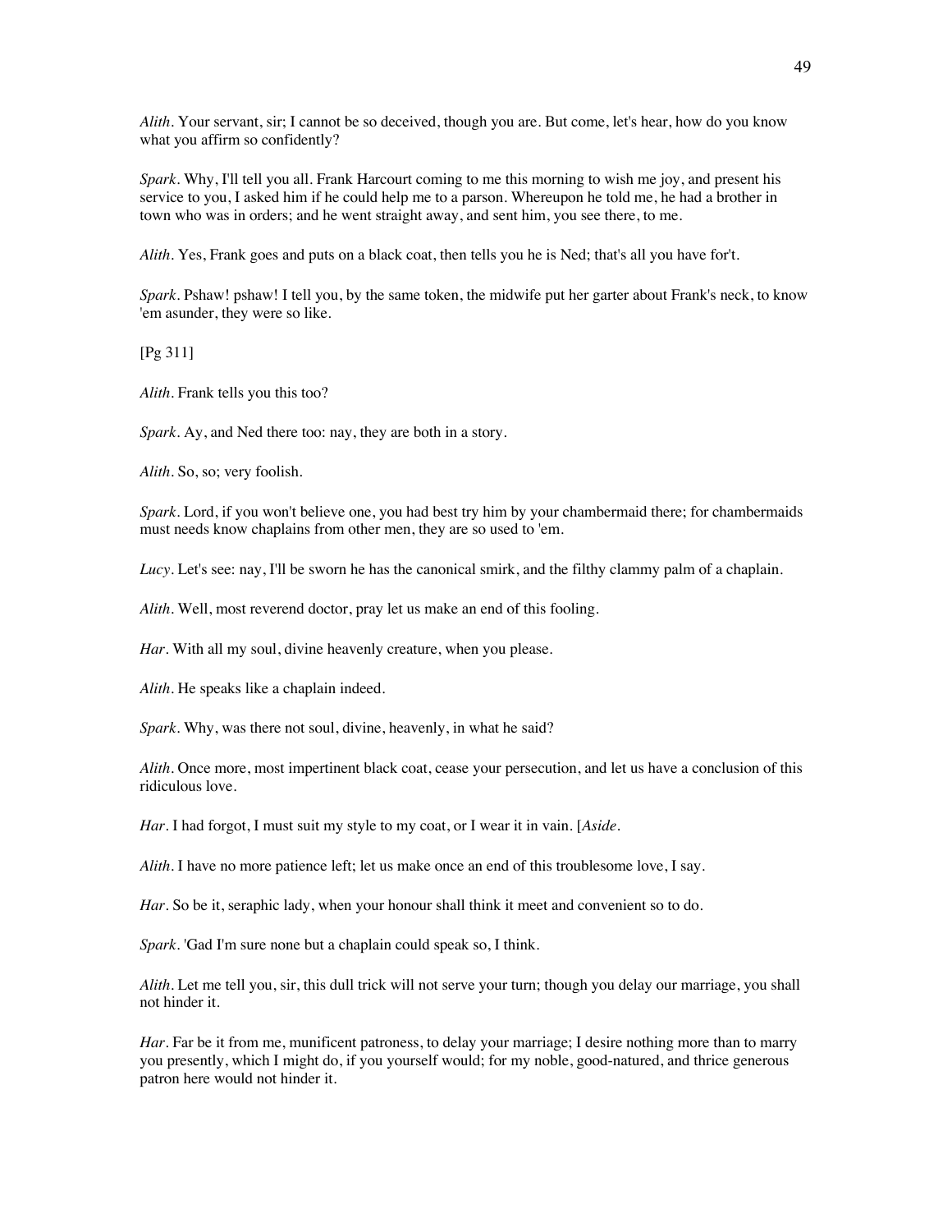*Alith*. Your servant, sir; I cannot be so deceived, though you are. But come, let's hear, how do you know what you affirm so confidently?

*Spark*. Why, I'll tell you all. Frank Harcourt coming to me this morning to wish me joy, and present his service to you, I asked him if he could help me to a parson. Whereupon he told me, he had a brother in town who was in orders; and he went straight away, and sent him, you see there, to me.

*Alith*. Yes, Frank goes and puts on a black coat, then tells you he is Ned; that's all you have for't.

*Spark*. Pshaw! pshaw! I tell you, by the same token, the midwife put her garter about Frank's neck, to know 'em asunder, they were so like.

[Pg 311]

*Alith*. Frank tells you this too?

*Spark*. Ay, and Ned there too: nay, they are both in a story.

*Alith*. So, so; very foolish.

*Spark*. Lord, if you won't believe one, you had best try him by your chambermaid there; for chambermaids must needs know chaplains from other men, they are so used to 'em.

*Lucy*. Let's see: nay, I'll be sworn he has the canonical smirk, and the filthy clammy palm of a chaplain.

*Alith*. Well, most reverend doctor, pray let us make an end of this fooling.

*Har*. With all my soul, divine heavenly creature, when you please.

*Alith*. He speaks like a chaplain indeed.

*Spark*. Why, was there not soul, divine, heavenly, in what he said?

*Alith*. Once more, most impertinent black coat, cease your persecution, and let us have a conclusion of this ridiculous love.

*Har*. I had forgot, I must suit my style to my coat, or I wear it in vain. [*Aside*.

*Alith*. I have no more patience left; let us make once an end of this troublesome love, I say.

*Har*. So be it, seraphic lady, when your honour shall think it meet and convenient so to do.

*Spark*. 'Gad I'm sure none but a chaplain could speak so, I think.

*Alith*. Let me tell you, sir, this dull trick will not serve your turn; though you delay our marriage, you shall not hinder it.

*Har*. Far be it from me, munificent patroness, to delay your marriage; I desire nothing more than to marry you presently, which I might do, if you yourself would; for my noble, good-natured, and thrice generous patron here would not hinder it.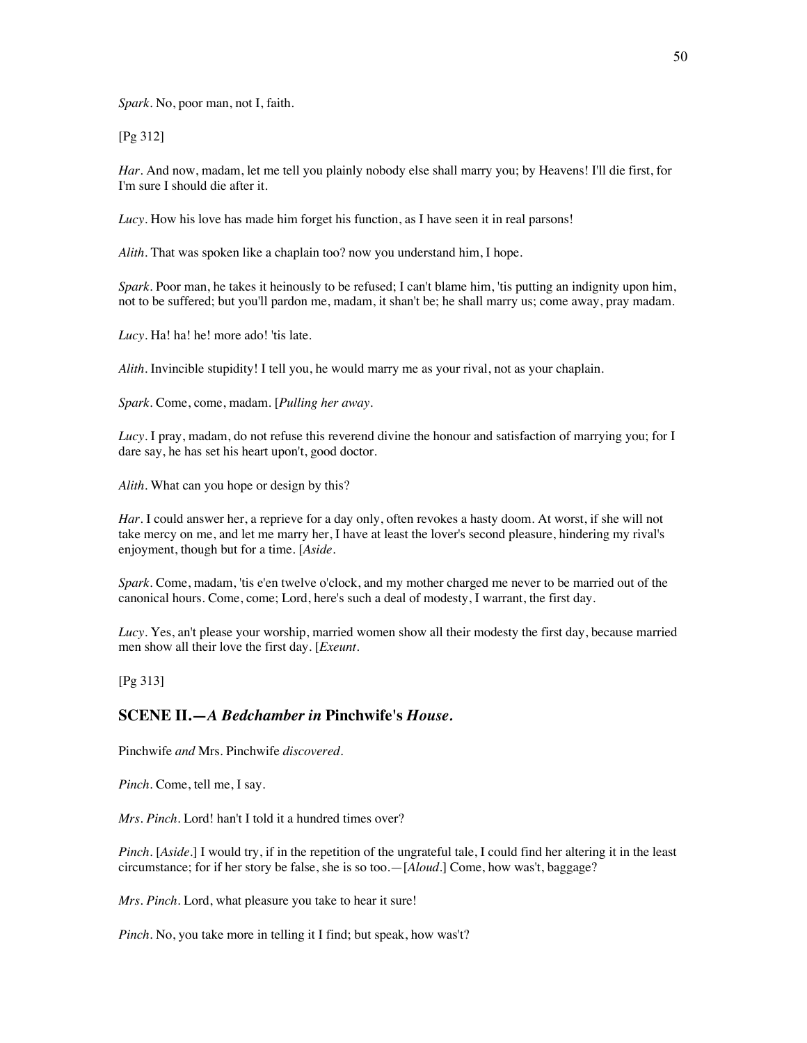*Spark*. No, poor man, not I, faith.

[Pg 312]

*Har*. And now, madam, let me tell you plainly nobody else shall marry you; by Heavens! I'll die first, for I'm sure I should die after it.

*Lucy*. How his love has made him forget his function, as I have seen it in real parsons!

*Alith*. That was spoken like a chaplain too? now you understand him, I hope.

*Spark*. Poor man, he takes it heinously to be refused; I can't blame him, 'tis putting an indignity upon him, not to be suffered; but you'll pardon me, madam, it shan't be; he shall marry us; come away, pray madam.

*Lucy*. Ha! ha! he! more ado! 'tis late.

*Alith*. Invincible stupidity! I tell you, he would marry me as your rival, not as your chaplain.

*Spark*. Come, come, madam. [*Pulling her away*.

*Lucy*. I pray, madam, do not refuse this reverend divine the honour and satisfaction of marrying you; for I dare say, he has set his heart upon't, good doctor.

*Alith*. What can you hope or design by this?

*Har*. I could answer her, a reprieve for a day only, often revokes a hasty doom. At worst, if she will not take mercy on me, and let me marry her, I have at least the lover's second pleasure, hindering my rival's enjoyment, though but for a time. [*Aside*.

*Spark*. Come, madam, 'tis e'en twelve o'clock, and my mother charged me never to be married out of the canonical hours. Come, come; Lord, here's such a deal of modesty, I warrant, the first day.

*Lucy*. Yes, an't please your worship, married women show all their modesty the first day, because married men show all their love the first day. [*Exeunt*.

[Pg 313]

## SCENE II.—*A Bedchamber in* Pinchwife's *House.*

Pinchwife *and* Mrs. Pinchwife *discovered*.

*Pinch*. Come, tell me, I say.

*Mrs. Pinch*. Lord! han't I told it a hundred times over?

*Pinch*. [*Aside*.] I would try, if in the repetition of the ungrateful tale, I could find her altering it in the least circumstance; for if her story be false, she is so too.—[*Aloud*.] Come, how was't, baggage?

*Mrs. Pinch*. Lord, what pleasure you take to hear it sure!

*Pinch*. No, you take more in telling it I find; but speak, how was't?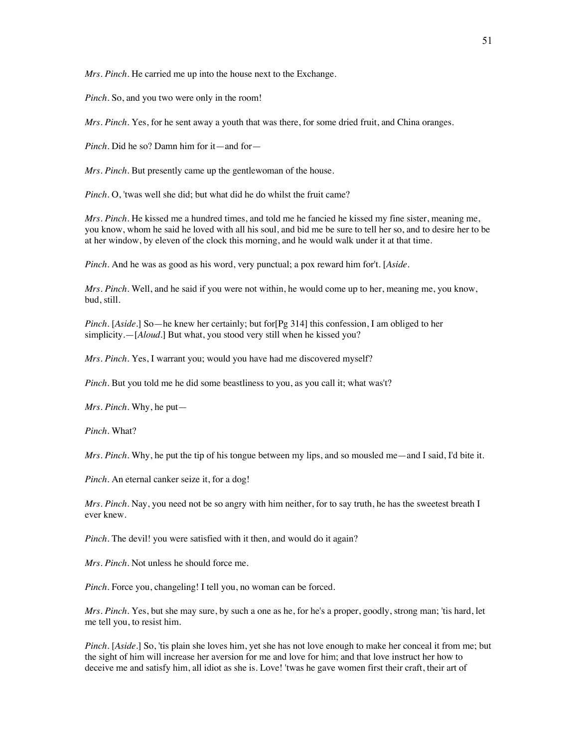*Mrs. Pinch*. He carried me up into the house next to the Exchange.

*Pinch*. So, and you two were only in the room!

*Mrs. Pinch*. Yes, for he sent away a youth that was there, for some dried fruit, and China oranges.

*Pinch*. Did he so? Damn him for it—and for—

*Mrs. Pinch*. But presently came up the gentlewoman of the house.

*Pinch*. O, 'twas well she did; but what did he do whilst the fruit came?

*Mrs. Pinch*. He kissed me a hundred times, and told me he fancied he kissed my fine sister, meaning me, you know, whom he said he loved with all his soul, and bid me be sure to tell her so, and to desire her to be at her window, by eleven of the clock this morning, and he would walk under it at that time.

*Pinch*. And he was as good as his word, very punctual; a pox reward him for't. [*Aside*.

*Mrs. Pinch*. Well, and he said if you were not within, he would come up to her, meaning me, you know, bud, still.

*Pinch*. [*Aside*.] So—he knew her certainly; but for[Pg 314] this confession, I am obliged to her simplicity.—[*Aloud*.] But what, you stood very still when he kissed you?

*Mrs. Pinch*. Yes, I warrant you; would you have had me discovered myself?

*Pinch*. But you told me he did some beastliness to you, as you call it; what was't?

*Mrs. Pinch*. Why, he put—

*Pinch*. What?

*Mrs. Pinch*. Why, he put the tip of his tongue between my lips, and so mousled me—and I said, I'd bite it.

*Pinch*. An eternal canker seize it, for a dog!

*Mrs. Pinch*. Nay, you need not be so angry with him neither, for to say truth, he has the sweetest breath I ever knew.

*Pinch*. The devil! you were satisfied with it then, and would do it again?

*Mrs. Pinch*. Not unless he should force me.

*Pinch*. Force you, changeling! I tell you, no woman can be forced.

*Mrs. Pinch*. Yes, but she may sure, by such a one as he, for he's a proper, goodly, strong man; 'tis hard, let me tell you, to resist him.

*Pinch*. [*Aside*.] So, 'tis plain she loves him, yet she has not love enough to make her conceal it from me; but the sight of him will increase her aversion for me and love for him; and that love instruct her how to deceive me and satisfy him, all idiot as she is. Love! 'twas he gave women first their craft, their art of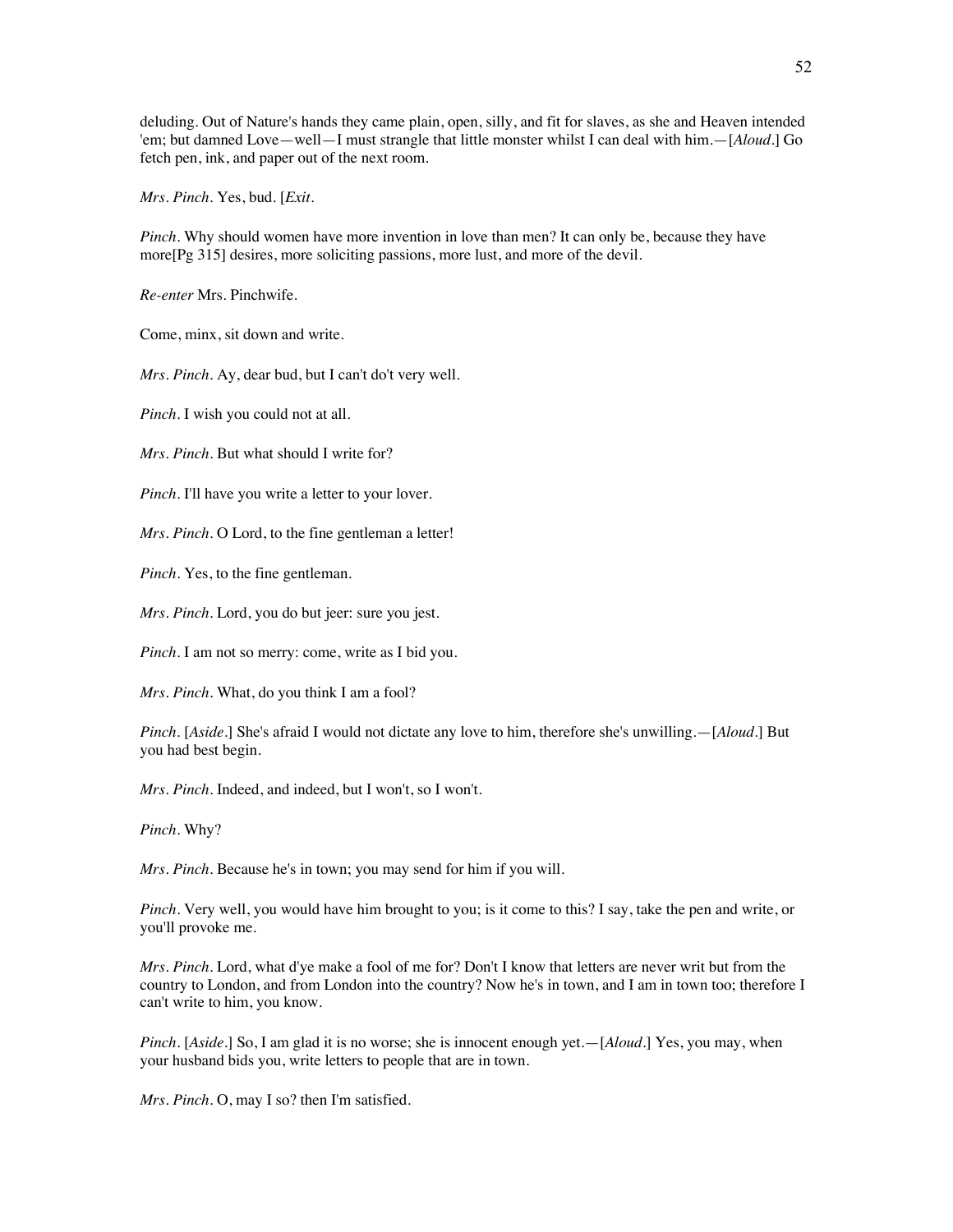deluding. Out of Nature's hands they came plain, open, silly, and fit for slaves, as she and Heaven intended 'em; but damned Love—well—I must strangle that little monster whilst I can deal with him.—[*Aloud*.] Go fetch pen, ink, and paper out of the next room.

*Mrs. Pinch*. Yes, bud. [*Exit*.

*Pinch*. Why should women have more invention in love than men? It can only be, because they have more[Pg 315] desires, more soliciting passions, more lust, and more of the devil.

*Re-enter* Mrs. Pinchwife.

Come, minx, sit down and write.

*Mrs. Pinch*. Ay, dear bud, but I can't do't very well.

*Pinch*. I wish you could not at all.

*Mrs. Pinch*. But what should I write for?

*Pinch*. I'll have you write a letter to your lover.

*Mrs. Pinch*. O Lord, to the fine gentleman a letter!

*Pinch*. Yes, to the fine gentleman.

*Mrs. Pinch*. Lord, you do but jeer: sure you jest.

*Pinch*. I am not so merry: come, write as I bid you.

*Mrs. Pinch*. What, do you think I am a fool?

*Pinch*. [*Aside*.] She's afraid I would not dictate any love to him, therefore she's unwilling.—[*Aloud*.] But you had best begin.

*Mrs. Pinch*. Indeed, and indeed, but I won't, so I won't.

*Pinch*. Why?

*Mrs. Pinch*. Because he's in town; you may send for him if you will.

*Pinch*. Very well, you would have him brought to you; is it come to this? I say, take the pen and write, or you'll provoke me.

*Mrs. Pinch*. Lord, what d'ye make a fool of me for? Don't I know that letters are never writ but from the country to London, and from London into the country? Now he's in town, and I am in town too; therefore I can't write to him, you know.

*Pinch*. [*Aside*.] So, I am glad it is no worse; she is innocent enough yet.—[*Aloud*.] Yes, you may, when your husband bids you, write letters to people that are in town.

*Mrs. Pinch*. O, may I so? then I'm satisfied.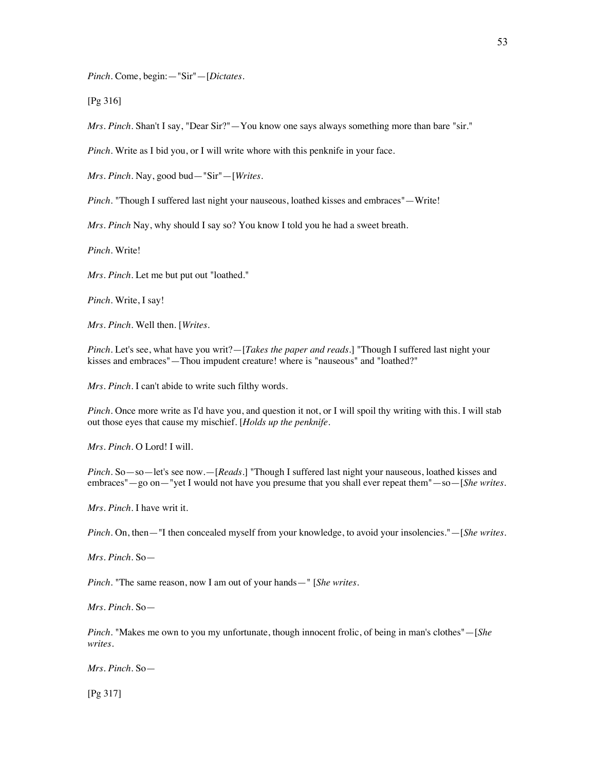*Pinch*. Come, begin:—"Sir"—[*Dictates*.

[Pg 316]

*Mrs. Pinch*. Shan't I say, "Dear Sir?"—You know one says always something more than bare "sir."

*Pinch*. Write as I bid you, or I will write whore with this penknife in your face.

*Mrs. Pinch*. Nay, good bud—"Sir"—[*Writes*.

*Pinch*. "Though I suffered last night your nauseous, loathed kisses and embraces"—Write!

*Mrs. Pinch* Nay, why should I say so? You know I told you he had a sweet breath.

*Pinch*. Write!

*Mrs. Pinch*. Let me but put out "loathed."

*Pinch*. Write, I say!

*Mrs. Pinch*. Well then. [*Writes*.

*Pinch*. Let's see, what have you writ?—[*Takes the paper and reads*.] "Though I suffered last night your kisses and embraces"—Thou impudent creature! where is "nauseous" and "loathed?"

*Mrs. Pinch*. I can't abide to write such filthy words.

*Pinch*. Once more write as I'd have you, and question it not, or I will spoil thy writing with this. I will stab out those eyes that cause my mischief. [*Holds up the penknife*.

*Mrs. Pinch*. O Lord! I will.

*Pinch*. So—so—let's see now.—[*Reads*.] "Though I suffered last night your nauseous, loathed kisses and embraces"—go on—"yet I would not have you presume that you shall ever repeat them"—so—[*She writes*.

*Mrs. Pinch*. I have writ it.

*Pinch*. On, then—"I then concealed myself from your knowledge, to avoid your insolencies."—[*She writes*.

*Mrs. Pinch*. So—

*Pinch*. "The same reason, now I am out of your hands—" [*She writes*.

*Mrs. Pinch*. So—

*Pinch*. "Makes me own to you my unfortunate, though innocent frolic, of being in man's clothes"—[*She writes*.

*Mrs. Pinch*. So—

[Pg 317]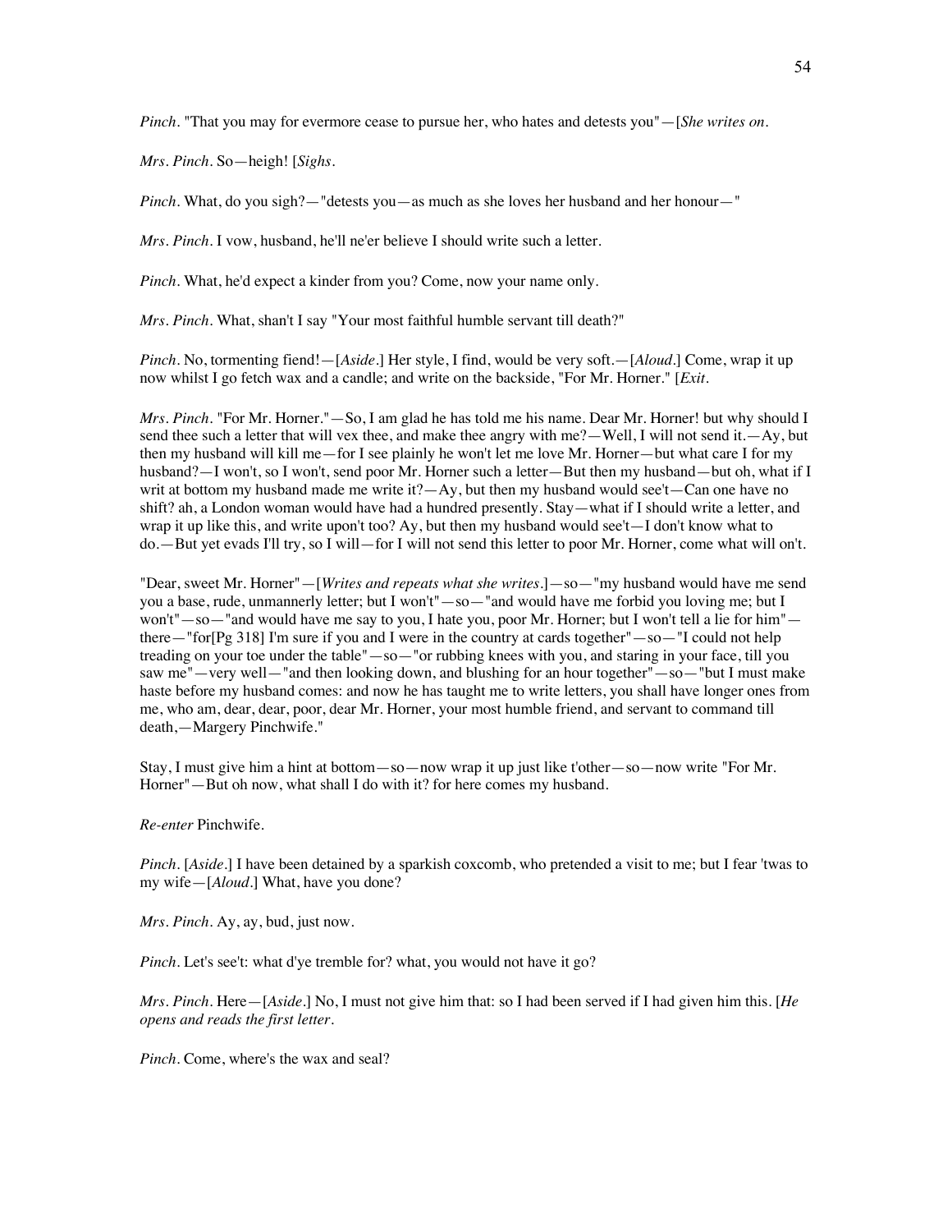*Pinch*. "That you may for evermore cease to pursue her, who hates and detests you"—[*She writes on*.

*Mrs. Pinch*. So—heigh! [*Sighs*.

*Pinch*. What, do you sigh?—"detests you—as much as she loves her husband and her honour—"

*Mrs. Pinch*. I vow, husband, he'll ne'er believe I should write such a letter.

*Pinch*. What, he'd expect a kinder from you? Come, now your name only.

*Mrs. Pinch*. What, shan't I say "Your most faithful humble servant till death?"

*Pinch*. No, tormenting fiend!—[*Aside*.] Her style, I find, would be very soft.—[*Aloud*.] Come, wrap it up now whilst I go fetch wax and a candle; and write on the backside, "For Mr. Horner." [*Exit*.

*Mrs. Pinch*. "For Mr. Horner."—So, I am glad he has told me his name. Dear Mr. Horner! but why should I send thee such a letter that will vex thee, and make thee angry with me?—Well, I will not send it.—Ay, but then my husband will kill me—for I see plainly he won't let me love Mr. Horner—but what care I for my husband?—I won't, so I won't, send poor Mr. Horner such a letter—But then my husband—but oh, what if I writ at bottom my husband made me write it?—Ay, but then my husband would see't—Can one have no shift? ah, a London woman would have had a hundred presently. Stay—what if I should write a letter, and wrap it up like this, and write upon't too? Ay, but then my husband would see't—I don't know what to do.—But yet evads I'll try, so I will—for I will not send this letter to poor Mr. Horner, come what will on't.

"Dear, sweet Mr. Horner"—[*Writes and repeats what she writes*.]—so—"my husband would have me send you a base, rude, unmannerly letter; but I won't"—so—"and would have me forbid you loving me; but I won't"—so—"and would have me say to you, I hate you, poor Mr. Horner; but I won't tell a lie for him"—there—"for[Pg 318] I'm sure if you and I were in the country at cards together"—so—"I could not help treading on your toe under the table"—so—"or rubbing knees with you, and staring in your face, till you saw me"—very well—"and then looking down, and blushing for an hour together"—so—"but I must make haste before my husband comes: and now he has taught me to write letters, you shall have longer ones from me, who am, dear, dear, poor, dear Mr. Horner, your most humble friend, and servant to command till death,—Margery Pinchwife."

Stay, I must give him a hint at bottom—so—now wrap it up just like t'other—so—now write "For Mr. Horner"—But oh now, what shall I do with it? for here comes my husband.

*Re-enter* Pinchwife.

*Pinch*. [*Aside*.] I have been detained by a sparkish coxcomb, who pretended a visit to me; but I fear 'twas to my wife—[*Aloud*.] What, have you done?

*Mrs. Pinch*. Ay, ay, bud, just now.

*Pinch*. Let's see't: what d'ye tremble for? what, you would not have it go?

*Mrs. Pinch*. Here—[*Aside*.] No, I must not give him that: so I had been served if I had given him this. [*He opens and reads the first letter*.

*Pinch*. Come, where's the wax and seal?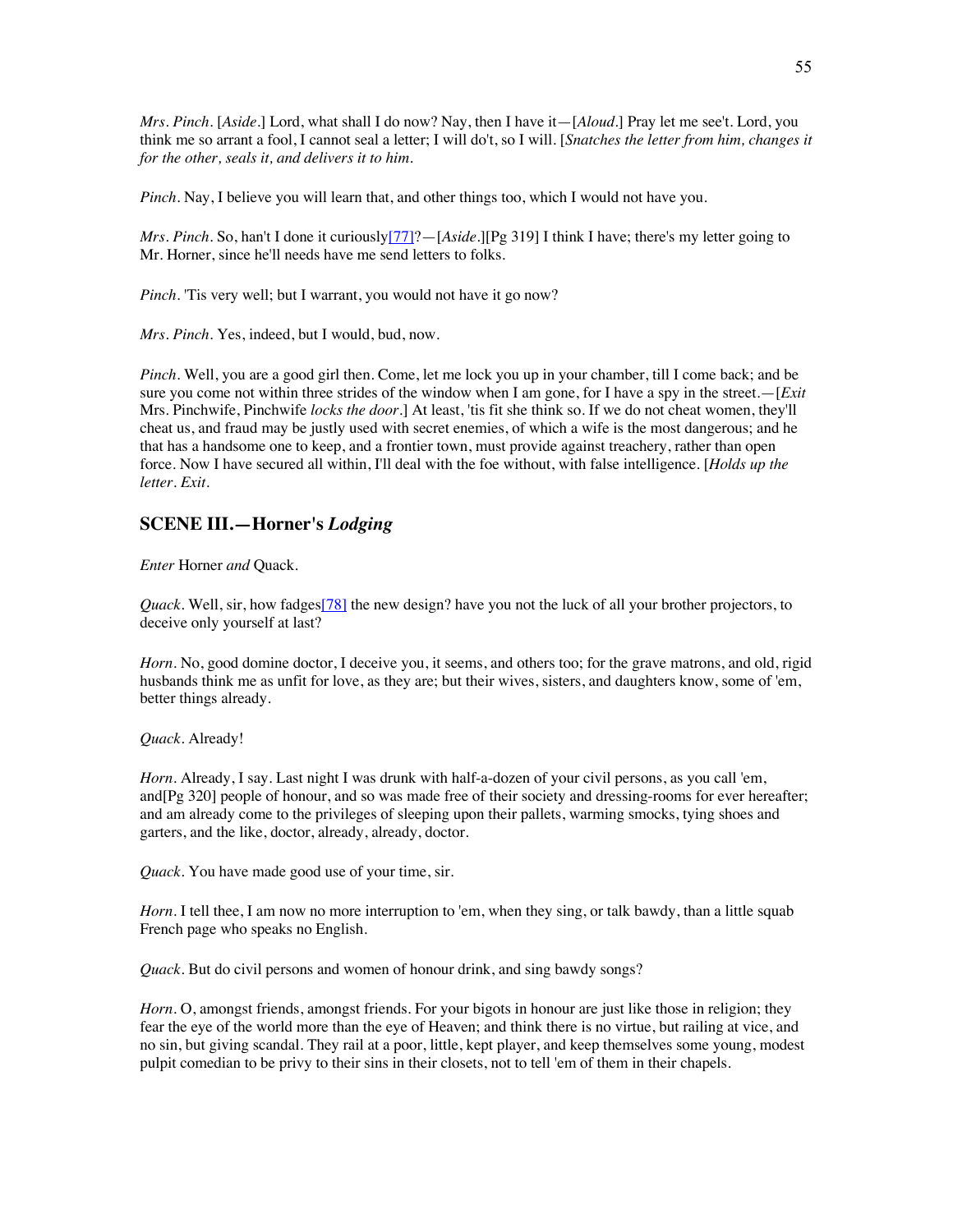*Mrs. Pinch*. [*Aside*.] Lord, what shall I do now? Nay, then I have it—[*Aloud*.] Pray let me see't. Lord, you think me so arrant a fool, I cannot seal a letter; I will do't, so I will. [*Snatches the letter from him, changes it for the other, seals it, and delivers it to him.*

*Pinch*. Nay, I believe you will learn that, and other things too, which I would not have you.

*Mrs. Pinch*. So, han't I done it curiously[77]?—[*Aside*.][Pg 319] I think I have; there's my letter going to Mr. Horner, since he'll needs have me send letters to folks.

*Pinch*. 'Tis very well; but I warrant, you would not have it go now?

*Mrs. Pinch*. Yes, indeed, but I would, bud, now.

*Pinch*. Well, you are a good girl then. Come, let me lock you up in your chamber, till I come back; and be sure you come not within three strides of the window when I am gone, for I have a spy in the street.—[*Exit* Mrs. Pinchwife, Pinchwife *locks the door*.] At least, 'tis fit she think so. If we do not cheat women, they'll cheat us, and fraud may be justly used with secret enemies, of which a wife is the most dangerous; and he that has a handsome one to keep, and a frontier town, must provide against treachery, rather than open force. Now I have secured all within, I'll deal with the foe without, with false intelligence. [*Holds up the letter. Exit.*

## SCENE III.—Horner's *Lodging*

*Enter* Horner *and* Quack.

*Quack*. Well, sir, how fadges[78] the new design? have you not the luck of all your brother projectors, to deceive only yourself at last?

*Horn*. No, good domine doctor, I deceive you, it seems, and others too; for the grave matrons, and old, rigid husbands think me as unfit for love, as they are; but their wives, sisters, and daughters know, some of 'em, better things already.

*Quack*. Already!

*Horn*. Already, I say. Last night I was drunk with half-a-dozen of your civil persons, as you call 'em, and[Pg 320] people of honour, and so was made free of their society and dressing-rooms for ever hereafter; and am already come to the privileges of sleeping upon their pallets, warming smocks, tying shoes and garters, and the like, doctor, already, already, doctor.

*Quack*. You have made good use of your time, sir.

*Horn*. I tell thee, I am now no more interruption to 'em, when they sing, or talk bawdy, than a little squab French page who speaks no English.

*Quack*. But do civil persons and women of honour drink, and sing bawdy songs?

*Horn*. O, amongst friends, amongst friends. For your bigots in honour are just like those in religion; they fear the eye of the world more than the eye of Heaven; and think there is no virtue, but railing at vice, and no sin, but giving scandal. They rail at a poor, little, kept player, and keep themselves some young, modest pulpit comedian to be privy to their sins in their closets, not to tell 'em of them in their chapels.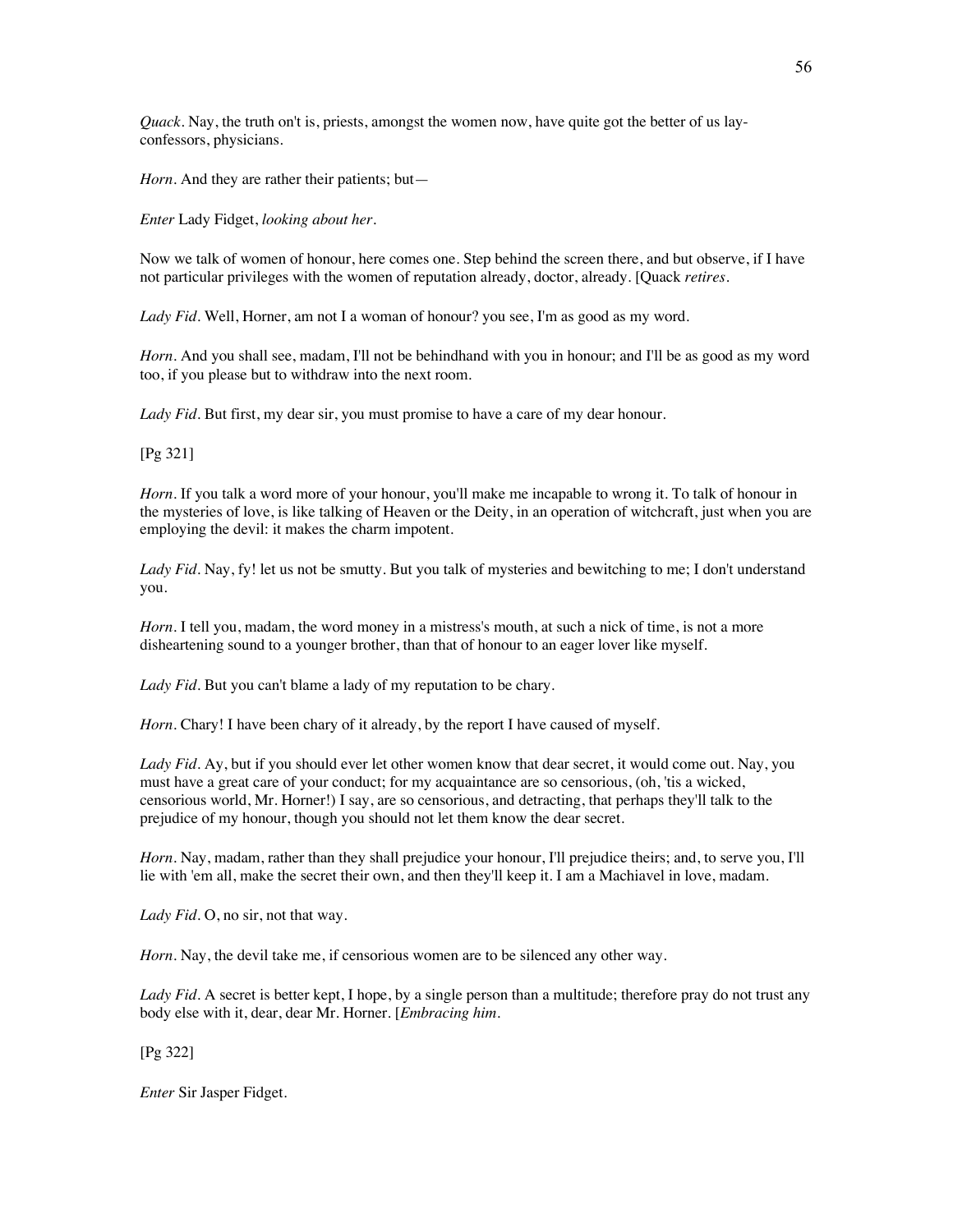*Quack*. Nay, the truth on't is, priests, amongst the women now, have quite got the better of us lay-confessors, physicians.

*Horn*. And they are rather their patients; but—

*Enter* Lady Fidget, *looking about her*.

Now we talk of women of honour, here comes one. Step behind the screen there, and but observe, if I have not particular privileges with the women of reputation already, doctor, already. [Quack *retires*.

*Lady Fid*. Well, Horner, am not I a woman of honour? you see, I'm as good as my word.

*Horn*. And you shall see, madam, I'll not be behindhand with you in honour; and I'll be as good as my word too, if you please but to withdraw into the next room.

*Lady Fid*. But first, my dear sir, you must promise to have a care of my dear honour.

[Pg 321]

*Horn*. If you talk a word more of your honour, you'll make me incapable to wrong it. To talk of honour in the mysteries of love, is like talking of Heaven or the Deity, in an operation of witchcraft, just when you are employing the devil: it makes the charm impotent.

*Lady Fid*. Nay, fy! let us not be smutty. But you talk of mysteries and bewitching to me; I don't understand you.

*Horn*. I tell you, madam, the word money in a mistress's mouth, at such a nick of time, is not a more disheartening sound to a younger brother, than that of honour to an eager lover like myself.

*Lady Fid*. But you can't blame a lady of my reputation to be chary.

*Horn*. Chary! I have been chary of it already, by the report I have caused of myself.

*Lady Fid*. Ay, but if you should ever let other women know that dear secret, it would come out. Nay, you must have a great care of your conduct; for my acquaintance are so censorious, (oh, 'tis a wicked, censorious world, Mr. Horner!) I say, are so censorious, and detracting, that perhaps they'll talk to the prejudice of my honour, though you should not let them know the dear secret.

*Horn*. Nay, madam, rather than they shall prejudice your honour, I'll prejudice theirs; and, to serve you, I'll lie with 'em all, make the secret their own, and then they'll keep it. I am a Machiavel in love, madam.

*Lady Fid*. O, no sir, not that way.

*Horn*. Nay, the devil take me, if censorious women are to be silenced any other way.

*Lady Fid*. A secret is better kept, I hope, by a single person than a multitude; therefore pray do not trust any body else with it, dear, dear Mr. Horner. [*Embracing him*.

[Pg 322]

*Enter* Sir Jasper Fidget.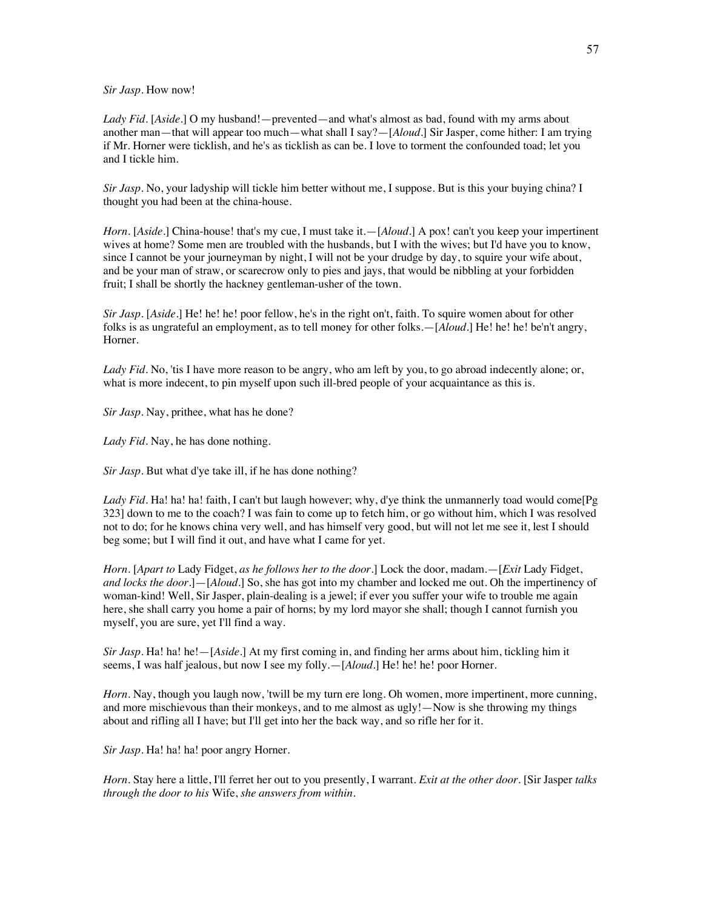*Sir Jasp*. How now!

*Lady Fid*. [*Aside*.] O my husband!—prevented—and what's almost as bad, found with my arms about another man—that will appear too much—what shall I say?—[*Aloud*.] Sir Jasper, come hither: I am trying if Mr. Horner were ticklish, and he's as ticklish as can be. I love to torment the confounded toad; let you and I tickle him.

*Sir Jasp*. No, your ladyship will tickle him better without me, I suppose. But is this your buying china? I thought you had been at the china-house.

*Horn*. [*Aside*.] China-house! that's my cue, I must take it.—[*Aloud*.] A pox! can't you keep your impertinent wives at home? Some men are troubled with the husbands, but I with the wives; but I'd have you to know, since I cannot be your journeyman by night, I will not be your drudge by day, to squire your wife about, and be your man of straw, or scarecrow only to pies and jays, that would be nibbling at your forbidden fruit; I shall be shortly the hackney gentleman-usher of the town.

*Sir Jasp*. [*Aside*.] He! he! he! poor fellow, he's in the right on't, faith. To squire women about for other folks is as ungrateful an employment, as to tell money for other folks.—[*Aloud*.] He! he! he! be'n't angry, Horner.

*Lady Fid*. No, 'tis I have more reason to be angry, who am left by you, to go abroad indecently alone; or, what is more indecent, to pin myself upon such ill-bred people of your acquaintance as this is.

*Sir Jasp*. Nay, prithee, what has he done?

*Lady Fid*. Nay, he has done nothing.

*Sir Jasp*. But what d'ye take ill, if he has done nothing?

*Lady Fid*. Ha! ha! ha! faith, I can't but laugh however; why, d'ye think the unmannerly toad would come[Pg 323] down to me to the coach? I was fain to come up to fetch him, or go without him, which I was resolved not to do; for he knows china very well, and has himself very good, but will not let me see it, lest I should beg some; but I will find it out, and have what I came for yet.

*Horn*. [*Apart to* Lady Fidget, *as he follows her to the door*.] Lock the door, madam.—[*Exit* Lady Fidget, *and locks the door*.]—[*Aloud*.] So, she has got into my chamber and locked me out. Oh the impertinency of woman-kind! Well, Sir Jasper, plain-dealing is a jewel; if ever you suffer your wife to trouble me again here, she shall carry you home a pair of horns; by my lord mayor she shall; though I cannot furnish you myself, you are sure, yet I'll find a way.

*Sir Jasp*. Ha! ha! he!—[*Aside*.] At my first coming in, and finding her arms about him, tickling him it seems, I was half jealous, but now I see my folly.—[*Aloud*.] He! he! he! poor Horner.

*Horn*. Nay, though you laugh now, 'twill be my turn ere long. Oh women, more impertinent, more cunning, and more mischievous than their monkeys, and to me almost as ugly!—Now is she throwing my things about and rifling all I have; but I'll get into her the back way, and so rifle her for it.

*Sir Jasp*. Ha! ha! ha! poor angry Horner.

*Horn*. Stay here a little, I'll ferret her out to you presently, I warrant. *Exit at the other door*. [Sir Jasper *talks through the door to his* Wife, *she answers from within*.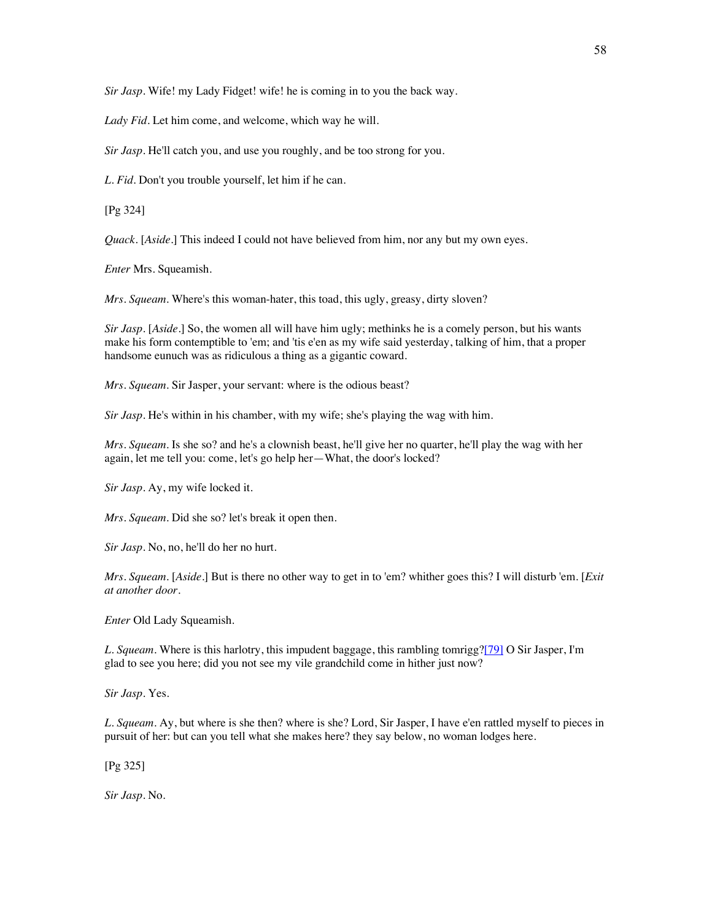*Sir Jasp*. Wife! my Lady Fidget! wife! he is coming in to you the back way.

*Lady Fid*. Let him come, and welcome, which way he will.

*Sir Jasp*. He'll catch you, and use you roughly, and be too strong for you.

*L. Fid*. Don't you trouble yourself, let him if he can.

[Pg 324]

*Quack*. [*Aside*.] This indeed I could not have believed from him, nor any but my own eyes.

*Enter* Mrs. Squeamish.

*Mrs. Squeam*. Where's this woman-hater, this toad, this ugly, greasy, dirty sloven?

*Sir Jasp*. [*Aside*.] So, the women all will have him ugly; methinks he is a comely person, but his wants make his form contemptible to 'em; and 'tis e'en as my wife said yesterday, talking of him, that a proper handsome eunuch was as ridiculous a thing as a gigantic coward.

*Mrs. Squeam*. Sir Jasper, your servant: where is the odious beast?

*Sir Jasp*. He's within in his chamber, with my wife; she's playing the wag with him.

*Mrs. Squeam*. Is she so? and he's a clownish beast, he'll give her no quarter, he'll play the wag with her again, let me tell you: come, let's go help her—What, the door's locked?

*Sir Jasp*. Ay, my wife locked it.

*Mrs. Squeam*. Did she so? let's break it open then.

*Sir Jasp*. No, no, he'll do her no hurt.

*Mrs. Squeam*. [*Aside*.] But is there no other way to get in to 'em? whither goes this? I will disturb 'em. [*Exit at another door*.

*Enter* Old Lady Squeamish.

*L. Squeam*. Where is this harlotry, this impudent baggage, this rambling tomrigg?[79] O Sir Jasper, I'm glad to see you here; did you not see my vile grandchild come in hither just now?

*Sir Jasp*. Yes.

*L. Squeam*. Ay, but where is she then? where is she? Lord, Sir Jasper, I have e'en rattled myself to pieces in pursuit of her: but can you tell what she makes here? they say below, no woman lodges here.

[Pg 325]

*Sir Jasp*. No.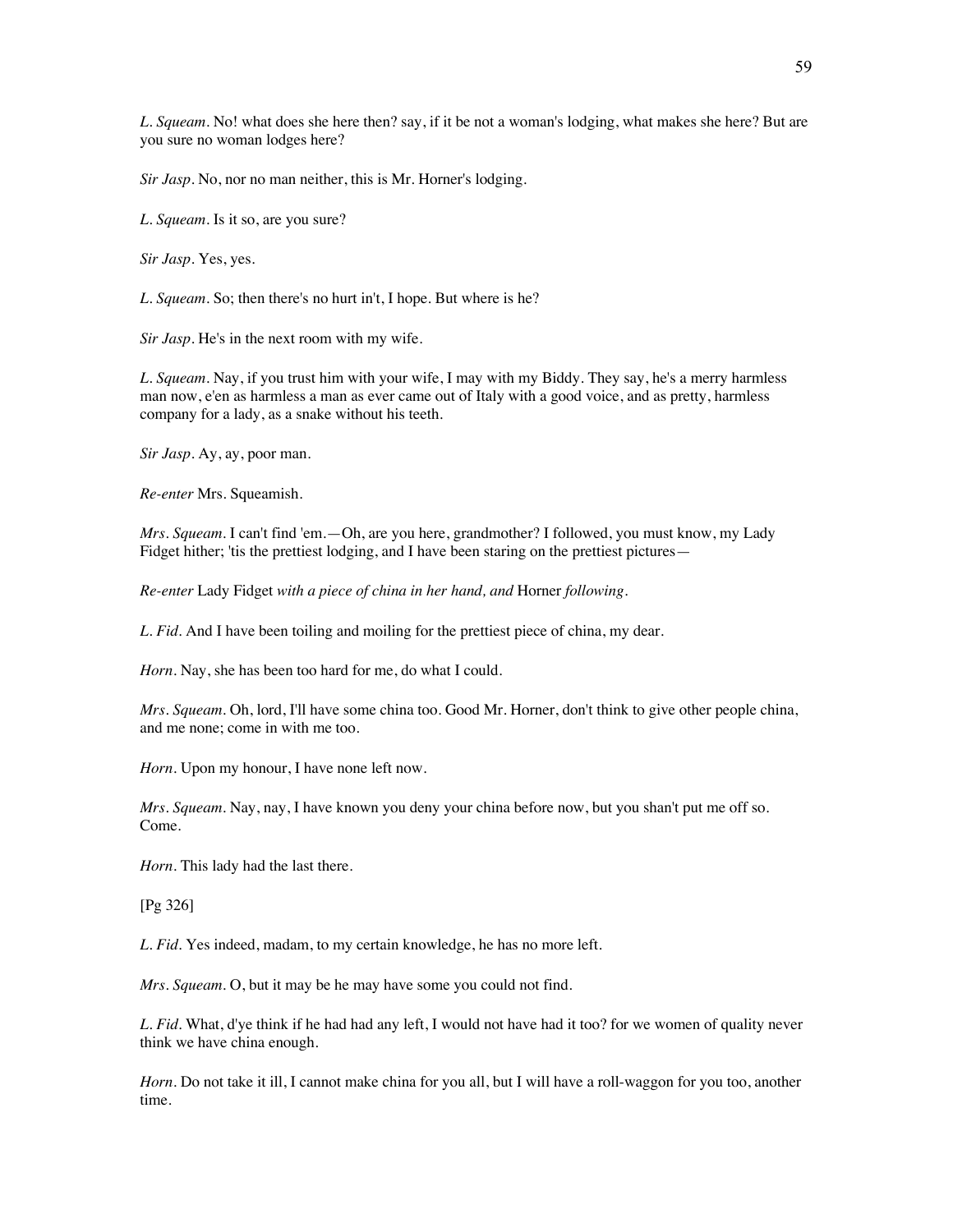*L. Squeam*. No! what does she here then? say, if it be not a woman's lodging, what makes she here? But are you sure no woman lodges here?

*Sir Jasp*. No, nor no man neither, this is Mr. Horner's lodging.

*L. Squeam*. Is it so, are you sure?

*Sir Jasp*. Yes, yes.

*L. Squeam*. So; then there's no hurt in't, I hope. But where is he?

*Sir Jasp*. He's in the next room with my wife.

*L. Squeam*. Nay, if you trust him with your wife, I may with my Biddy. They say, he's a merry harmless man now, e'en as harmless a man as ever came out of Italy with a good voice, and as pretty, harmless company for a lady, as a snake without his teeth.

*Sir Jasp*. Ay, ay, poor man.

*Re-enter* Mrs. Squeamish.

*Mrs. Squeam*. I can't find 'em.—Oh, are you here, grandmother? I followed, you must know, my Lady Fidget hither; 'tis the prettiest lodging, and I have been staring on the prettiest pictures—

*Re-enter* Lady Fidget *with a piece of china in her hand, and* Horner *following*.

*L. Fid*. And I have been toiling and moiling for the prettiest piece of china, my dear.

*Horn*. Nay, she has been too hard for me, do what I could.

*Mrs. Squeam*. Oh, lord, I'll have some china too. Good Mr. Horner, don't think to give other people china, and me none; come in with me too.

*Horn*. Upon my honour, I have none left now.

*Mrs. Squeam*. Nay, nay, I have known you deny your china before now, but you shan't put me off so. Come.

*Horn*. This lady had the last there.

[Pg 326]

*L. Fid*. Yes indeed, madam, to my certain knowledge, he has no more left.

*Mrs. Squeam*. O, but it may be he may have some you could not find.

*L. Fid*. What, d'ye think if he had had any left, I would not have had it too? for we women of quality never think we have china enough.

*Horn*. Do not take it ill, I cannot make china for you all, but I will have a roll-waggon for you too, another time.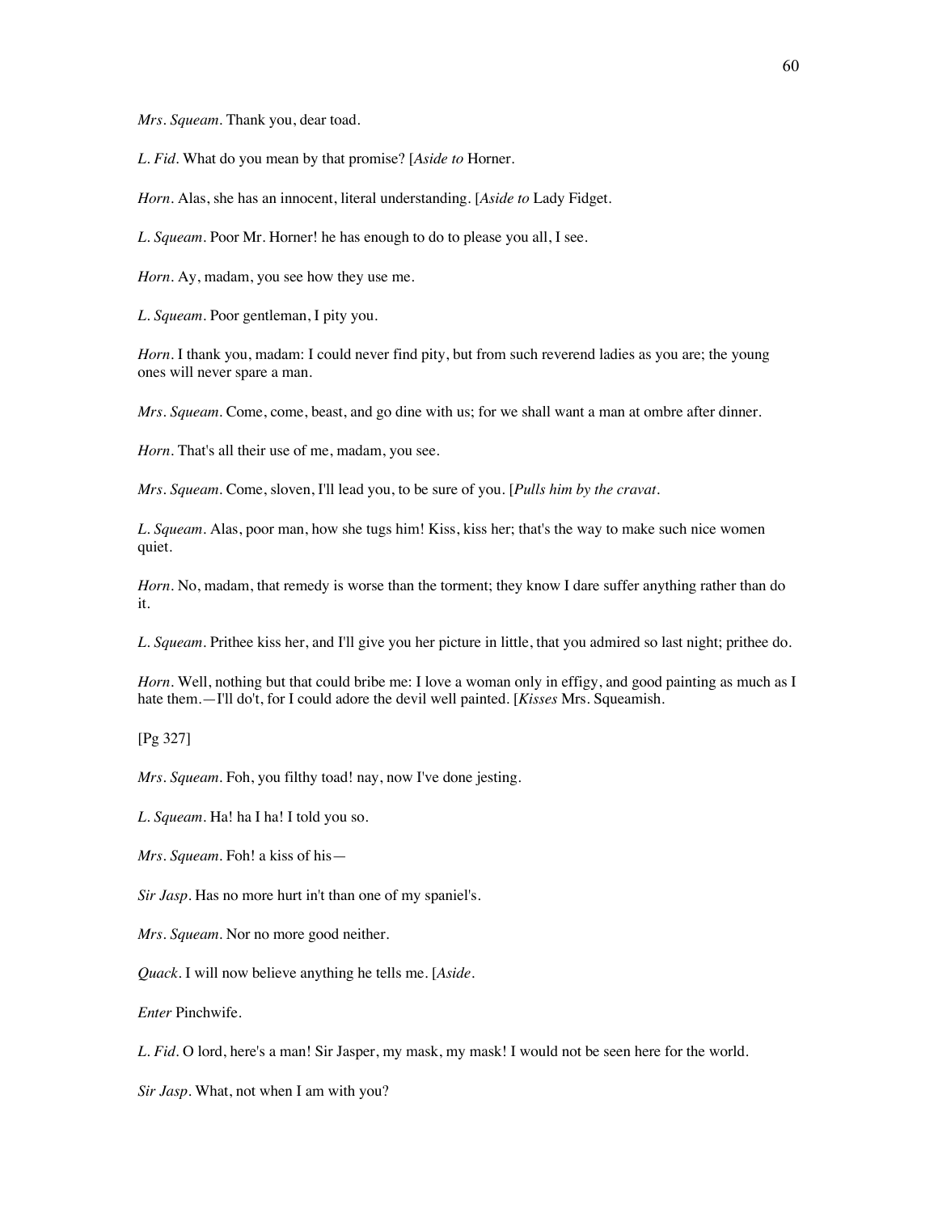*Mrs. Squeam*. Thank you, dear toad.

*L. Fid*. What do you mean by that promise? [*Aside to* Horner.

*Horn*. Alas, she has an innocent, literal understanding. [*Aside to* Lady Fidget.

*L. Squeam*. Poor Mr. Horner! he has enough to do to please you all, I see.

*Horn*. Ay, madam, you see how they use me.

*L. Squeam*. Poor gentleman, I pity you.

*Horn*. I thank you, madam: I could never find pity, but from such reverend ladies as you are; the young ones will never spare a man.

*Mrs. Squeam*. Come, come, beast, and go dine with us; for we shall want a man at ombre after dinner.

*Horn*. That's all their use of me, madam, you see.

*Mrs. Squeam*. Come, sloven, I'll lead you, to be sure of you. [*Pulls him by the cravat*.

*L. Squeam*. Alas, poor man, how she tugs him! Kiss, kiss her; that's the way to make such nice women quiet.

*Horn*. No, madam, that remedy is worse than the torment; they know I dare suffer anything rather than do it.

*L. Squeam*. Prithee kiss her, and I'll give you her picture in little, that you admired so last night; prithee do.

*Horn*. Well, nothing but that could bribe me: I love a woman only in effigy, and good painting as much as I hate them.—I'll do't, for I could adore the devil well painted. [*Kisses* Mrs. Squeamish.

[Pg 327]

*Mrs. Squeam*. Foh, you filthy toad! nay, now I've done jesting.

*L. Squeam*. Ha! ha I ha! I told you so.

*Mrs. Squeam*. Foh! a kiss of his—

*Sir Jasp*. Has no more hurt in't than one of my spaniel's.

*Mrs. Squeam*. Nor no more good neither.

*Quack*. I will now believe anything he tells me. [*Aside*.

*Enter* Pinchwife.

*L. Fid*. O lord, here's a man! Sir Jasper, my mask, my mask! I would not be seen here for the world.

*Sir Jasp*. What, not when I am with you?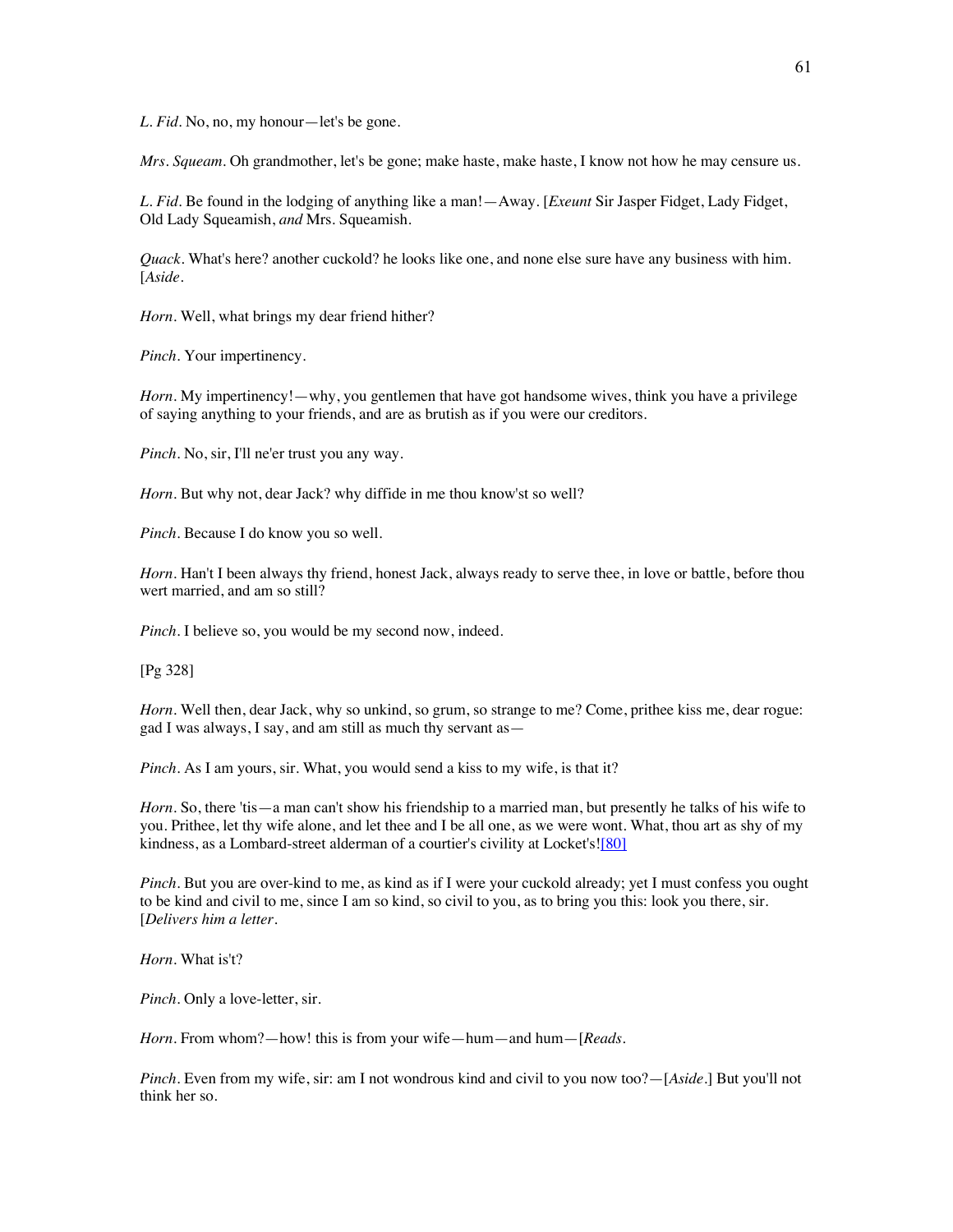*L. Fid*. No, no, my honour—let's be gone.

*Mrs. Squeam*. Oh grandmother, let's be gone; make haste, make haste, I know not how he may censure us.

*L. Fid*. Be found in the lodging of anything like a man!—Away. [*Exeunt* Sir Jasper Fidget, Lady Fidget, Old Lady Squeamish, *and* Mrs. Squeamish.

*Quack*. What's here? another cuckold? he looks like one, and none else sure have any business with him. [*Aside*.

*Horn*. Well, what brings my dear friend hither?

*Pinch*. Your impertinency.

*Horn*. My impertinency!—why, you gentlemen that have got handsome wives, think you have a privilege of saying anything to your friends, and are as brutish as if you were our creditors.

*Pinch*. No, sir, I'll ne'er trust you any way.

*Horn*. But why not, dear Jack? why diffide in me thou know'st so well?

*Pinch*. Because I do know you so well.

*Horn*. Han't I been always thy friend, honest Jack, always ready to serve thee, in love or battle, before thou wert married, and am so still?

*Pinch*. I believe so, you would be my second now, indeed.

[Pg 328]

*Horn*. Well then, dear Jack, why so unkind, so grum, so strange to me? Come, prithee kiss me, dear rogue: gad I was always, I say, and am still as much thy servant as—

*Pinch*. As I am yours, sir. What, you would send a kiss to my wife, is that it?

*Horn*. So, there 'tis—a man can't show his friendship to a married man, but presently he talks of his wife to you. Prithee, let thy wife alone, and let thee and I be all one, as we were wont. What, thou art as shy of my kindness, as a Lombard-street alderman of a courtier's civility at Locket's![80]

*Pinch*. But you are over-kind to me, as kind as if I were your cuckold already; yet I must confess you ought to be kind and civil to me, since I am so kind, so civil to you, as to bring you this: look you there, sir. [*Delivers him a letter*.

*Horn*. What is't?

*Pinch*. Only a love-letter, sir.

*Horn*. From whom?—how! this is from your wife—hum—and hum—[*Reads*.

*Pinch*. Even from my wife, sir: am I not wondrous kind and civil to you now too?—[*Aside*.] But you'll not think her so.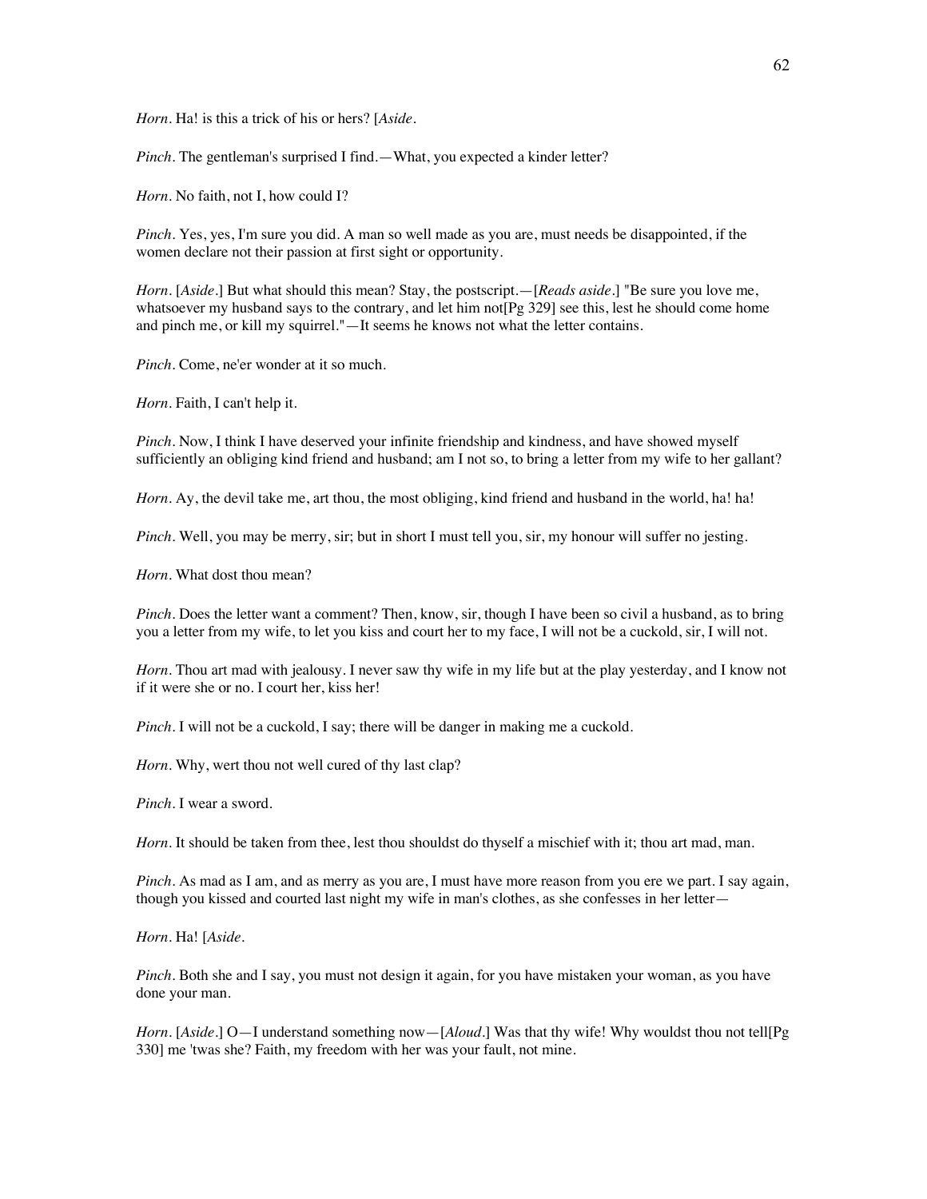*Horn*. Ha! is this a trick of his or hers? [*Aside*.

*Pinch*. The gentleman's surprised I find.—What, you expected a kinder letter?

*Horn*. No faith, not I, how could I?

*Pinch*. Yes, yes, I'm sure you did. A man so well made as you are, must needs be disappointed, if the women declare not their passion at first sight or opportunity.

*Horn*. [*Aside*.] But what should this mean? Stay, the postscript.—[*Reads aside*.] "Be sure you love me, whatsoever my husband says to the contrary, and let him not[Pg 329] see this, lest he should come home and pinch me, or kill my squirrel."—It seems he knows not what the letter contains.

*Pinch*. Come, ne'er wonder at it so much.

*Horn*. Faith, I can't help it.

*Pinch*. Now, I think I have deserved your infinite friendship and kindness, and have showed myself sufficiently an obliging kind friend and husband; am I not so, to bring a letter from my wife to her gallant?

*Horn*. Ay, the devil take me, art thou, the most obliging, kind friend and husband in the world, ha! ha!

*Pinch*. Well, you may be merry, sir; but in short I must tell you, sir, my honour will suffer no jesting.

*Horn*. What dost thou mean?

*Pinch*. Does the letter want a comment? Then, know, sir, though I have been so civil a husband, as to bring you a letter from my wife, to let you kiss and court her to my face, I will not be a cuckold, sir, I will not.

*Horn*. Thou art mad with jealousy. I never saw thy wife in my life but at the play yesterday, and I know not if it were she or no. I court her, kiss her!

*Pinch*. I will not be a cuckold, I say; there will be danger in making me a cuckold.

*Horn*. Why, wert thou not well cured of thy last clap?

*Pinch*. I wear a sword.

*Horn*. It should be taken from thee, lest thou shouldst do thyself a mischief with it; thou art mad, man.

*Pinch*. As mad as I am, and as merry as you are, I must have more reason from you ere we part. I say again, though you kissed and courted last night my wife in man's clothes, as she confesses in her letter—

*Horn*. Ha! [*Aside*.

*Pinch*. Both she and I say, you must not design it again, for you have mistaken your woman, as you have done your man.

*Horn*. [*Aside*.] O—I understand something now—[*Aloud*.] Was that thy wife! Why wouldst thou not tell[Pg 330] me 'twas she? Faith, my freedom with her was your fault, not mine.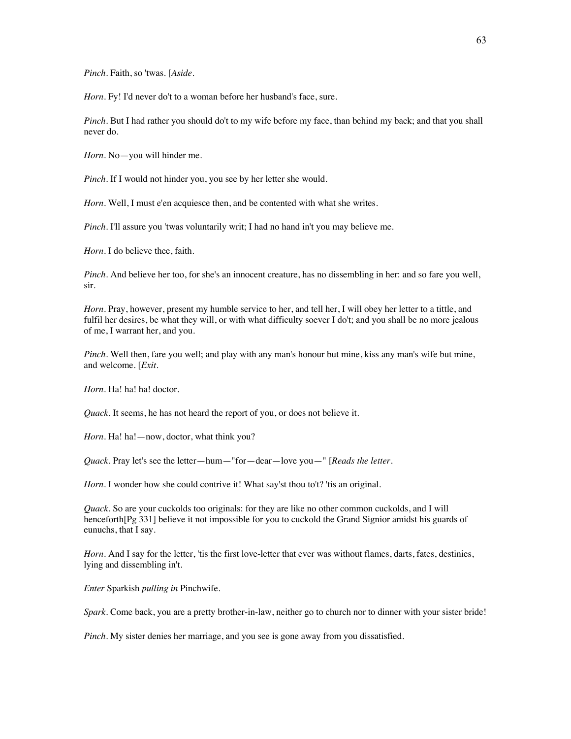*Pinch*. Faith, so 'twas. [*Aside*.

*Horn*. Fy! I'd never do't to a woman before her husband's face, sure.

*Pinch*. But I had rather you should do't to my wife before my face, than behind my back; and that you shall never do.

*Horn*. No—you will hinder me.

*Pinch*. If I would not hinder you, you see by her letter she would.

*Horn*. Well, I must e'en acquiesce then, and be contented with what she writes.

*Pinch*. I'll assure you 'twas voluntarily writ; I had no hand in't you may believe me.

*Horn*. I do believe thee, faith.

*Pinch*. And believe her too, for she's an innocent creature, has no dissembling in her: and so fare you well, sir.

*Horn*. Pray, however, present my humble service to her, and tell her, I will obey her letter to a tittle, and fulfil her desires, be what they will, or with what difficulty soever I do't; and you shall be no more jealous of me, I warrant her, and you.

*Pinch*. Well then, fare you well; and play with any man's honour but mine, kiss any man's wife but mine, and welcome. [*Exit*.

*Horn*. Ha! ha! ha! doctor.

*Quack*. It seems, he has not heard the report of you, or does not believe it.

*Horn*. Ha! ha!—now, doctor, what think you?

*Quack*. Pray let's see the letter—hum—"for—dear—love you—" [*Reads the letter*.

*Horn*. I wonder how she could contrive it! What say'st thou to't? 'tis an original.

*Quack*. So are your cuckolds too originals: for they are like no other common cuckolds, and I will henceforth[Pg 331] believe it not impossible for you to cuckold the Grand Signior amidst his guards of eunuchs, that I say.

*Horn*. And I say for the letter, 'tis the first love-letter that ever was without flames, darts, fates, destinies, lying and dissembling in't.

*Enter* Sparkish *pulling in* Pinchwife.

*Spark*. Come back, you are a pretty brother-in-law, neither go to church nor to dinner with your sister bride!

*Pinch*. My sister denies her marriage, and you see is gone away from you dissatisfied.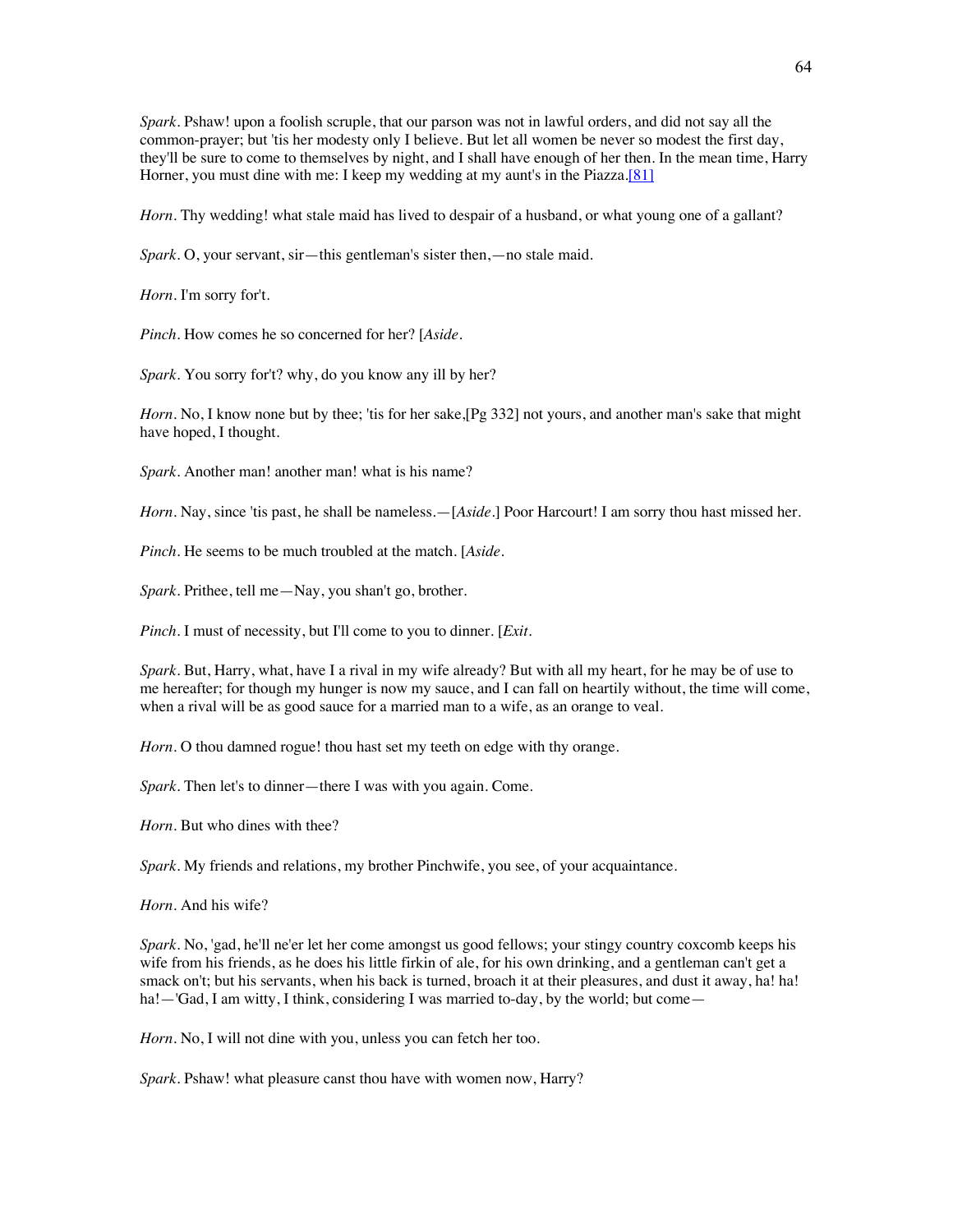*Spark*. Pshaw! upon a foolish scruple, that our parson was not in lawful orders, and did not say all the common-prayer; but 'tis her modesty only I believe. But let all women be never so modest the first day, they'll be sure to come to themselves by night, and I shall have enough of her then. In the mean time, Harry Horner, you must dine with me: I keep my wedding at my aunt's in the Piazza.[81]

*Horn*. Thy wedding! what stale maid has lived to despair of a husband, or what young one of a gallant?

*Spark*. O, your servant, sir—this gentleman's sister then,—no stale maid.

*Horn*. I'm sorry for't.

*Pinch*. How comes he so concerned for her? [*Aside*.

*Spark*. You sorry for't? why, do you know any ill by her?

*Horn*. No, I know none but by thee; 'tis for her sake,[Pg 332] not yours, and another man's sake that might have hoped, I thought.

*Spark*. Another man! another man! what is his name?

*Horn*. Nay, since 'tis past, he shall be nameless.—[*Aside*.] Poor Harcourt! I am sorry thou hast missed her.

*Pinch*. He seems to be much troubled at the match. [*Aside*.

*Spark*. Prithee, tell me—Nay, you shan't go, brother.

*Pinch*. I must of necessity, but I'll come to you to dinner. [*Exit*.

*Spark*. But, Harry, what, have I a rival in my wife already? But with all my heart, for he may be of use to me hereafter; for though my hunger is now my sauce, and I can fall on heartily without, the time will come, when a rival will be as good sauce for a married man to a wife, as an orange to veal.

*Horn*. O thou damned rogue! thou hast set my teeth on edge with thy orange.

*Spark*. Then let's to dinner—there I was with you again. Come.

*Horn*. But who dines with thee?

*Spark*. My friends and relations, my brother Pinchwife, you see, of your acquaintance.

*Horn*. And his wife?

*Spark*. No, 'gad, he'll ne'er let her come amongst us good fellows; your stingy country coxcomb keeps his wife from his friends, as he does his little firkin of ale, for his own drinking, and a gentleman can't get a smack on't; but his servants, when his back is turned, broach it at their pleasures, and dust it away, ha! ha! ha!—'Gad, I am witty, I think, considering I was married to-day, by the world; but come—

*Horn*. No, I will not dine with you, unless you can fetch her too.

*Spark*. Pshaw! what pleasure canst thou have with women now, Harry?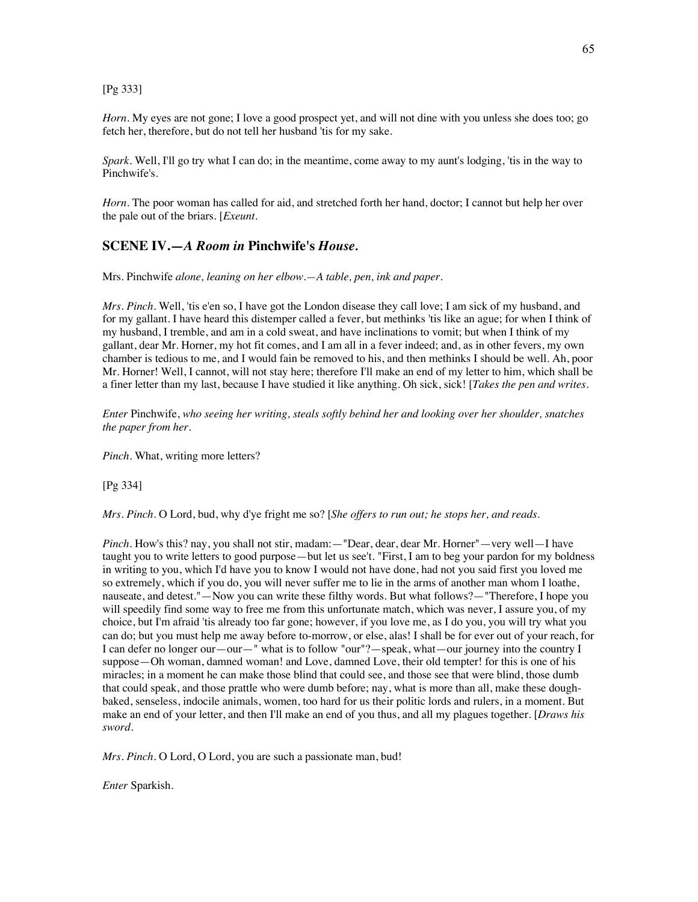[Pg 333]

*Horn.* My eyes are not gone; I love a good prospect yet, and will not dine with you unless she does too; go fetch her, therefore, but do not tell her husband 'tis for my sake.

*Spark.* Well, I'll go try what I can do; in the meantime, come away to my aunt's lodging, 'tis in the way to Pinchwife's.

*Horn.* The poor woman has called for aid, and stretched forth her hand, doctor; I cannot but help her over the pale out of the briars. [*Exeunt.*

## SCENE IV.—*A Room in* Pinchwife's *House.*

Mrs. Pinchwife *alone, leaning on her elbow.—A table, pen, ink and paper.*

*Mrs. Pinch.* Well, 'tis e'en so, I have got the London disease they call love; I am sick of my husband, and for my gallant. I have heard this distemper called a fever, but methinks 'tis like an ague; for when I think of my husband, I tremble, and am in a cold sweat, and have inclinations to vomit; but when I think of my gallant, dear Mr. Horner, my hot fit comes, and I am all in a fever indeed; and, as in other fevers, my own chamber is tedious to me, and I would fain be removed to his, and then methinks I should be well. Ah, poor Mr. Horner! Well, I cannot, will not stay here; therefore I'll make an end of my letter to him, which shall be a finer letter than my last, because I have studied it like anything. Oh sick, sick! [*Takes the pen and writes.*

*Enter* Pinchwife, *who seeing her writing, steals softly behind her and looking over her shoulder, snatches the paper from her.*

*Pinch.* What, writing more letters?

[Pg 334]

*Mrs. Pinch.* O Lord, bud, why d'ye fright me so? [*She offers to run out; he stops her, and reads.*

*Pinch.* How's this? nay, you shall not stir, madam:—"Dear, dear, dear Mr. Horner"—very well—I have taught you to write letters to good purpose—but let us see't. "First, I am to beg your pardon for my boldness in writing to you, which I'd have you to know I would not have done, had not you said first you loved me so extremely, which if you do, you will never suffer me to lie in the arms of another man whom I loathe, nauseate, and detest."—Now you can write these filthy words. But what follows?—"Therefore, I hope you will speedily find some way to free me from this unfortunate match, which was never, I assure you, of my choice, but I'm afraid 'tis already too far gone; however, if you love me, as I do you, you will try what you can do; but you must help me away before to-morrow, or else, alas! I shall be for ever out of your reach, for I can defer no longer our—our—" what is to follow "our"?—speak, what—our journey into the country I suppose—Oh woman, damned woman! and Love, damned Love, their old tempter! for this is one of his miracles; in a moment he can make those blind that could see, and those see that were blind, those dumb that could speak, and those prattle who were dumb before; nay, what is more than all, make these dough-baked, senseless, indocile animals, women, too hard for us their politic lords and rulers, in a moment. But make an end of your letter, and then I'll make an end of you thus, and all my plagues together. [*Draws his sword.*

*Mrs. Pinch.* O Lord, O Lord, you are such a passionate man, bud!

*Enter* Sparkish.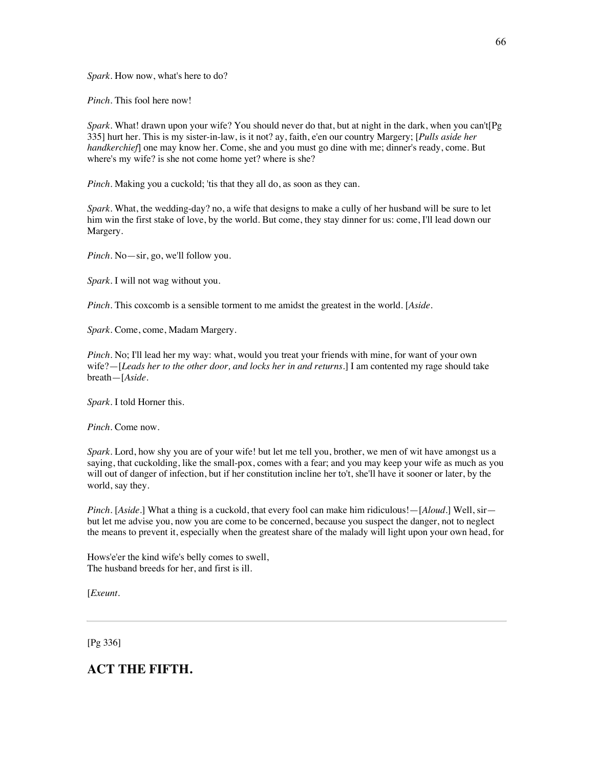*Spark*. How now, what's here to do?

*Pinch*. This fool here now!

*Spark*. What! drawn upon your wife? You should never do that, but at night in the dark, when you can't[Pg 335] hurt her. This is my sister-in-law, is it not? ay, faith, e'en our country Margery; [*Pulls aside her handkerchief*] one may know her. Come, she and you must go dine with me; dinner's ready, come. But where's my wife? is she not come home yet? where is she?

*Pinch*. Making you a cuckold; 'tis that they all do, as soon as they can.

*Spark*. What, the wedding-day? no, a wife that designs to make a cully of her husband will be sure to let him win the first stake of love, by the world. But come, they stay dinner for us: come, I'll lead down our Margery.

*Pinch*. No—sir, go, we'll follow you.

*Spark*. I will not wag without you.

*Pinch*. This coxcomb is a sensible torment to me amidst the greatest in the world. [*Aside*.

*Spark*. Come, come, Madam Margery.

*Pinch*. No; I'll lead her my way: what, would you treat your friends with mine, for want of your own wife?—[*Leads her to the other door, and locks her in and returns*.] I am contented my rage should take breath—[*Aside*.

*Spark*. I told Horner this.

*Pinch*. Come now.

*Spark*. Lord, how shy you are of your wife! but let me tell you, brother, we men of wit have amongst us a saying, that cuckolding, like the small-pox, comes with a fear; and you may keep your wife as much as you will out of danger of infection, but if her constitution incline her to't, she'll have it sooner or later, by the world, say they.

*Pinch*. [*Aside*.] What a thing is a cuckold, that every fool can make him ridiculous!—[*Aloud*.] Well, sir—but let me advise you, now you are come to be concerned, because you suspect the danger, not to neglect the means to prevent it, especially when the greatest share of the malady will light upon your own head, for

Hows'e'er the kind wife's belly comes to swell,
The husband breeds for her, and first is ill.

[*Exeunt*.

---

[Pg 336]

## ACT THE FIFTH.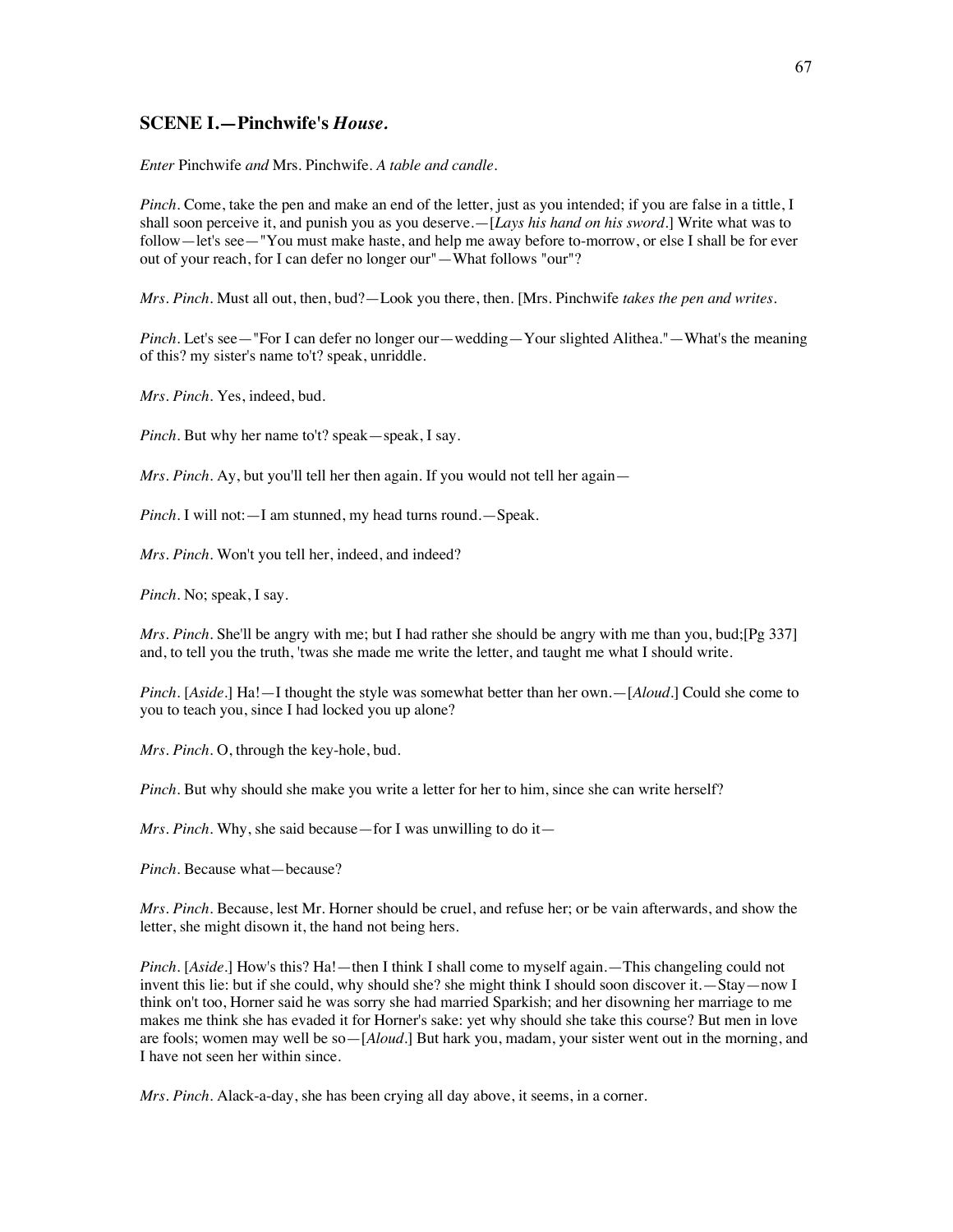### SCENE I.—Pinchwife's *House.*

*Enter* Pinchwife *and* Mrs. Pinchwife. *A table and candle.*

*Pinch.* Come, take the pen and make an end of the letter, just as you intended; if you are false in a tittle, I shall soon perceive it, and punish you as you deserve.—[*Lays his hand on his sword.*] Write what was to follow—let's see—"You must make haste, and help me away before to-morrow, or else I shall be for ever out of your reach, for I can defer no longer our"—What follows "our"?

*Mrs. Pinch.* Must all out, then, bud?—Look you there, then. [Mrs. Pinchwife *takes the pen and writes.*

*Pinch.* Let's see—"For I can defer no longer our—wedding—Your slighted Alithea."—What's the meaning of this? my sister's name to't? speak, unriddle.

*Mrs. Pinch.* Yes, indeed, bud.

*Pinch.* But why her name to't? speak—speak, I say.

*Mrs. Pinch.* Ay, but you'll tell her then again. If you would not tell her again—

*Pinch.* I will not:—I am stunned, my head turns round.—Speak.

*Mrs. Pinch.* Won't you tell her, indeed, and indeed?

*Pinch.* No; speak, I say.

*Mrs. Pinch.* She'll be angry with me; but I had rather she should be angry with me than you, bud;[Pg 337] and, to tell you the truth, 'twas she made me write the letter, and taught me what I should write.

*Pinch.* [*Aside.*] Ha!—I thought the style was somewhat better than her own.—[*Aloud.*] Could she come to you to teach you, since I had locked you up alone?

*Mrs. Pinch.* O, through the key-hole, bud.

*Pinch.* But why should she make you write a letter for her to him, since she can write herself?

*Mrs. Pinch.* Why, she said because—for I was unwilling to do it—

*Pinch.* Because what—because?

*Mrs. Pinch.* Because, lest Mr. Horner should be cruel, and refuse her; or be vain afterwards, and show the letter, she might disown it, the hand not being hers.

*Pinch.* [*Aside.*] How's this? Ha!—then I think I shall come to myself again.—This changeling could not invent this lie: but if she could, why should she? she might think I should soon discover it.—Stay—now I think on't too, Horner said he was sorry she had married Sparkish; and her disowning her marriage to me makes me think she has evaded it for Horner's sake: yet why should she take this course? But men in love are fools; women may well be so—[*Aloud.*] But hark you, madam, your sister went out in the morning, and I have not seen her within since.

*Mrs. Pinch.* Alack-a-day, she has been crying all day above, it seems, in a corner.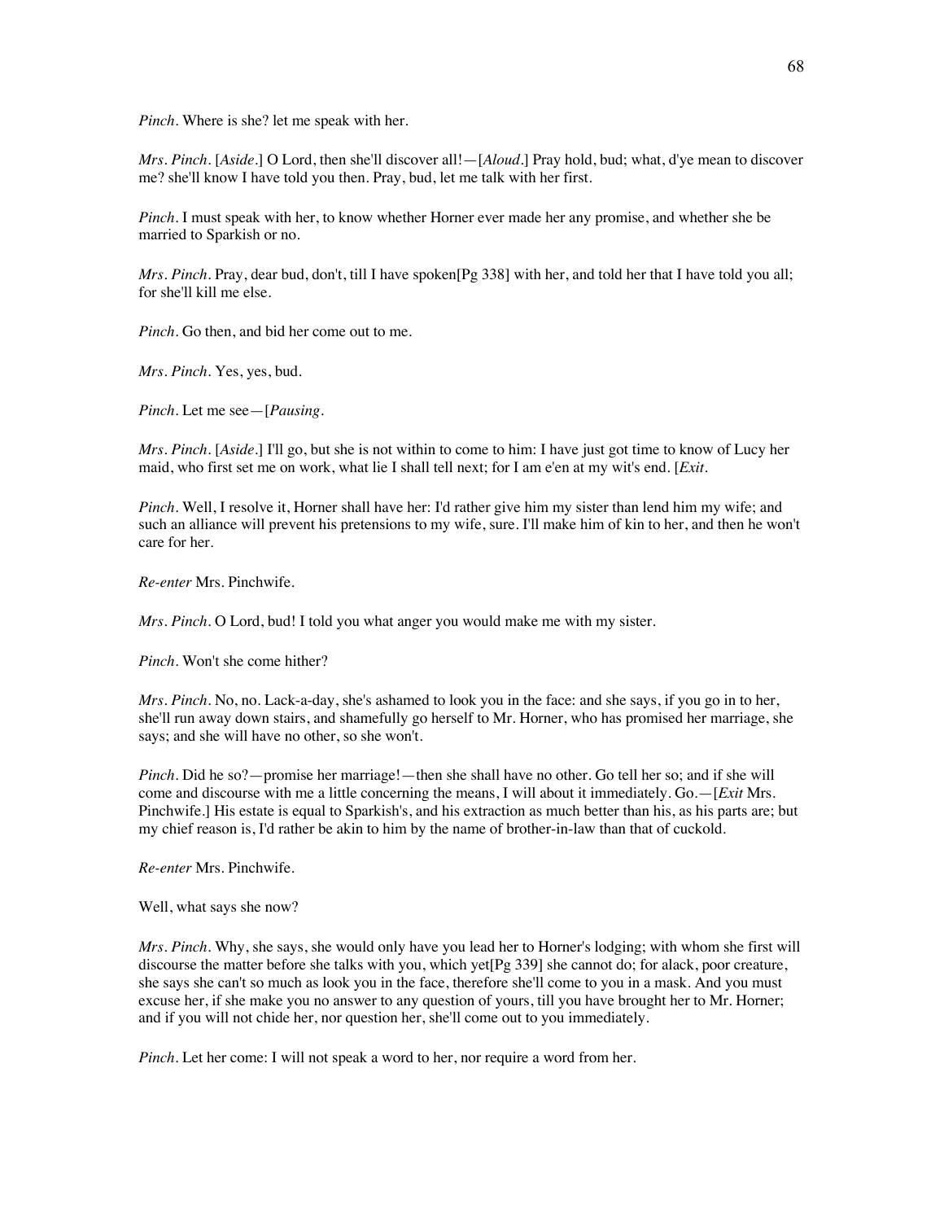*Pinch*. Where is she? let me speak with her.

*Mrs. Pinch*. [*Aside*.] O Lord, then she'll discover all!—[*Aloud*.] Pray hold, bud; what, d'ye mean to discover me? she'll know I have told you then. Pray, bud, let me talk with her first.

*Pinch*. I must speak with her, to know whether Horner ever made her any promise, and whether she be married to Sparkish or no.

*Mrs. Pinch*. Pray, dear bud, don't, till I have spoken[Pg 338] with her, and told her that I have told you all; for she'll kill me else.

*Pinch*. Go then, and bid her come out to me.

*Mrs. Pinch*. Yes, yes, bud.

*Pinch*. Let me see—[*Pausing*.

*Mrs. Pinch*. [*Aside*.] I'll go, but she is not within to come to him: I have just got time to know of Lucy her maid, who first set me on work, what lie I shall tell next; for I am e'en at my wit's end. [*Exit*.

*Pinch*. Well, I resolve it, Horner shall have her: I'd rather give him my sister than lend him my wife; and such an alliance will prevent his pretensions to my wife, sure. I'll make him of kin to her, and then he won't care for her.

*Re-enter* Mrs. Pinchwife.

*Mrs. Pinch*. O Lord, bud! I told you what anger you would make me with my sister.

*Pinch*. Won't she come hither?

*Mrs. Pinch*. No, no. Lack-a-day, she's ashamed to look you in the face: and she says, if you go in to her, she'll run away down stairs, and shamefully go herself to Mr. Horner, who has promised her marriage, she says; and she will have no other, so she won't.

*Pinch*. Did he so?—promise her marriage!—then she shall have no other. Go tell her so; and if she will come and discourse with me a little concerning the means, I will about it immediately. Go.—[*Exit* Mrs. Pinchwife.] His estate is equal to Sparkish's, and his extraction as much better than his, as his parts are; but my chief reason is, I'd rather be akin to him by the name of brother-in-law than that of cuckold.

*Re-enter* Mrs. Pinchwife.

Well, what says she now?

*Mrs. Pinch*. Why, she says, she would only have you lead her to Horner's lodging; with whom she first will discourse the matter before she talks with you, which yet[Pg 339] she cannot do; for alack, poor creature, she says she can't so much as look you in the face, therefore she'll come to you in a mask. And you must excuse her, if she make you no answer to any question of yours, till you have brought her to Mr. Horner; and if you will not chide her, nor question her, she'll come out to you immediately.

*Pinch*. Let her come: I will not speak a word to her, nor require a word from her.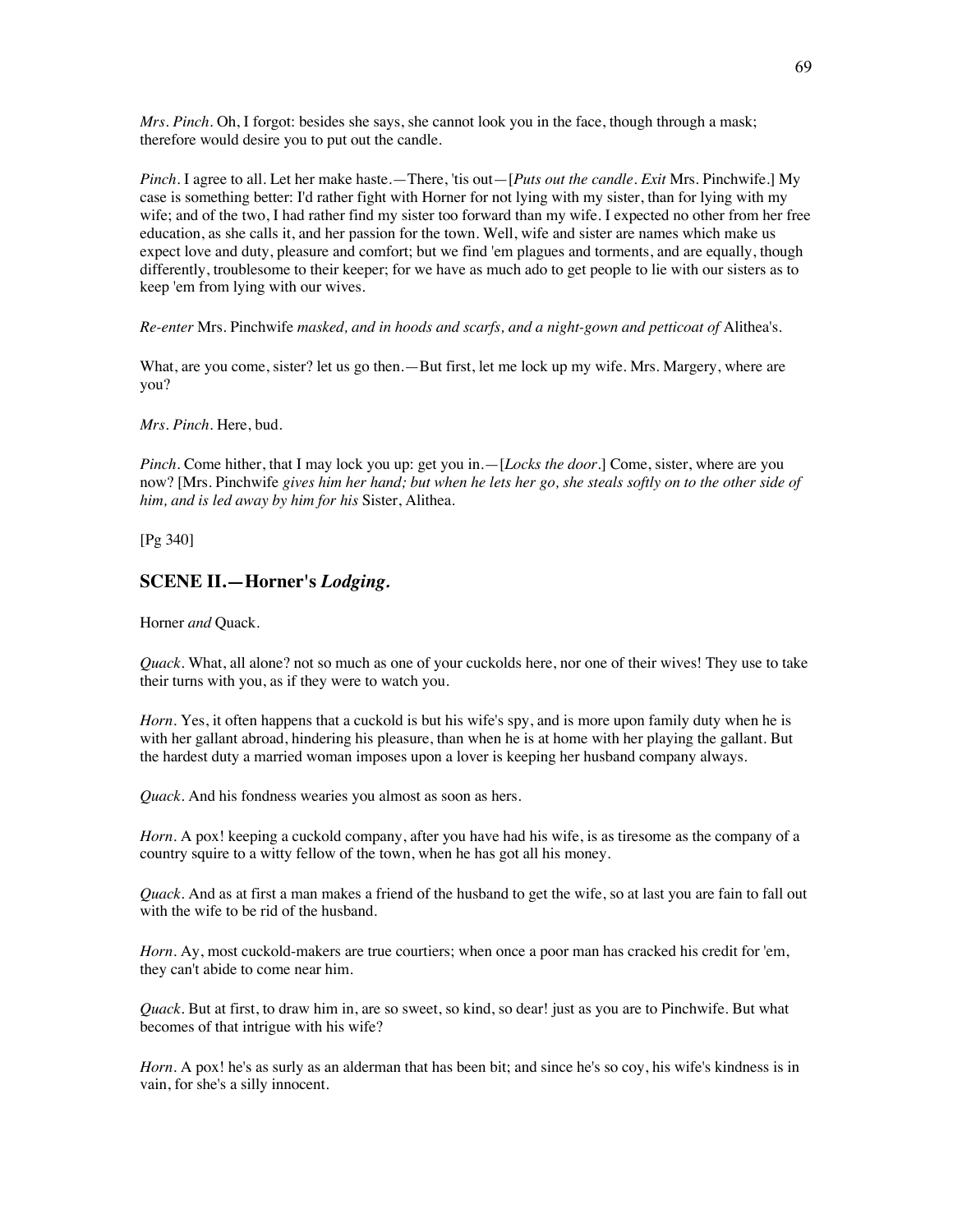*Mrs. Pinch*. Oh, I forgot: besides she says, she cannot look you in the face, though through a mask; therefore would desire you to put out the candle.

*Pinch*. I agree to all. Let her make haste.—There, 'tis out—[*Puts out the candle*. *Exit* Mrs. Pinchwife.] My case is something better: I'd rather fight with Horner for not lying with my sister, than for lying with my wife; and of the two, I had rather find my sister too forward than my wife. I expected no other from her free education, as she calls it, and her passion for the town. Well, wife and sister are names which make us expect love and duty, pleasure and comfort; but we find 'em plagues and torments, and are equally, though differently, troublesome to their keeper; for we have as much ado to get people to lie with our sisters as to keep 'em from lying with our wives.

*Re-enter* Mrs. Pinchwife *masked, and in hoods and scarfs, and a night-gown and petticoat of* Alithea's.

What, are you come, sister? let us go then.—But first, let me lock up my wife. Mrs. Margery, where are you?

*Mrs. Pinch*. Here, bud.

*Pinch*. Come hither, that I may lock you up: get you in.—[*Locks the door*.] Come, sister, where are you now? [Mrs. Pinchwife *gives him her hand; but when he lets her go, she steals softly on to the other side of him, and is led away by him for his* Sister, Alithea.

[Pg 340]

## SCENE II.—Horner's *Lodging*.

Horner *and* Quack.

*Quack*. What, all alone? not so much as one of your cuckolds here, nor one of their wives! They use to take their turns with you, as if they were to watch you.

*Horn*. Yes, it often happens that a cuckold is but his wife's spy, and is more upon family duty when he is with her gallant abroad, hindering his pleasure, than when he is at home with her playing the gallant. But the hardest duty a married woman imposes upon a lover is keeping her husband company always.

*Quack*. And his fondness wearies you almost as soon as hers.

*Horn*. A pox! keeping a cuckold company, after you have had his wife, is as tiresome as the company of a country squire to a witty fellow of the town, when he has got all his money.

*Quack*. And as at first a man makes a friend of the husband to get the wife, so at last you are fain to fall out with the wife to be rid of the husband.

*Horn*. Ay, most cuckold-makers are true courtiers; when once a poor man has cracked his credit for 'em, they can't abide to come near him.

*Quack*. But at first, to draw him in, are so sweet, so kind, so dear! just as you are to Pinchwife. But what becomes of that intrigue with his wife?

*Horn*. A pox! he's as surly as an alderman that has been bit; and since he's so coy, his wife's kindness is in vain, for she's a silly innocent.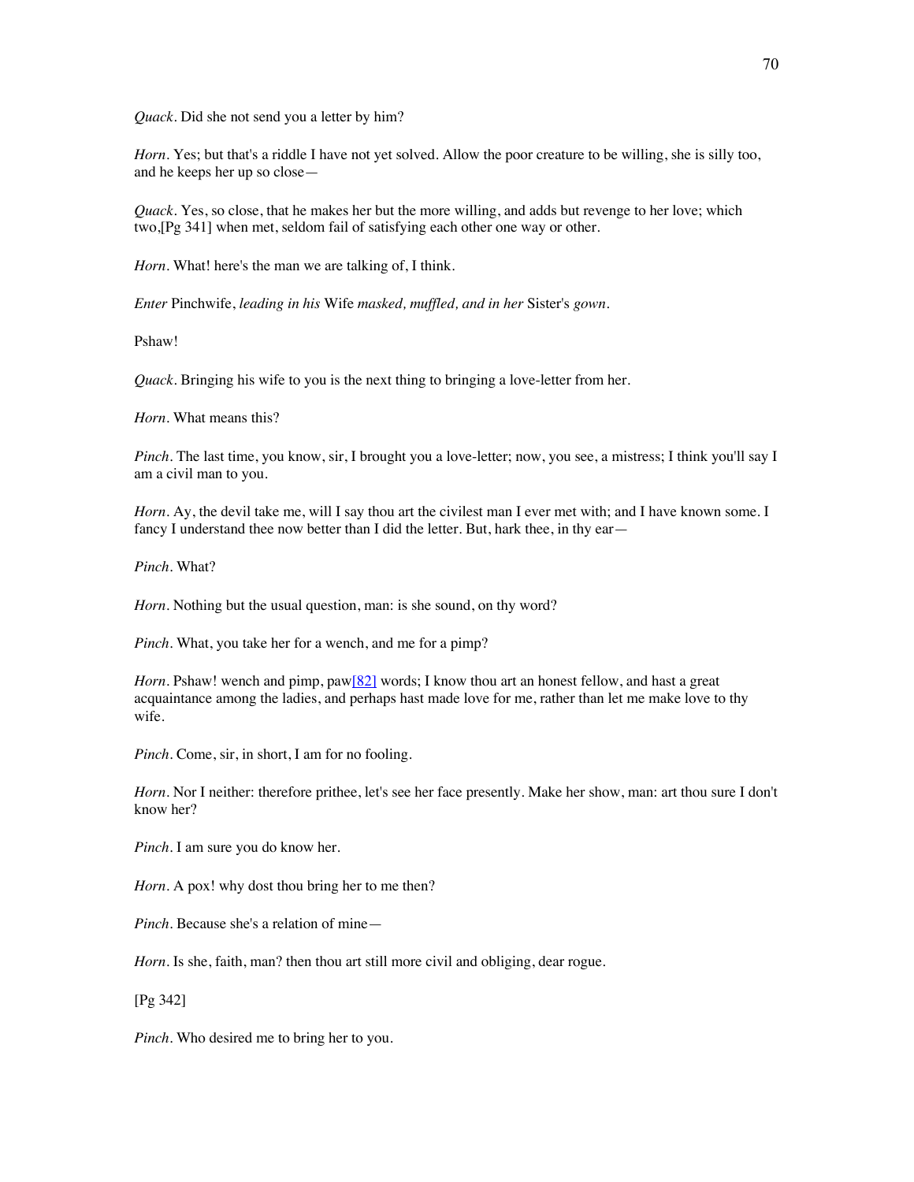*Quack*. Did she not send you a letter by him?

*Horn*. Yes; but that's a riddle I have not yet solved. Allow the poor creature to be willing, she is silly too, and he keeps her up so close—

*Quack*. Yes, so close, that he makes her but the more willing, and adds but revenge to her love; which two,[Pg 341] when met, seldom fail of satisfying each other one way or other.

*Horn*. What! here's the man we are talking of, I think.

*Enter* Pinchwife, *leading in his* Wife *masked, muffled, and in her* Sister's *gown*.

Pshaw!

*Quack*. Bringing his wife to you is the next thing to bringing a love-letter from her.

*Horn*. What means this?

*Pinch*. The last time, you know, sir, I brought you a love-letter; now, you see, a mistress; I think you'll say I am a civil man to you.

*Horn*. Ay, the devil take me, will I say thou art the civilest man I ever met with; and I have known some. I fancy I understand thee now better than I did the letter. But, hark thee, in thy ear—

*Pinch*. What?

*Horn*. Nothing but the usual question, man: is she sound, on thy word?

*Pinch*. What, you take her for a wench, and me for a pimp?

*Horn*. Pshaw! wench and pimp, paw[82] words; I know thou art an honest fellow, and hast a great acquaintance among the ladies, and perhaps hast made love for me, rather than let me make love to thy wife.

*Pinch*. Come, sir, in short, I am for no fooling.

*Horn*. Nor I neither: therefore prithee, let's see her face presently. Make her show, man: art thou sure I don't know her?

*Pinch*. I am sure you do know her.

*Horn*. A pox! why dost thou bring her to me then?

*Pinch*. Because she's a relation of mine—

*Horn*. Is she, faith, man? then thou art still more civil and obliging, dear rogue.

[Pg 342]

*Pinch*. Who desired me to bring her to you.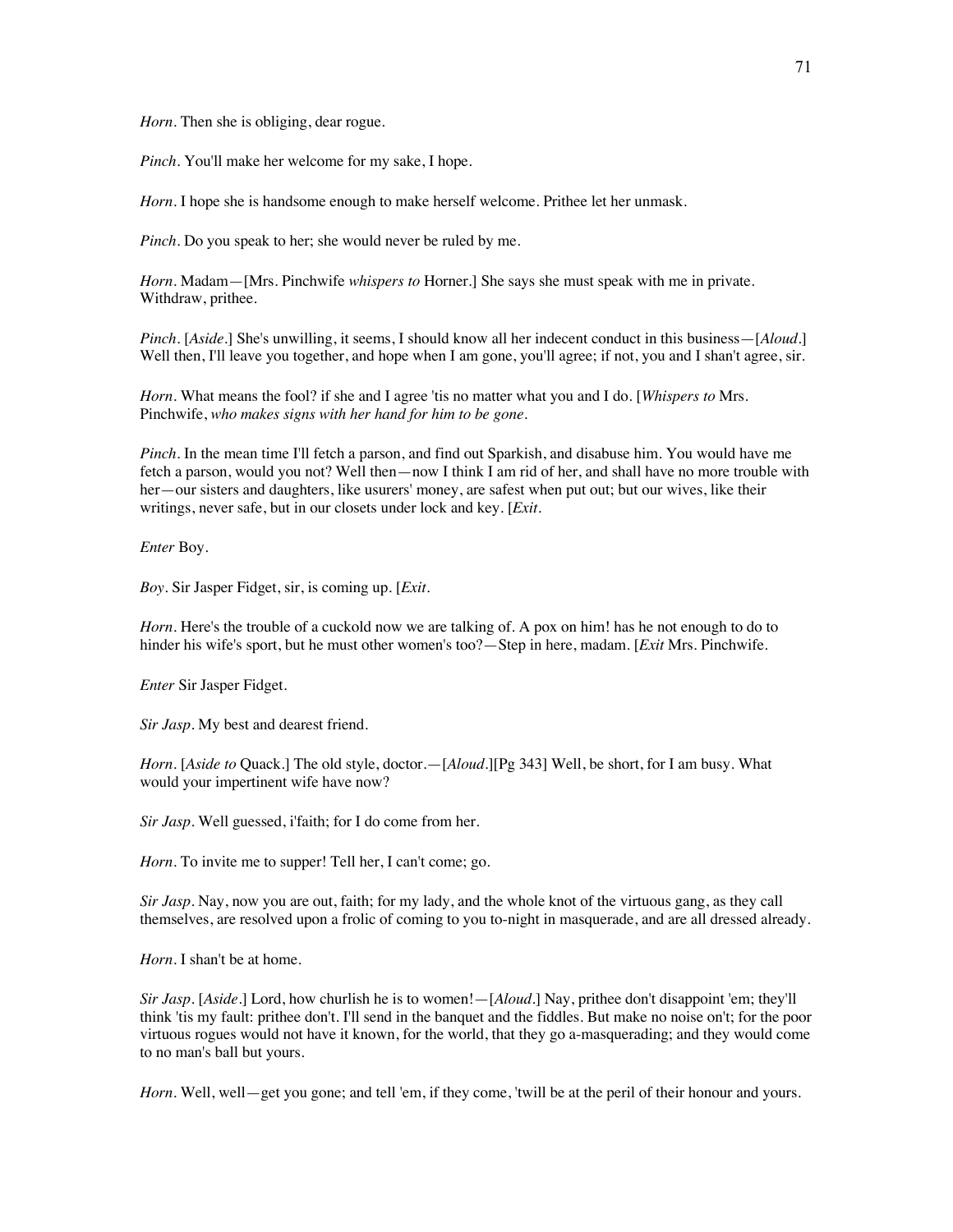*Horn*. Then she is obliging, dear rogue.

*Pinch*. You'll make her welcome for my sake, I hope.

*Horn*. I hope she is handsome enough to make herself welcome. Prithee let her unmask.

*Pinch*. Do you speak to her; she would never be ruled by me.

*Horn*. Madam—[Mrs. Pinchwife *whispers to* Horner.] She says she must speak with me in private. Withdraw, prithee.

*Pinch*. [*Aside*.] She's unwilling, it seems, I should know all her indecent conduct in this business—[*Aloud*.] Well then, I'll leave you together, and hope when I am gone, you'll agree; if not, you and I shan't agree, sir.

*Horn*. What means the fool? if she and I agree 'tis no matter what you and I do. [*Whispers to* Mrs. Pinchwife, *who makes signs with her hand for him to be gone*.

*Pinch*. In the mean time I'll fetch a parson, and find out Sparkish, and disabuse him. You would have me fetch a parson, would you not? Well then—now I think I am rid of her, and shall have no more trouble with her—our sisters and daughters, like usurers' money, are safest when put out; but our wives, like their writings, never safe, but in our closets under lock and key. [*Exit*.

*Enter* Boy.

*Boy*. Sir Jasper Fidget, sir, is coming up. [*Exit*.

*Horn*. Here's the trouble of a cuckold now we are talking of. A pox on him! has he not enough to do to hinder his wife's sport, but he must other women's too?—Step in here, madam. [*Exit* Mrs. Pinchwife.

*Enter* Sir Jasper Fidget.

*Sir Jasp*. My best and dearest friend.

*Horn*. [*Aside to* Quack.] The old style, doctor.—[*Aloud*.][Pg 343] Well, be short, for I am busy. What would your impertinent wife have now?

*Sir Jasp*. Well guessed, i'faith; for I do come from her.

*Horn*. To invite me to supper! Tell her, I can't come; go.

*Sir Jasp*. Nay, now you are out, faith; for my lady, and the whole knot of the virtuous gang, as they call themselves, are resolved upon a frolic of coming to you to-night in masquerade, and are all dressed already.

*Horn*. I shan't be at home.

*Sir Jasp*. [*Aside*.] Lord, how churlish he is to women!—[*Aloud*.] Nay, prithee don't disappoint 'em; they'll think 'tis my fault: prithee don't. I'll send in the banquet and the fiddles. But make no noise on't; for the poor virtuous rogues would not have it known, for the world, that they go a-masquerading; and they would come to no man's ball but yours.

*Horn*. Well, well—get you gone; and tell 'em, if they come, 'twill be at the peril of their honour and yours.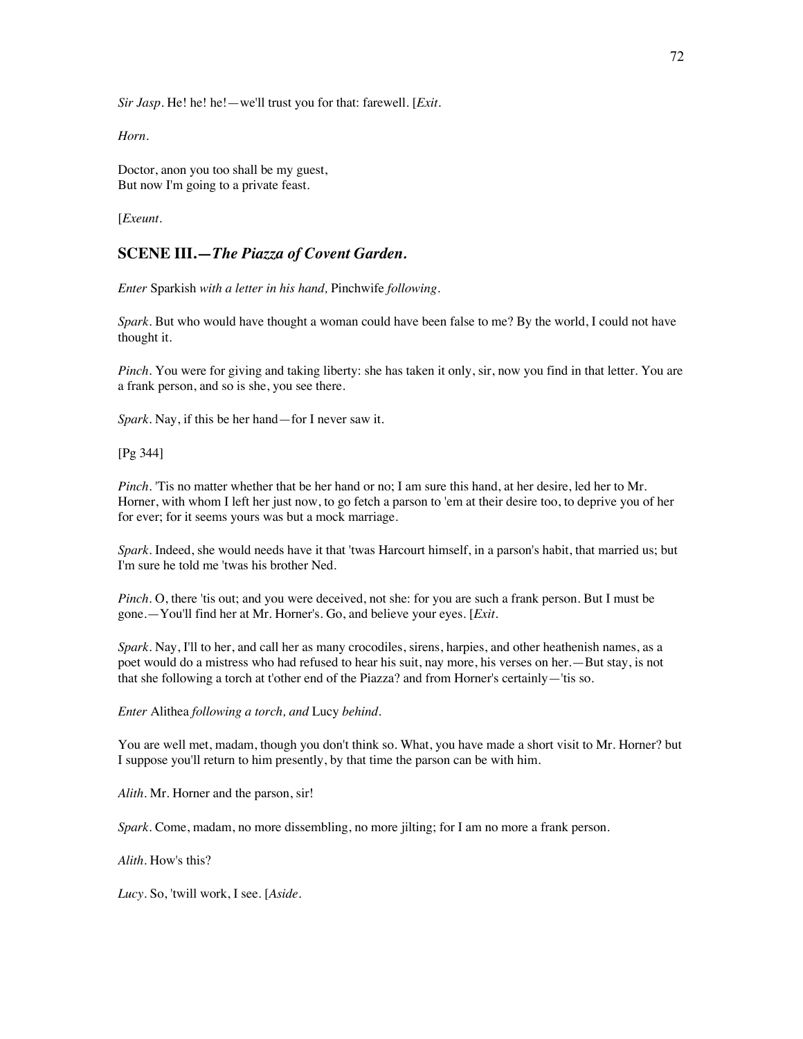*Sir Jasp*. He! he! he!—we'll trust you for that: farewell. [*Exit*.

*Horn*.

Doctor, anon you too shall be my guest,
But now I'm going to a private feast.

[*Exeunt*.

## SCENE III.—*The Piazza of Covent Garden.*

*Enter* Sparkish *with a letter in his hand,* Pinchwife *following*.

*Spark*. But who would have thought a woman could have been false to me? By the world, I could not have thought it.

*Pinch*. You were for giving and taking liberty: she has taken it only, sir, now you find in that letter. You are a frank person, and so is she, you see there.

*Spark*. Nay, if this be her hand—for I never saw it.

[Pg 344]

*Pinch*. 'Tis no matter whether that be her hand or no; I am sure this hand, at her desire, led her to Mr. Horner, with whom I left her just now, to go fetch a parson to 'em at their desire too, to deprive you of her for ever; for it seems yours was but a mock marriage.

*Spark*. Indeed, she would needs have it that 'twas Harcourt himself, in a parson's habit, that married us; but I'm sure he told me 'twas his brother Ned.

*Pinch*. O, there 'tis out; and you were deceived, not she: for you are such a frank person. But I must be gone.—You'll find her at Mr. Horner's. Go, and believe your eyes. [*Exit*.

*Spark*. Nay, I'll to her, and call her as many crocodiles, sirens, harpies, and other heathenish names, as a poet would do a mistress who had refused to hear his suit, nay more, his verses on her.—But stay, is not that she following a torch at t'other end of the Piazza? and from Horner's certainly—'tis so.

*Enter* Alithea *following a torch, and* Lucy *behind*.

You are well met, madam, though you don't think so. What, you have made a short visit to Mr. Horner? but I suppose you'll return to him presently, by that time the parson can be with him.

*Alith*. Mr. Horner and the parson, sir!

*Spark*. Come, madam, no more dissembling, no more jilting; for I am no more a frank person.

*Alith*. How's this?

*Lucy*. So, 'twill work, I see. [*Aside*.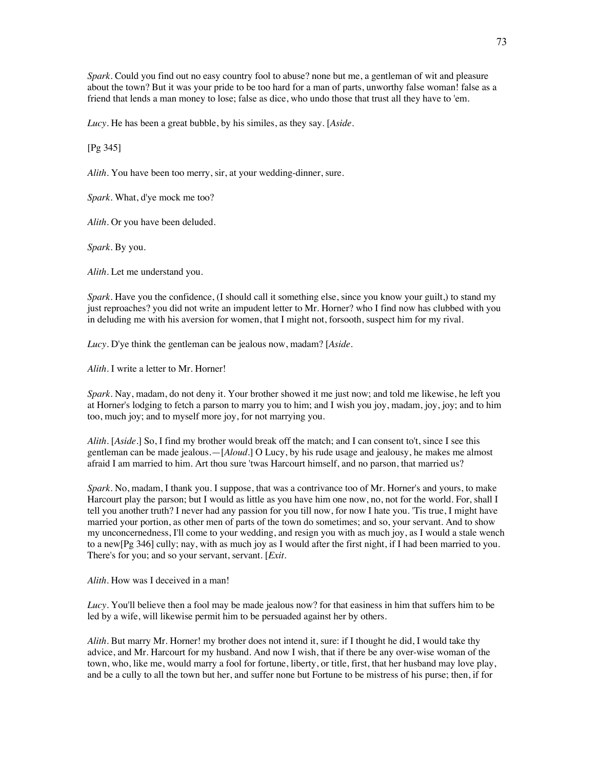*Spark*. Could you find out no easy country fool to abuse? none but me, a gentleman of wit and pleasure about the town? But it was your pride to be too hard for a man of parts, unworthy false woman! false as a friend that lends a man money to lose; false as dice, who undo those that trust all they have to 'em.

*Lucy*. He has been a great bubble, by his similes, as they say. [*Aside*.

[Pg 345]

*Alith*. You have been too merry, sir, at your wedding-dinner, sure.

*Spark*. What, d'ye mock me too?

*Alith*. Or you have been deluded.

*Spark*. By you.

*Alith*. Let me understand you.

*Spark*. Have you the confidence, (I should call it something else, since you know your guilt,) to stand my just reproaches? you did not write an impudent letter to Mr. Horner? who I find now has clubbed with you in deluding me with his aversion for women, that I might not, forsooth, suspect him for my rival.

*Lucy*. D'ye think the gentleman can be jealous now, madam? [*Aside*.

*Alith*. I write a letter to Mr. Horner!

*Spark*. Nay, madam, do not deny it. Your brother showed it me just now; and told me likewise, he left you at Horner's lodging to fetch a parson to marry you to him; and I wish you joy, madam, joy, joy; and to him too, much joy; and to myself more joy, for not marrying you.

*Alith*. [*Aside*.] So, I find my brother would break off the match; and I can consent to't, since I see this gentleman can be made jealous.—[*Aloud*.] O Lucy, by his rude usage and jealousy, he makes me almost afraid I am married to him. Art thou sure 'twas Harcourt himself, and no parson, that married us?

*Spark*. No, madam, I thank you. I suppose, that was a contrivance too of Mr. Horner's and yours, to make Harcourt play the parson; but I would as little as you have him one now, no, not for the world. For, shall I tell you another truth? I never had any passion for you till now, for now I hate you. 'Tis true, I might have married your portion, as other men of parts of the town do sometimes; and so, your servant. And to show my unconcernedness, I'll come to your wedding, and resign you with as much joy, as I would a stale wench to a new[Pg 346] cully; nay, with as much joy as I would after the first night, if I had been married to you. There's for you; and so your servant, servant. [*Exit*.

*Alith*. How was I deceived in a man!

*Lucy*. You'll believe then a fool may be made jealous now? for that easiness in him that suffers him to be led by a wife, will likewise permit him to be persuaded against her by others.

*Alith*. But marry Mr. Horner! my brother does not intend it, sure: if I thought he did, I would take thy advice, and Mr. Harcourt for my husband. And now I wish, that if there be any over-wise woman of the town, who, like me, would marry a fool for fortune, liberty, or title, first, that her husband may love play, and be a cully to all the town but her, and suffer none but Fortune to be mistress of his purse; then, if for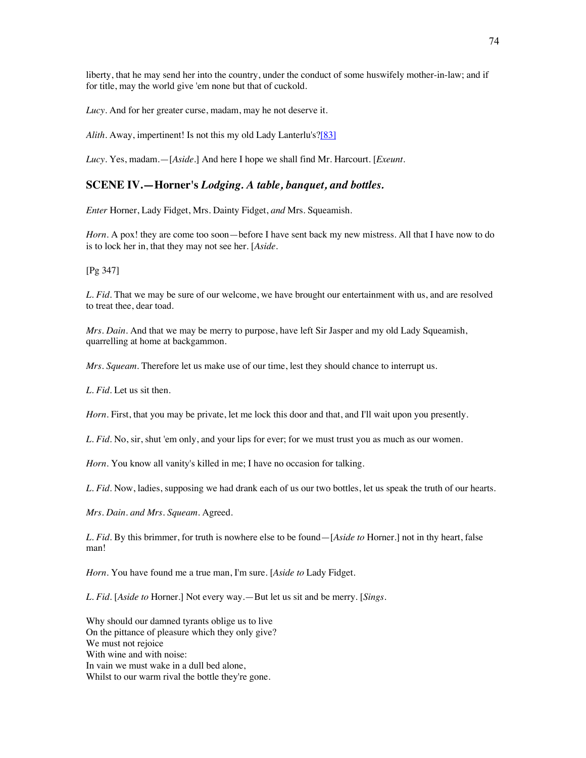liberty, that he may send her into the country, under the conduct of some huswifely mother-in-law; and if for title, may the world give 'em none but that of cuckold.

*Lucy*. And for her greater curse, madam, may he not deserve it.

*Alith*. Away, impertinent! Is not this my old Lady Lanterlu's?[83]

*Lucy*. Yes, madam.—[*Aside*.] And here I hope we shall find Mr. Harcourt. [*Exeunt*.

## SCENE IV.—Horner's *Lodging. A table, banquet, and bottles.*

*Enter* Horner, Lady Fidget, Mrs. Dainty Fidget, *and* Mrs. Squeamish.

*Horn*. A pox! they are come too soon—before I have sent back my new mistress. All that I have now to do is to lock her in, that they may not see her. [*Aside*.

[Pg 347]

*L. Fid*. That we may be sure of our welcome, we have brought our entertainment with us, and are resolved to treat thee, dear toad.

*Mrs. Dain*. And that we may be merry to purpose, have left Sir Jasper and my old Lady Squeamish, quarrelling at home at backgammon.

*Mrs. Squeam*. Therefore let us make use of our time, lest they should chance to interrupt us.

*L. Fid*. Let us sit then.

*Horn*. First, that you may be private, let me lock this door and that, and I'll wait upon you presently.

*L. Fid*. No, sir, shut 'em only, and your lips for ever; for we must trust you as much as our women.

*Horn*. You know all vanity's killed in me; I have no occasion for talking.

*L. Fid*. Now, ladies, supposing we had drank each of us our two bottles, let us speak the truth of our hearts.

*Mrs. Dain. and Mrs. Squeam*. Agreed.

*L. Fid*. By this brimmer, for truth is nowhere else to be found—[*Aside to* Horner.] not in thy heart, false man!

*Horn*. You have found me a true man, I'm sure. [*Aside to* Lady Fidget.

*L. Fid*. [*Aside to* Horner.] Not every way.—But let us sit and be merry. [*Sings*.

Why should our damned tyrants oblige us to live  
On the pittance of pleasure which they only give?  
We must not rejoice  
With wine and with noise:  
In vain we must wake in a dull bed alone,  
Whilst to our warm rival the bottle they're gone.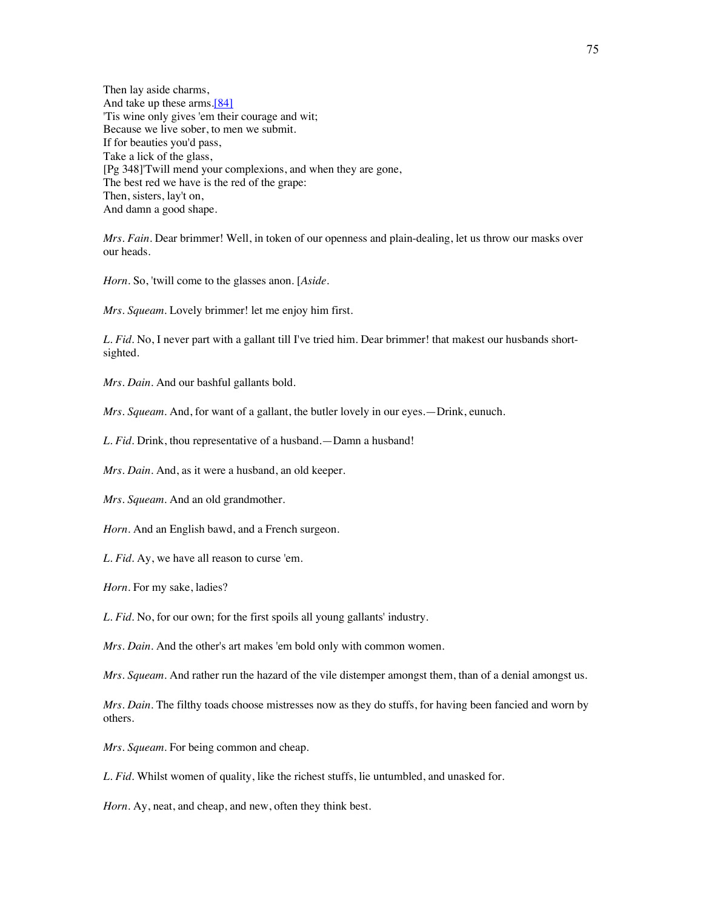Then lay aside charms,
And take up these arms.[84]
'Tis wine only gives 'em their courage and wit;
Because we live sober, to men we submit.
If for beauties you'd pass,
Take a lick of the glass,
[Pg 348]'Twill mend your complexions, and when they are gone,
The best red we have is the red of the grape:
Then, sisters, lay't on,
And damn a good shape.

*Mrs. Fain*. Dear brimmer! Well, in token of our openness and plain-dealing, let us throw our masks over our heads.

*Horn*. So, 'twill come to the glasses anon. [*Aside*.

*Mrs. Squeam*. Lovely brimmer! let me enjoy him first.

*L. Fid*. No, I never part with a gallant till I've tried him. Dear brimmer! that makest our husbands short-sighted.

*Mrs. Dain*. And our bashful gallants bold.

*Mrs. Squeam*. And, for want of a gallant, the butler lovely in our eyes.—Drink, eunuch.

*L. Fid*. Drink, thou representative of a husband.—Damn a husband!

*Mrs. Dain*. And, as it were a husband, an old keeper.

*Mrs. Squeam*. And an old grandmother.

*Horn*. And an English bawd, and a French surgeon.

*L. Fid*. Ay, we have all reason to curse 'em.

*Horn*. For my sake, ladies?

*L. Fid*. No, for our own; for the first spoils all young gallants' industry.

*Mrs. Dain*. And the other's art makes 'em bold only with common women.

*Mrs. Squeam*. And rather run the hazard of the vile distemper amongst them, than of a denial amongst us.

*Mrs. Dain*. The filthy toads choose mistresses now as they do stuffs, for having been fancied and worn by others.

*Mrs. Squeam*. For being common and cheap.

*L. Fid*. Whilst women of quality, like the richest stuffs, lie untumbled, and unasked for.

*Horn*. Ay, neat, and cheap, and new, often they think best.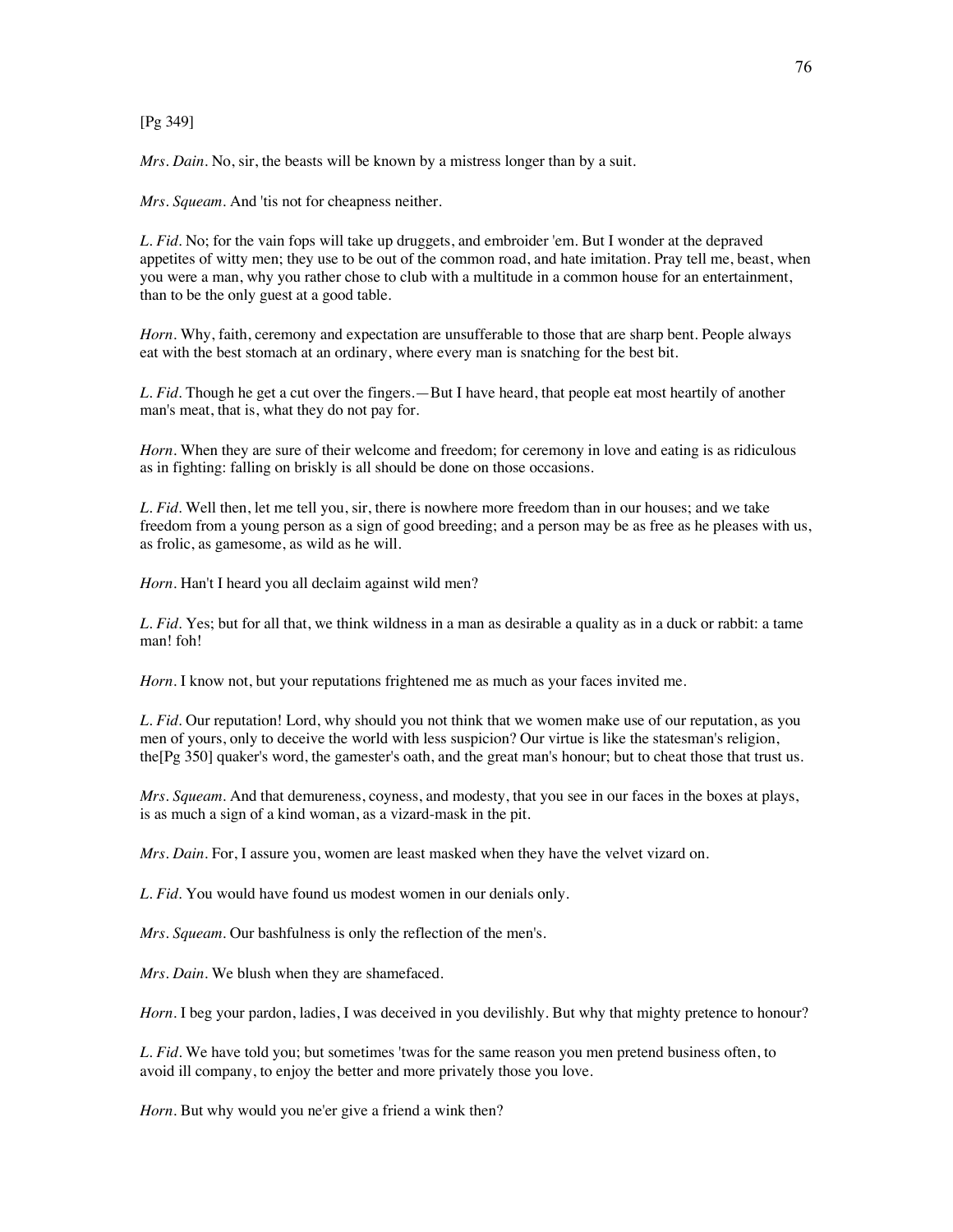[Pg 349]

*Mrs. Dain.* No, sir, the beasts will be known by a mistress longer than by a suit.

*Mrs. Squeam.* And 'tis not for cheapness neither.

*L. Fid.* No; for the vain fops will take up druggets, and embroider 'em. But I wonder at the depraved appetites of witty men; they use to be out of the common road, and hate imitation. Pray tell me, beast, when you were a man, why you rather chose to club with a multitude in a common house for an entertainment, than to be the only guest at a good table.

*Horn.* Why, faith, ceremony and expectation are unsufferable to those that are sharp bent. People always eat with the best stomach at an ordinary, where every man is snatching for the best bit.

*L. Fid.* Though he get a cut over the fingers.—But I have heard, that people eat most heartily of another man's meat, that is, what they do not pay for.

*Horn.* When they are sure of their welcome and freedom; for ceremony in love and eating is as ridiculous as in fighting: falling on briskly is all should be done on those occasions.

*L. Fid.* Well then, let me tell you, sir, there is nowhere more freedom than in our houses; and we take freedom from a young person as a sign of good breeding; and a person may be as free as he pleases with us, as frolic, as gamesome, as wild as he will.

*Horn.* Han't I heard you all declaim against wild men?

*L. Fid.* Yes; but for all that, we think wildness in a man as desirable a quality as in a duck or rabbit: a tame man! foh!

*Horn.* I know not, but your reputations frightened me as much as your faces invited me.

*L. Fid.* Our reputation! Lord, why should you not think that we women make use of our reputation, as you men of yours, only to deceive the world with less suspicion? Our virtue is like the statesman's religion, the[Pg 350] quaker's word, the gamester's oath, and the great man's honour; but to cheat those that trust us.

*Mrs. Squeam.* And that demureness, coyness, and modesty, that you see in our faces in the boxes at plays, is as much a sign of a kind woman, as a vizard-mask in the pit.

*Mrs. Dain.* For, I assure you, women are least masked when they have the velvet vizard on.

*L. Fid.* You would have found us modest women in our denials only.

*Mrs. Squeam.* Our bashfulness is only the reflection of the men's.

*Mrs. Dain.* We blush when they are shamefaced.

*Horn.* I beg your pardon, ladies, I was deceived in you devilishly. But why that mighty pretence to honour?

*L. Fid.* We have told you; but sometimes 'twas for the same reason you men pretend business often, to avoid ill company, to enjoy the better and more privately those you love.

*Horn.* But why would you ne'er give a friend a wink then?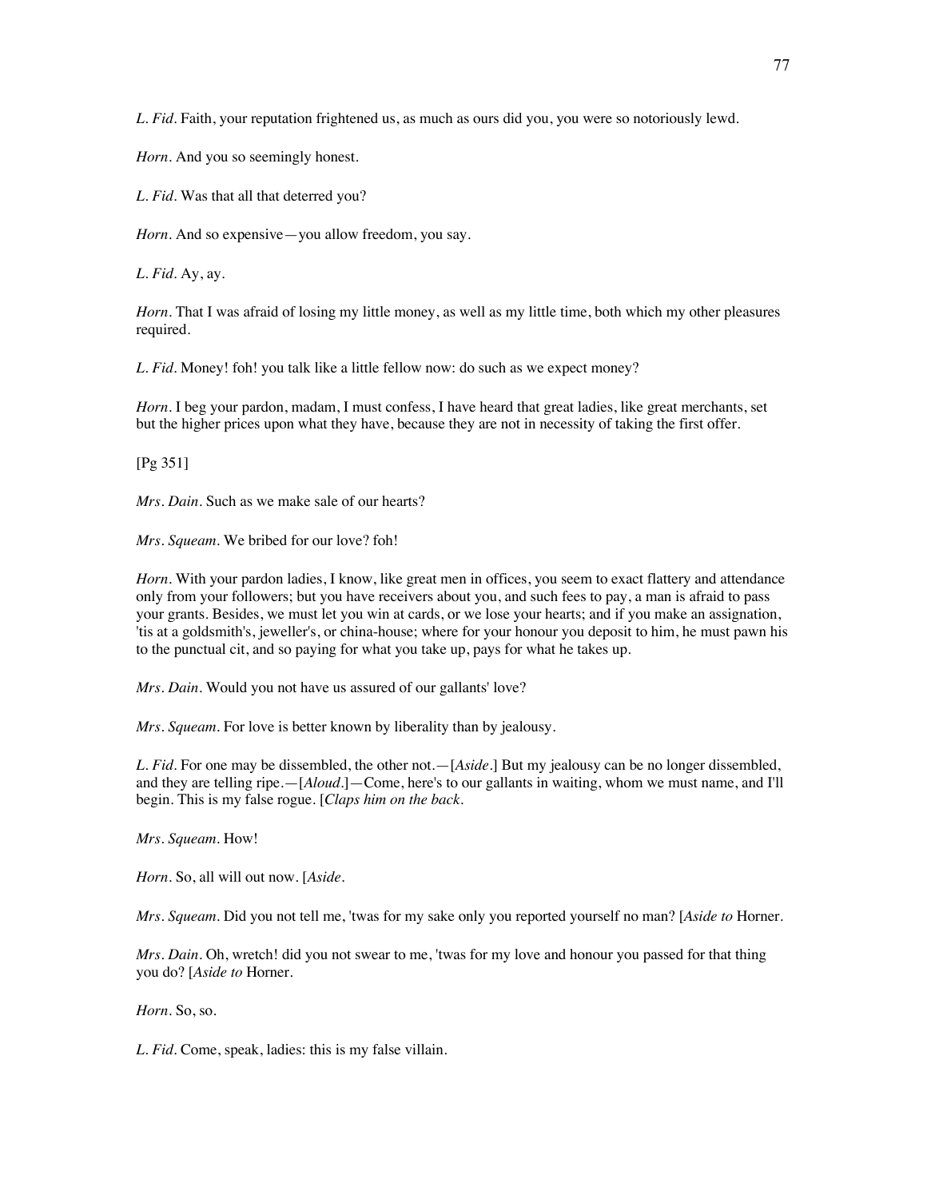*L. Fid*. Faith, your reputation frightened us, as much as ours did you, you were so notoriously lewd.

*Horn*. And you so seemingly honest.

*L. Fid*. Was that all that deterred you?

*Horn*. And so expensive—you allow freedom, you say.

*L. Fid*. Ay, ay.

*Horn*. That I was afraid of losing my little money, as well as my little time, both which my other pleasures required.

*L. Fid*. Money! foh! you talk like a little fellow now: do such as we expect money?

*Horn*. I beg your pardon, madam, I must confess, I have heard that great ladies, like great merchants, set but the higher prices upon what they have, because they are not in necessity of taking the first offer.

[Pg 351]

*Mrs. Dain*. Such as we make sale of our hearts?

*Mrs. Squeam*. We bribed for our love? foh!

*Horn*. With your pardon ladies, I know, like great men in offices, you seem to exact flattery and attendance only from your followers; but you have receivers about you, and such fees to pay, a man is afraid to pass your grants. Besides, we must let you win at cards, or we lose your hearts; and if you make an assignation, 'tis at a goldsmith's, jeweller's, or china-house; where for your honour you deposit to him, he must pawn his to the punctual cit, and so paying for what you take up, pays for what he takes up.

*Mrs. Dain*. Would you not have us assured of our gallants' love?

*Mrs. Squeam*. For love is better known by liberality than by jealousy.

*L. Fid*. For one may be dissembled, the other not.—[*Aside*.] But my jealousy can be no longer dissembled, and they are telling ripe.—[*Aloud*.]—Come, here's to our gallants in waiting, whom we must name, and I'll begin. This is my false rogue. [*Claps him on the back*.

*Mrs. Squeam*. How!

*Horn*. So, all will out now. [*Aside*.

*Mrs. Squeam*. Did you not tell me, 'twas for my sake only you reported yourself no man? [*Aside to* Horner.

*Mrs. Dain*. Oh, wretch! did you not swear to me, 'twas for my love and honour you passed for that thing you do? [*Aside to* Horner.

*Horn*. So, so.

*L. Fid*. Come, speak, ladies: this is my false villain.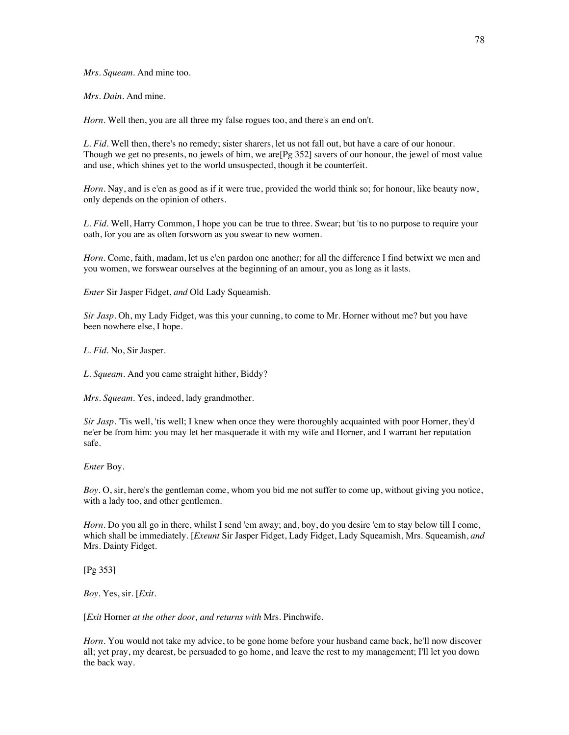*Mrs. Squeam.* And mine too.

*Mrs. Dain.* And mine.

*Horn.* Well then, you are all three my false rogues too, and there's an end on't.

*L. Fid.* Well then, there's no remedy; sister sharers, let us not fall out, but have a care of our honour. Though we get no presents, no jewels of him, we are[Pg 352] savers of our honour, the jewel of most value and use, which shines yet to the world unsuspected, though it be counterfeit.

*Horn.* Nay, and is e'en as good as if it were true, provided the world think so; for honour, like beauty now, only depends on the opinion of others.

*L. Fid.* Well, Harry Common, I hope you can be true to three. Swear; but 'tis to no purpose to require your oath, for you are as often forsworn as you swear to new women.

*Horn.* Come, faith, madam, let us e'en pardon one another; for all the difference I find betwixt we men and you women, we forswear ourselves at the beginning of an amour, you as long as it lasts.

*Enter* Sir Jasper Fidget, *and* Old Lady Squeamish.

*Sir Jasp.* Oh, my Lady Fidget, was this your cunning, to come to Mr. Horner without me? but you have been nowhere else, I hope.

*L. Fid.* No, Sir Jasper.

*L. Squeam.* And you came straight hither, Biddy?

*Mrs. Squeam.* Yes, indeed, lady grandmother.

*Sir Jasp.* 'Tis well, 'tis well; I knew when once they were thoroughly acquainted with poor Horner, they'd ne'er be from him: you may let her masquerade it with my wife and Horner, and I warrant her reputation safe.

*Enter* Boy.

*Boy.* O, sir, here's the gentleman come, whom you bid me not suffer to come up, without giving you notice, with a lady too, and other gentlemen.

*Horn.* Do you all go in there, whilst I send 'em away; and, boy, do you desire 'em to stay below till I come, which shall be immediately. [*Exeunt* Sir Jasper Fidget, Lady Fidget, Lady Squeamish, Mrs. Squeamish, *and* Mrs. Dainty Fidget.

[Pg 353]

*Boy.* Yes, sir. [*Exit.*

[*Exit* Horner *at the other door, and returns with* Mrs. Pinchwife.

*Horn.* You would not take my advice, to be gone home before your husband came back, he'll now discover all; yet pray, my dearest, be persuaded to go home, and leave the rest to my management; I'll let you down the back way.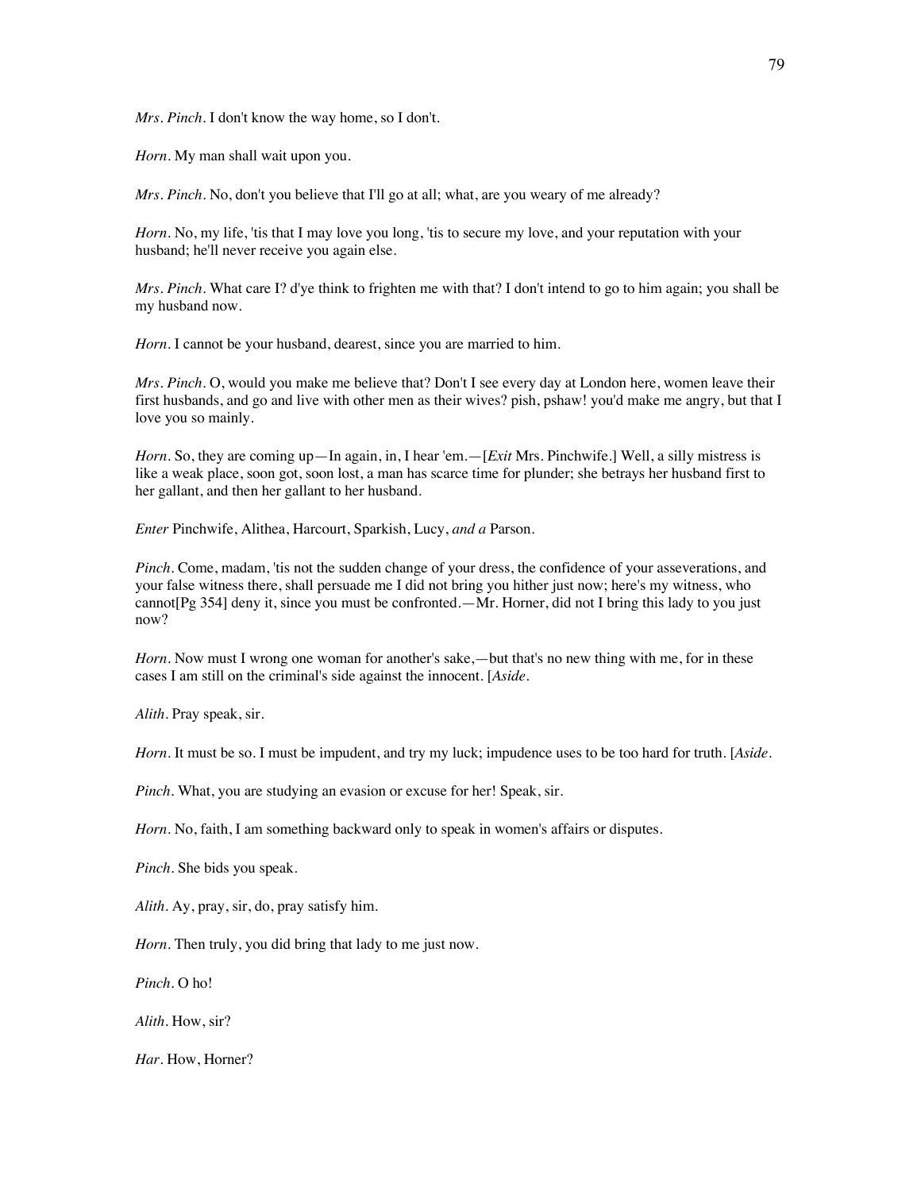*Mrs. Pinch*. I don't know the way home, so I don't.

*Horn*. My man shall wait upon you.

*Mrs. Pinch*. No, don't you believe that I'll go at all; what, are you weary of me already?

*Horn*. No, my life, 'tis that I may love you long, 'tis to secure my love, and your reputation with your husband; he'll never receive you again else.

*Mrs. Pinch*. What care I? d'ye think to frighten me with that? I don't intend to go to him again; you shall be my husband now.

*Horn*. I cannot be your husband, dearest, since you are married to him.

*Mrs. Pinch*. O, would you make me believe that? Don't I see every day at London here, women leave their first husbands, and go and live with other men as their wives? pish, pshaw! you'd make me angry, but that I love you so mainly.

*Horn*. So, they are coming up—In again, in, I hear 'em.—[*Exit* Mrs. Pinchwife.] Well, a silly mistress is like a weak place, soon got, soon lost, a man has scarce time for plunder; she betrays her husband first to her gallant, and then her gallant to her husband.

*Enter* Pinchwife, Alithea, Harcourt, Sparkish, Lucy, *and a* Parson.

*Pinch*. Come, madam, 'tis not the sudden change of your dress, the confidence of your asseverations, and your false witness there, shall persuade me I did not bring you hither just now; here's my witness, who cannot[Pg 354] deny it, since you must be confronted.—Mr. Horner, did not I bring this lady to you just now?

*Horn*. Now must I wrong one woman for another's sake,—but that's no new thing with me, for in these cases I am still on the criminal's side against the innocent. [*Aside*.

*Alith*. Pray speak, sir.

*Horn*. It must be so. I must be impudent, and try my luck; impudence uses to be too hard for truth. [*Aside*.

*Pinch*. What, you are studying an evasion or excuse for her! Speak, sir.

*Horn*. No, faith, I am something backward only to speak in women's affairs or disputes.

*Pinch*. She bids you speak.

*Alith*. Ay, pray, sir, do, pray satisfy him.

*Horn*. Then truly, you did bring that lady to me just now.

*Pinch*. O ho!

*Alith*. How, sir?

*Har*. How, Horner?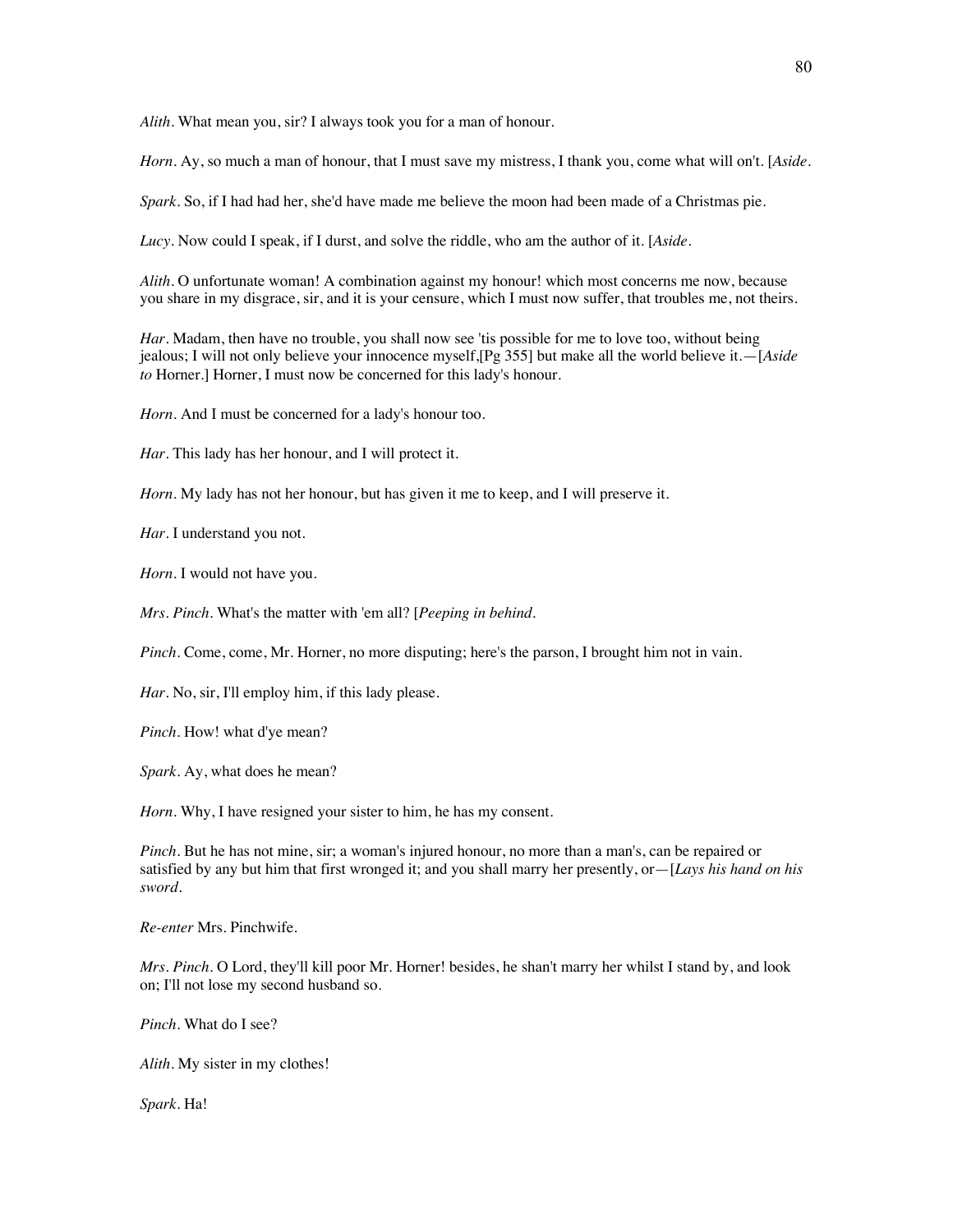*Alith*. What mean you, sir? I always took you for a man of honour.

*Horn*. Ay, so much a man of honour, that I must save my mistress, I thank you, come what will on't. [*Aside*.

*Spark*. So, if I had had her, she'd have made me believe the moon had been made of a Christmas pie.

*Lucy*. Now could I speak, if I durst, and solve the riddle, who am the author of it. [*Aside*.

*Alith*. O unfortunate woman! A combination against my honour! which most concerns me now, because you share in my disgrace, sir, and it is your censure, which I must now suffer, that troubles me, not theirs.

*Har*. Madam, then have no trouble, you shall now see 'tis possible for me to love too, without being jealous; I will not only believe your innocence myself,[Pg 355] but make all the world believe it.—[*Aside to* Horner.] Horner, I must now be concerned for this lady's honour.

*Horn*. And I must be concerned for a lady's honour too.

*Har*. This lady has her honour, and I will protect it.

*Horn*. My lady has not her honour, but has given it me to keep, and I will preserve it.

*Har*. I understand you not.

*Horn*. I would not have you.

*Mrs. Pinch*. What's the matter with 'em all? [*Peeping in behind*.

*Pinch*. Come, come, Mr. Horner, no more disputing; here's the parson, I brought him not in vain.

*Har*. No, sir, I'll employ him, if this lady please.

*Pinch*. How! what d'ye mean?

*Spark*. Ay, what does he mean?

*Horn*. Why, I have resigned your sister to him, he has my consent.

*Pinch*. But he has not mine, sir; a woman's injured honour, no more than a man's, can be repaired or satisfied by any but him that first wronged it; and you shall marry her presently, or—[*Lays his hand on his sword*.

*Re-enter* Mrs. Pinchwife.

*Mrs. Pinch*. O Lord, they'll kill poor Mr. Horner! besides, he shan't marry her whilst I stand by, and look on; I'll not lose my second husband so.

*Pinch*. What do I see?

*Alith*. My sister in my clothes!

*Spark*. Ha!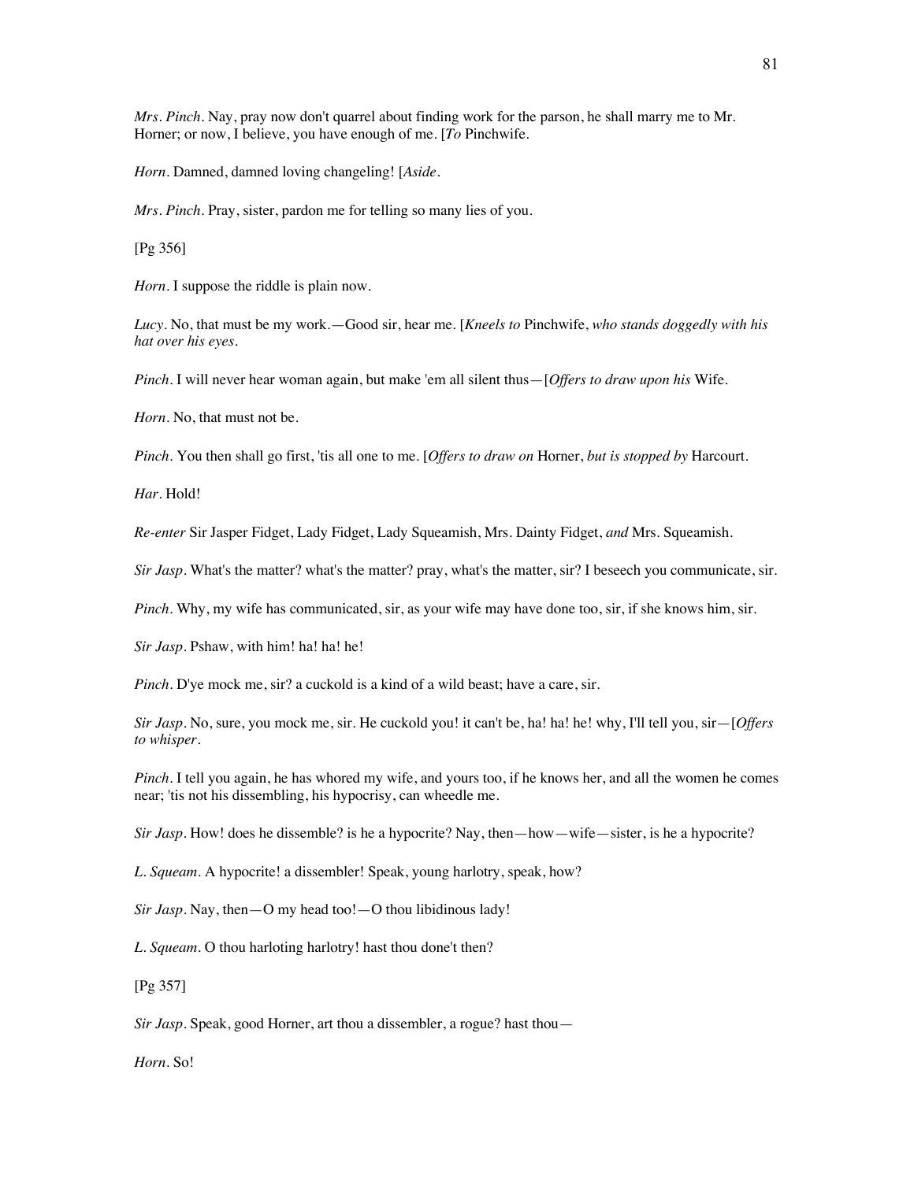*Mrs. Pinch*. Nay, pray now don't quarrel about finding work for the parson, he shall marry me to Mr. Horner; or now, I believe, you have enough of me. [*To* Pinchwife.

*Horn*. Damned, damned loving changeling! [*Aside*.

*Mrs. Pinch*. Pray, sister, pardon me for telling so many lies of you.

[Pg 356]

*Horn*. I suppose the riddle is plain now.

*Lucy*. No, that must be my work.—Good sir, hear me. [*Kneels to* Pinchwife, *who stands doggedly with his hat over his eyes*.

*Pinch*. I will never hear woman again, but make 'em all silent thus—[*Offers to draw upon his* Wife.

*Horn*. No, that must not be.

*Pinch*. You then shall go first, 'tis all one to me. [*Offers to draw on* Horner, *but is stopped by* Harcourt.

*Har*. Hold!

*Re-enter* Sir Jasper Fidget, Lady Fidget, Lady Squeamish, Mrs. Dainty Fidget, *and* Mrs. Squeamish.

*Sir Jasp*. What's the matter? what's the matter? pray, what's the matter, sir? I beseech you communicate, sir.

*Pinch*. Why, my wife has communicated, sir, as your wife may have done too, sir, if she knows him, sir.

*Sir Jasp*. Pshaw, with him! ha! ha! he!

*Pinch*. D'ye mock me, sir? a cuckold is a kind of a wild beast; have a care, sir.

*Sir Jasp*. No, sure, you mock me, sir. He cuckold you! it can't be, ha! ha! he! why, I'll tell you, sir—[*Offers to whisper*.

*Pinch*. I tell you again, he has whored my wife, and yours too, if he knows her, and all the women he comes near; 'tis not his dissembling, his hypocrisy, can wheedle me.

*Sir Jasp*. How! does he dissemble? is he a hypocrite? Nay, then—how—wife—sister, is he a hypocrite?

*L. Squeam*. A hypocrite! a dissembler! Speak, young harlotry, speak, how?

*Sir Jasp*. Nay, then—O my head too!—O thou libidinous lady!

*L. Squeam*. O thou harloting harlotry! hast thou done't then?

[Pg 357]

*Sir Jasp*. Speak, good Horner, art thou a dissembler, a rogue? hast thou—

*Horn*. So!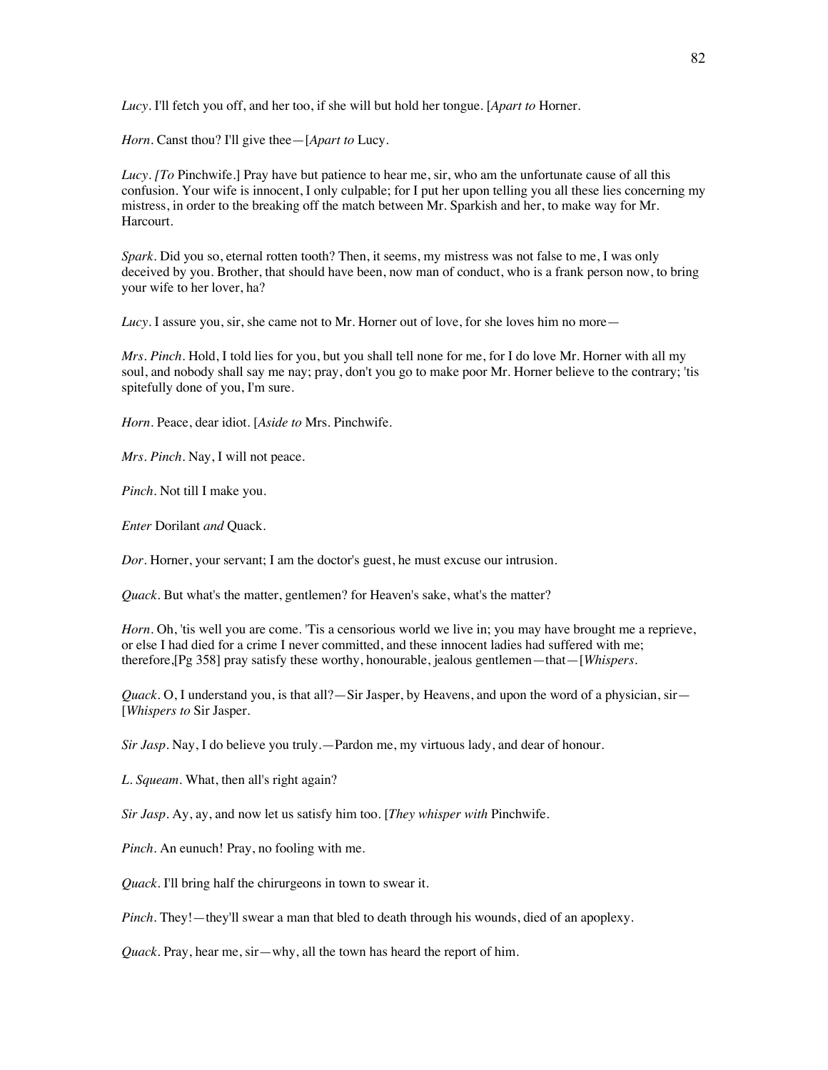*Lucy*. I'll fetch you off, and her too, if she will but hold her tongue. [*Apart to* Horner.

*Horn*. Canst thou? I'll give thee—[*Apart to* Lucy.

*Lucy*. *[To* Pinchwife.] Pray have but patience to hear me, sir, who am the unfortunate cause of all this confusion. Your wife is innocent, I only culpable; for I put her upon telling you all these lies concerning my mistress, in order to the breaking off the match between Mr. Sparkish and her, to make way for Mr. Harcourt.

*Spark*. Did you so, eternal rotten tooth? Then, it seems, my mistress was not false to me, I was only deceived by you. Brother, that should have been, now man of conduct, who is a frank person now, to bring your wife to her lover, ha?

*Lucy*. I assure you, sir, she came not to Mr. Horner out of love, for she loves him no more—

*Mrs. Pinch*. Hold, I told lies for you, but you shall tell none for me, for I do love Mr. Horner with all my soul, and nobody shall say me nay; pray, don't you go to make poor Mr. Horner believe to the contrary; 'tis spitefully done of you, I'm sure.

*Horn*. Peace, dear idiot. [*Aside to* Mrs. Pinchwife.

*Mrs. Pinch*. Nay, I will not peace.

*Pinch*. Not till I make you.

*Enter* Dorilant *and* Quack.

*Dor*. Horner, your servant; I am the doctor's guest, he must excuse our intrusion.

*Quack*. But what's the matter, gentlemen? for Heaven's sake, what's the matter?

*Horn*. Oh, 'tis well you are come. 'Tis a censorious world we live in; you may have brought me a reprieve, or else I had died for a crime I never committed, and these innocent ladies had suffered with me; therefore,[Pg 358] pray satisfy these worthy, honourable, jealous gentlemen—that—[*Whispers*.

*Quack*. O, I understand you, is that all?—Sir Jasper, by Heavens, and upon the word of a physician, sir—[*Whispers to* Sir Jasper.

*Sir Jasp*. Nay, I do believe you truly.—Pardon me, my virtuous lady, and dear of honour.

*L. Squeam*. What, then all's right again?

*Sir Jasp*. Ay, ay, and now let us satisfy him too. [*They whisper with* Pinchwife.

*Pinch*. An eunuch! Pray, no fooling with me.

*Quack*. I'll bring half the chirurgeons in town to swear it.

*Pinch*. They!—they'll swear a man that bled to death through his wounds, died of an apoplexy.

*Quack*. Pray, hear me, sir—why, all the town has heard the report of him.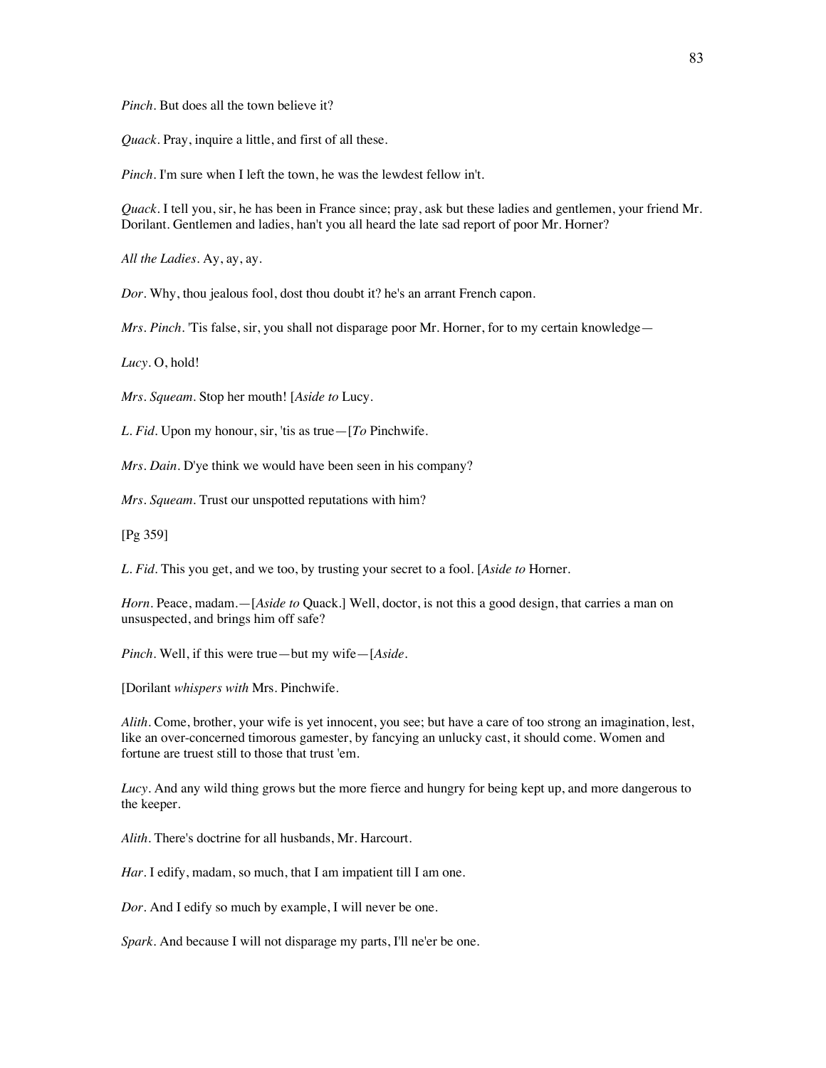*Pinch*. But does all the town believe it?

*Quack*. Pray, inquire a little, and first of all these.

*Pinch*. I'm sure when I left the town, he was the lewdest fellow in't.

*Quack*. I tell you, sir, he has been in France since; pray, ask but these ladies and gentlemen, your friend Mr. Dorilant. Gentlemen and ladies, han't you all heard the late sad report of poor Mr. Horner?

*All the Ladies*. Ay, ay, ay.

*Dor*. Why, thou jealous fool, dost thou doubt it? he's an arrant French capon.

*Mrs. Pinch*. 'Tis false, sir, you shall not disparage poor Mr. Horner, for to my certain knowledge—

*Lucy*. O, hold!

*Mrs. Squeam*. Stop her mouth! [*Aside to* Lucy.

*L. Fid*. Upon my honour, sir, 'tis as true—[*To* Pinchwife.

*Mrs. Dain*. D'ye think we would have been seen in his company?

*Mrs. Squeam*. Trust our unspotted reputations with him?

[Pg 359]

*L. Fid*. This you get, and we too, by trusting your secret to a fool. [*Aside to* Horner.

*Horn*. Peace, madam.—[*Aside to* Quack.] Well, doctor, is not this a good design, that carries a man on unsuspected, and brings him off safe?

*Pinch*. Well, if this were true—but my wife—[*Aside*.

[Dorilant *whispers with* Mrs. Pinchwife.

*Alith*. Come, brother, your wife is yet innocent, you see; but have a care of too strong an imagination, lest, like an over-concerned timorous gamester, by fancying an unlucky cast, it should come. Women and fortune are truest still to those that trust 'em.

*Lucy*. And any wild thing grows but the more fierce and hungry for being kept up, and more dangerous to the keeper.

*Alith*. There's doctrine for all husbands, Mr. Harcourt.

*Har*. I edify, madam, so much, that I am impatient till I am one.

*Dor*. And I edify so much by example, I will never be one.

*Spark*. And because I will not disparage my parts, I'll ne'er be one.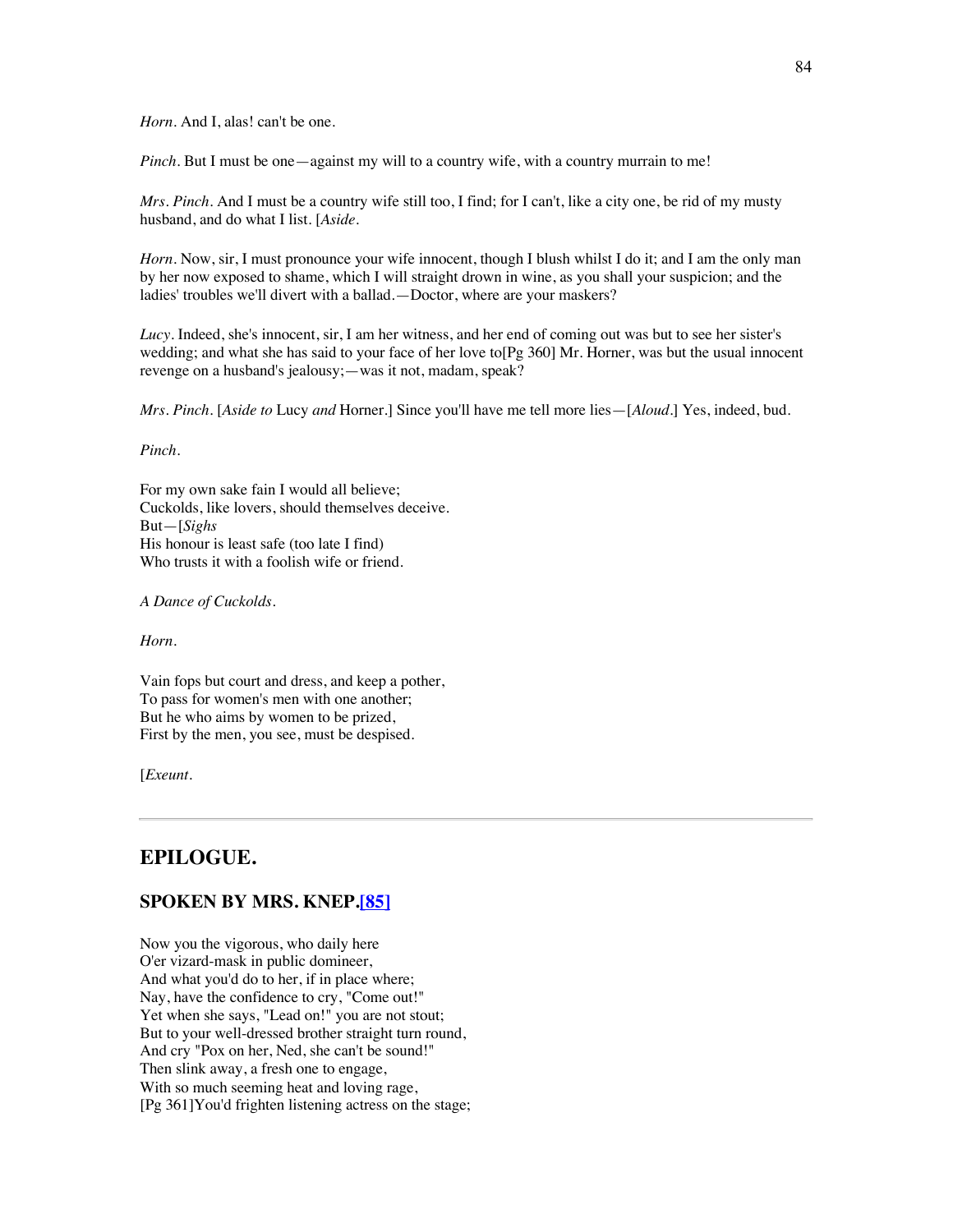*Horn*. And I, alas! can't be one.

*Pinch*. But I must be one—against my will to a country wife, with a country murrain to me!

*Mrs. Pinch*. And I must be a country wife still too, I find; for I can't, like a city one, be rid of my musty husband, and do what I list. [*Aside*.

*Horn*. Now, sir, I must pronounce your wife innocent, though I blush whilst I do it; and I am the only man by her now exposed to shame, which I will straight drown in wine, as you shall your suspicion; and the ladies' troubles we'll divert with a ballad.—Doctor, where are your maskers?

*Lucy*. Indeed, she's innocent, sir, I am her witness, and her end of coming out was but to see her sister's wedding; and what she has said to your face of her love to[Pg 360] Mr. Horner, was but the usual innocent revenge on a husband's jealousy;—was it not, madam, speak?

*Mrs. Pinch*. [*Aside to* Lucy *and* Horner.] Since you'll have me tell more lies—[*Aloud*.] Yes, indeed, bud.

*Pinch*.

For my own sake fain I would all believe;  
Cuckolds, like lovers, should themselves deceive.  
But—[*Sighs*  
His honour is least safe (too late I find)  
Who trusts it with a foolish wife or friend.

*A Dance of Cuckolds*.

*Horn*.

Vain fops but court and dress, and keep a pother,  
To pass for women's men with one another;  
But he who aims by women to be prized,  
First by the men, you see, must be despised.

[*Exeunt*.

---

## EPILOGUE.

### SPOKEN BY MRS. KNEP.[85]

Now you the vigorous, who daily here  
O'er vizard-mask in public domineer,  
And what you'd do to her, if in place where;  
Nay, have the confidence to cry, "Come out!"  
Yet when she says, "Lead on!" you are not stout;  
But to your well-dressed brother straight turn round,  
And cry "Pox on her, Ned, she can't be sound!"  
Then slink away, a fresh one to engage,  
With so much seeming heat and loving rage,  
[Pg 361]You'd frighten listening actress on the stage;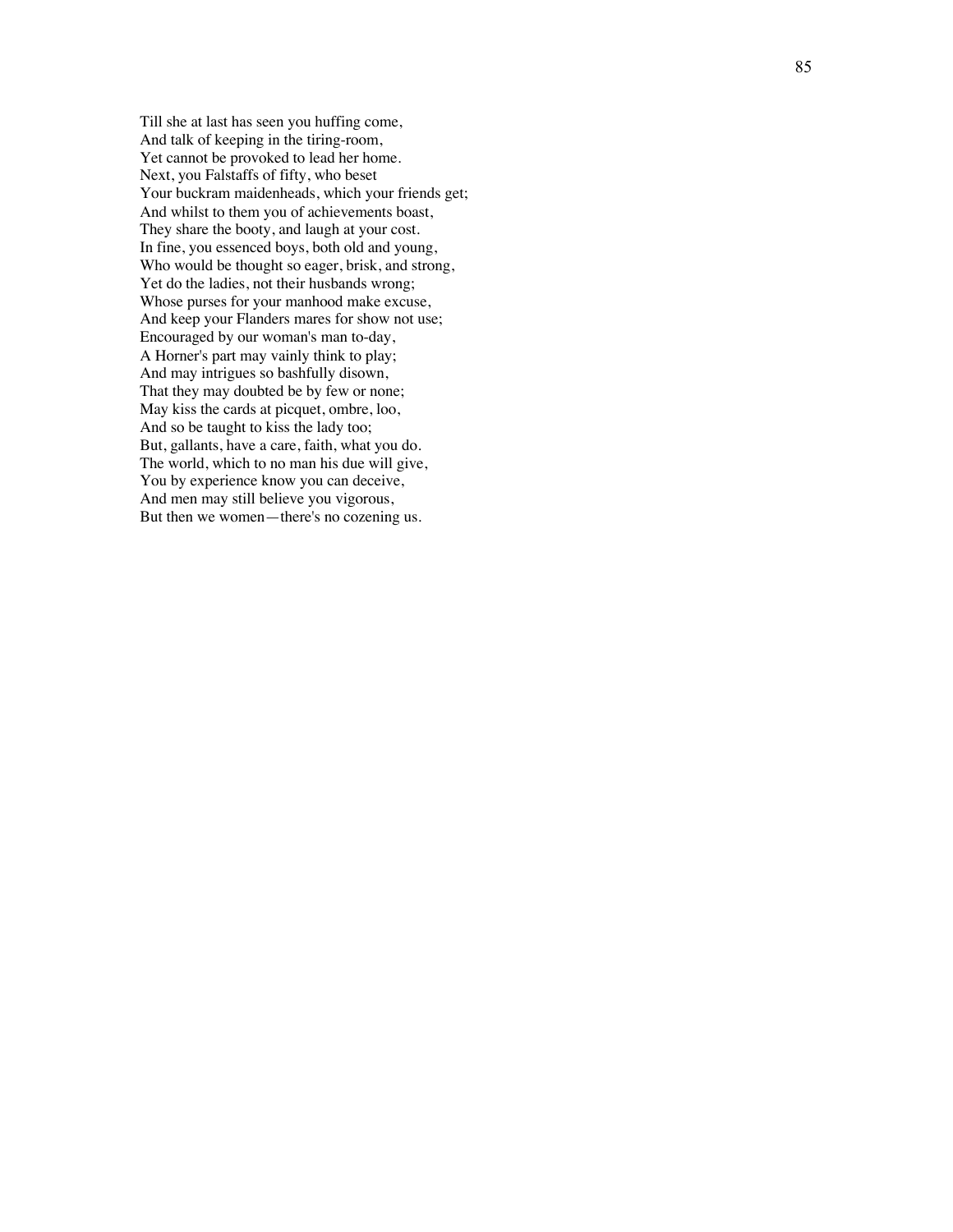Till she at last has seen you huffing come,
And talk of keeping in the tiring-room,
Yet cannot be provoked to lead her home.
Next, you Falstaffs of fifty, who beset
Your buckram maidenheads, which your friends get;
And whilst to them you of achievements boast,
They share the booty, and laugh at your cost.
In fine, you essenced boys, both old and young,
Who would be thought so eager, brisk, and strong,
Yet do the ladies, not their husbands wrong;
Whose purses for your manhood make excuse,
And keep your Flanders mares for show not use;
Encouraged by our woman's man to-day,
A Horner's part may vainly think to play;
And may intrigues so bashfully disown,
That they may doubted be by few or none;
May kiss the cards at picquet, ombre, loo,
And so be taught to kiss the lady too;
But, gallants, have a care, faith, what you do.
The world, which to no man his due will give,
You by experience know you can deceive,
And men may still believe you vigorous,
But then we women—there's no cozening us.